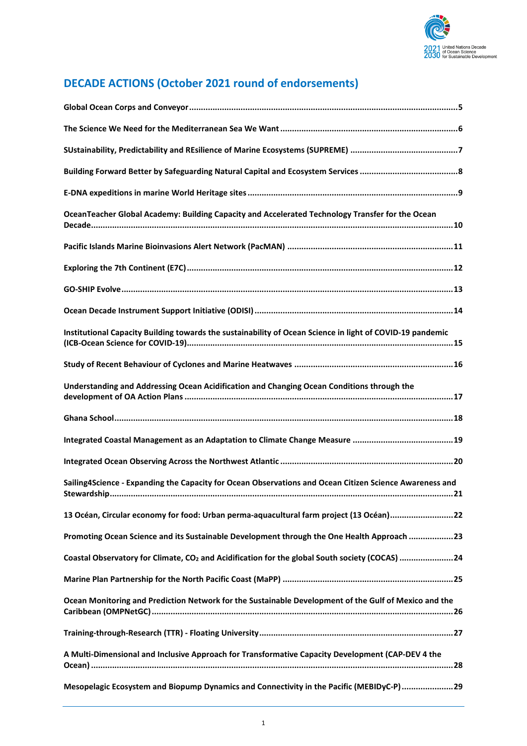# DECADE ACTIONS (October 2021 round of endorsements)

- Global Ocean Corps and Conveyor ... 5
- The Science We Need for the Mediterranean Sea We Want ... 6
- SUstainability, Predictability and REsilience of Marine Ecosystems (SUPREME) ... 7
- Building Forward Better by Safeguarding Natural Capital and Ecosystem Services ... 8
- E-DNA expeditions in marine World Heritage sites ... 9
- OceanTeacher Global Academy: Building Capacity and Accelerated Technology Transfer for the Ocean Decade ... 10
- Pacific Islands Marine Bioinvasions Alert Network (PacMAN) ... 11
- Exploring the 7th Continent (E7C) ... 12
- GO-SHIP Evolve ... 13
- Ocean Decade Instrument Support Initiative (ODISI) ... 14
- Institutional Capacity Building towards the sustainability of Ocean Science in light of COVID-19 pandemic (ICB-Ocean Science for COVID-19) ... 15
- Study of Recent Behaviour of Cyclones and Marine Heatwaves ... 16
- Understanding and Addressing Ocean Acidification and Changing Ocean Conditions through the development of OA Action Plans ... 17
- Ghana School ... 18
- Integrated Coastal Management as an Adaptation to Climate Change Measure ... 19
- Integrated Ocean Observing Across the Northwest Atlantic ... 20
- Sailing4Science - Expanding the Capacity for Ocean Observations and Ocean Citizen Science Awareness and Stewardship ... 21
- 13 Océan, Circular economy for food: Urban perma-aquacultural farm project (13 Océan) ... 22
- Promoting Ocean Science and its Sustainable Development through the One Health Approach ... 23
- Coastal Observatory for Climate, $CO_2$ and Acidification for the global South society (COCAS) ... 24
- Marine Plan Partnership for the North Pacific Coast (MaPP) ... 25
- Ocean Monitoring and Prediction Network for the Sustainable Development of the Gulf of Mexico and the Caribbean (OMPNetGC) ... 26
- Training-through-Research (TTR) - Floating University ... 27
- A Multi-Dimensional and Inclusive Approach for Transformative Capacity Development (CAP-DEV 4 the Ocean) ... 28
- Mesopelagic Ecosystem and Biopump Dynamics and Connectivity in the Pacific (MEBIDyC-P) ... 29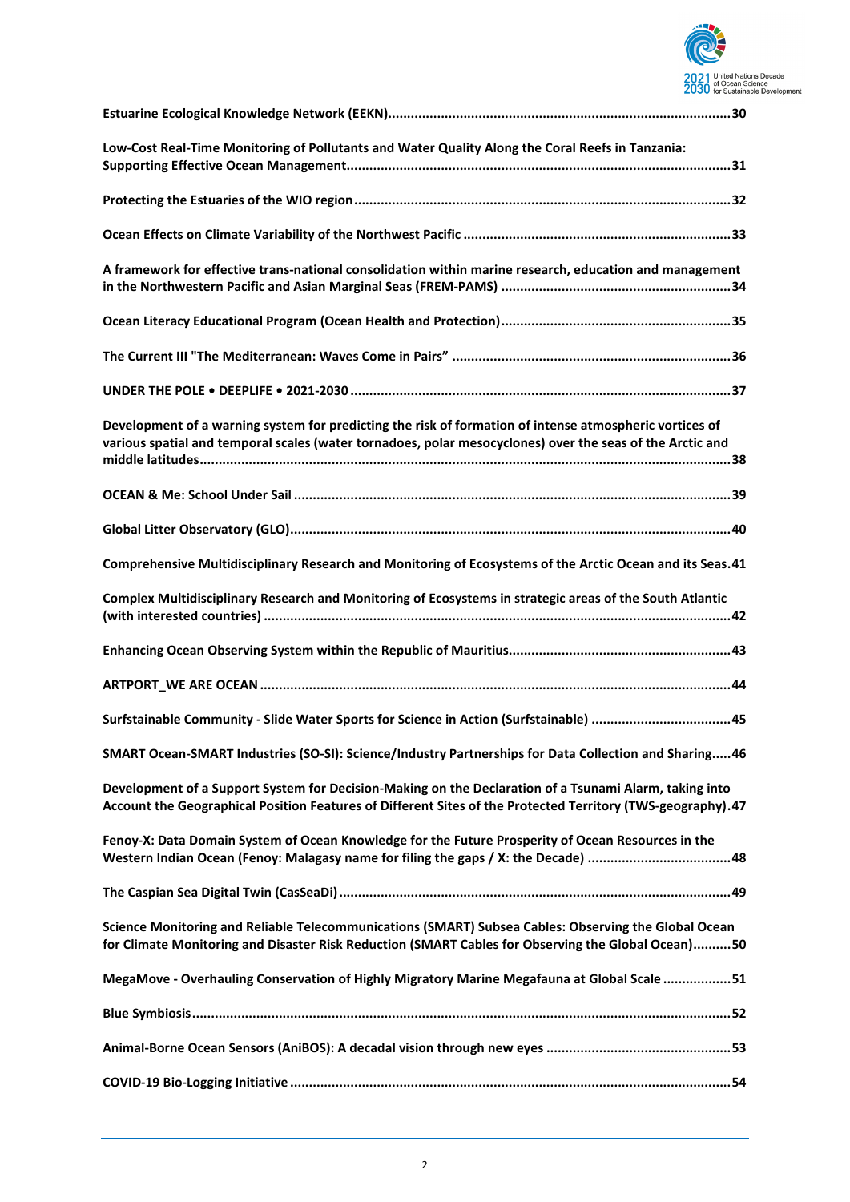**Estuarine Ecological Knowledge Network (EEKN)** ............ 30

**Low-Cost Real-Time Monitoring of Pollutants and Water Quality Along the Coral Reefs in Tanzania: Supporting Effective Ocean Management** ............ 31

**Protecting the Estuaries of the WIO region** ............ 32

**Ocean Effects on Climate Variability of the Northwest Pacific** ............ 33

**A framework for effective trans-national consolidation within marine research, education and management in the Northwestern Pacific and Asian Marginal Seas (FREM-PAMS)** ............ 34

**Ocean Literacy Educational Program (Ocean Health and Protection)** ............ 35

**The Current III "The Mediterranean: Waves Come in Pairs"** ............ 36

**UNDER THE POLE • DEEPLIFE • 2021-2030** ............ 37

**Development of a warning system for predicting the risk of formation of intense atmospheric vortices of various spatial and temporal scales (water tornadoes, polar mesocyclones) over the seas of the Arctic and middle latitudes** ............ 38

**OCEAN & Me: School Under Sail** ............ 39

**Global Litter Observatory (GLO)** ............ 40

**Comprehensive Multidisciplinary Research and Monitoring of Ecosystems of the Arctic Ocean and its Seas** ............ 41

**Complex Multidisciplinary Research and Monitoring of Ecosystems in strategic areas of the South Atlantic (with interested countries)** ............ 42

**Enhancing Ocean Observing System within the Republic of Mauritius** ............ 43

**ARTPORT_WE ARE OCEAN** ............ 44

**Surfstainable Community - Slide Water Sports for Science in Action (Surfstainable)** ............ 45

**SMART Ocean-SMART Industries (SO-SI): Science/Industry Partnerships for Data Collection and Sharing** ............ 46

**Development of a Support System for Decision-Making on the Declaration of a Tsunami Alarm, taking into Account the Geographical Position Features of Different Sites of the Protected Territory (TWS-geography)** ............ 47

**Fenoy-X: Data Domain System of Ocean Knowledge for the Future Prosperity of Ocean Resources in the Western Indian Ocean (Fenoy: Malagasy name for filing the gaps / X: the Decade)** ............ 48

**The Caspian Sea Digital Twin (CasSeaDi)** ............ 49

**Science Monitoring and Reliable Telecommunications (SMART) Subsea Cables: Observing the Global Ocean for Climate Monitoring and Disaster Risk Reduction (SMART Cables for Observing the Global Ocean)** ............ 50

**MegaMove - Overhauling Conservation of Highly Migratory Marine Megafauna at Global Scale** ............ 51

**Blue Symbiosis** ............ 52

**Animal-Borne Ocean Sensors (AniBOS): A decadal vision through new eyes** ............ 53

**COVID-19 Bio-Logging Initiative** ............ 54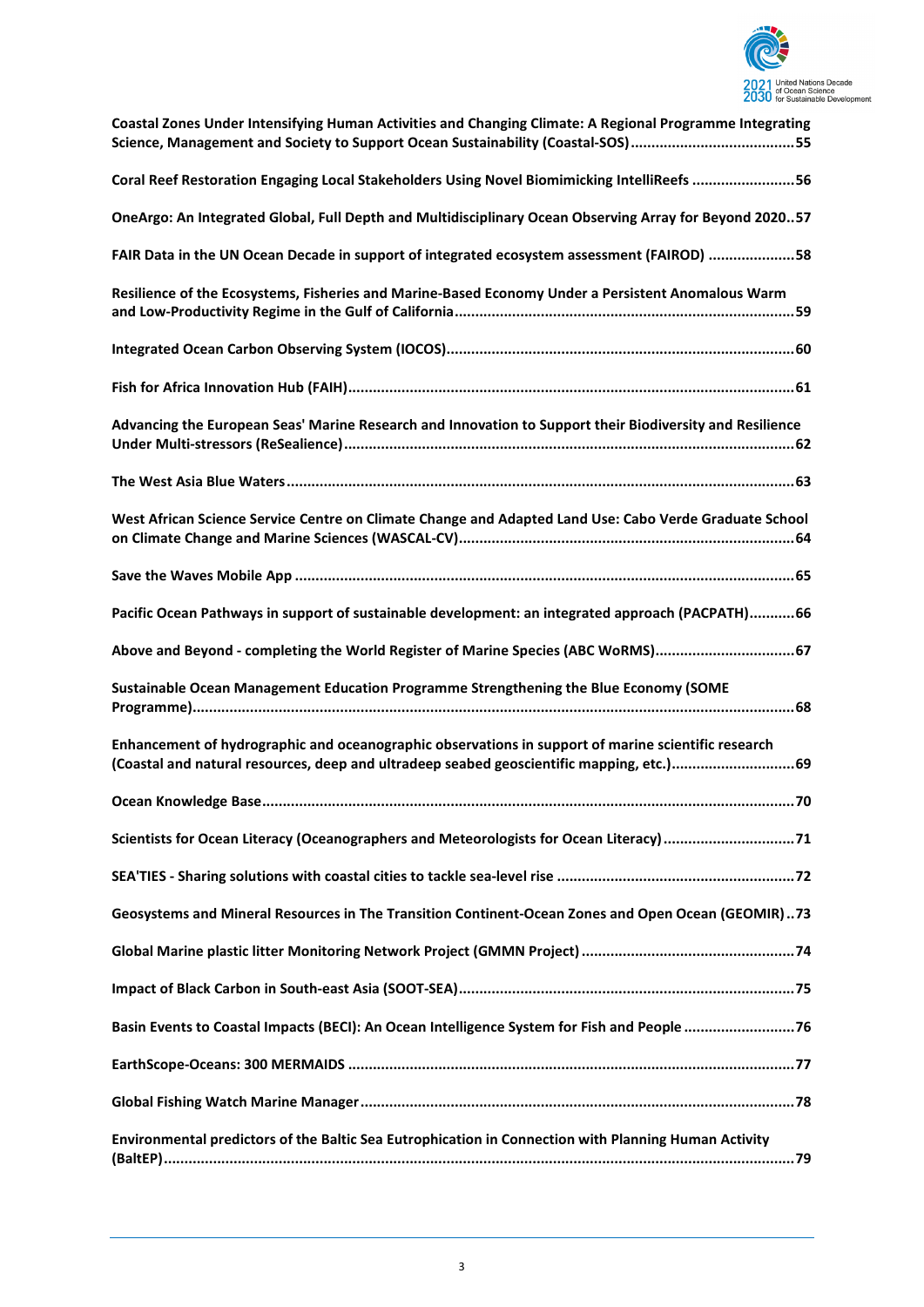**Coastal Zones Under Intensifying Human Activities and Changing Climate: A Regional Programme Integrating Science, Management and Society to Support Ocean Sustainability (Coastal-SOS)........................................55**

**Coral Reef Restoration Engaging Local Stakeholders Using Novel Biomimicking IntelliReefs .........................56**

**OneArgo: An Integrated Global, Full Depth and Multidisciplinary Ocean Observing Array for Beyond 2020..57**

**FAIR Data in the UN Ocean Decade in support of integrated ecosystem assessment (FAIROD) .....................58**

**Resilience of the Ecosystems, Fisheries and Marine-Based Economy Under a Persistent Anomalous Warm and Low-Productivity Regime in the Gulf of California..................................................................................59**

**Integrated Ocean Carbon Observing System (IOCOS)....................................................................................60**

**Fish for Africa Innovation Hub (FAIH)...........................................................................................................61**

**Advancing the European Seas' Marine Research and Innovation to Support their Biodiversity and Resilience Under Multi-stressors (ReSealience).............................................................................................................62**

**The West Asia Blue Waters...........................................................................................................................63**

**West African Science Service Centre on Climate Change and Adapted Land Use: Cabo Verde Graduate School on Climate Change and Marine Sciences (WASCAL-CV)................................................................................64**

**Save the Waves Mobile App ........................................................................................................................65**

**Pacific Ocean Pathways in support of sustainable development: an integrated approach (PACPATH)...........66**

**Above and Beyond - completing the World Register of Marine Species (ABC WoRMS)..................................67**

**Sustainable Ocean Management Education Programme Strengthening the Blue Economy (SOME Programme)................................................................................................................................................68**

**Enhancement of hydrographic and oceanographic observations in support of marine scientific research (Coastal and natural resources, deep and ultradeep seabed geoscientific mapping, etc.)..............................69**

**Ocean Knowledge Base................................................................................................................................70**

**Scientists for Ocean Literacy (Oceanographers and Meteorologists for Ocean Literacy)................................71**

**SEA'TIES - Sharing solutions with coastal cities to tackle sea-level rise .........................................................72**

**Geosystems and Mineral Resources in The Transition Continent-Ocean Zones and Open Ocean (GEOMIR)..73**

**Global Marine plastic litter Monitoring Network Project (GMMN Project) ....................................................74**

**Impact of Black Carbon in South-east Asia (SOOT-SEA).................................................................................75**

**Basin Events to Coastal Impacts (BECI): An Ocean Intelligence System for Fish and People ...........................76**

**EarthScope-Oceans: 300 MERMAIDS ............................................................................................................77**

**Global Fishing Watch Marine Manager.........................................................................................................78**

**Environmental predictors of the Baltic Sea Eutrophication in Connection with Planning Human Activity (BaltEP).......................................................................................................................................................79**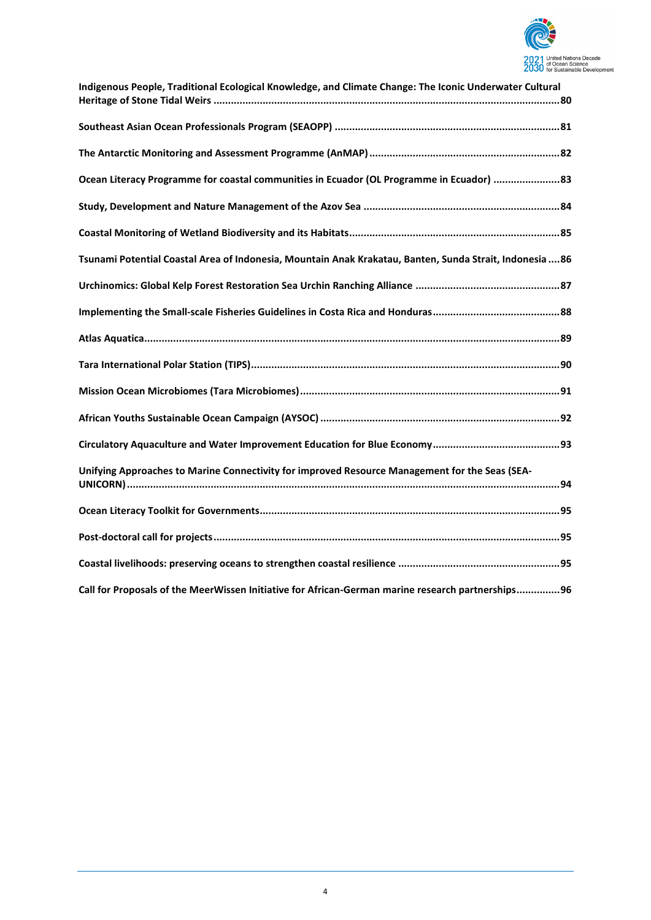**Indigenous People, Traditional Ecological Knowledge, and Climate Change: The Iconic Underwater Cultural Heritage of Stone Tidal Weirs ......80**

**Southeast Asian Ocean Professionals Program (SEAOPP) ......81**

**The Antarctic Monitoring and Assessment Programme (AnMAP) ......82**

**Ocean Literacy Programme for coastal communities in Ecuador (OL Programme in Ecuador) ......83**

**Study, Development and Nature Management of the Azov Sea ......84**

**Coastal Monitoring of Wetland Biodiversity and its Habitats ......85**

**Tsunami Potential Coastal Area of Indonesia, Mountain Anak Krakatau, Banten, Sunda Strait, Indonesia ......86**

**Urchinomics: Global Kelp Forest Restoration Sea Urchin Ranching Alliance ......87**

**Implementing the Small-scale Fisheries Guidelines in Costa Rica and Honduras ......88**

**Atlas Aquatica ......89**

**Tara International Polar Station (TIPS) ......90**

**Mission Ocean Microbiomes (Tara Microbiomes) ......91**

**African Youths Sustainable Ocean Campaign (AYSOC) ......92**

**Circulatory Aquaculture and Water Improvement Education for Blue Economy ......93**

**Unifying Approaches to Marine Connectivity for improved Resource Management for the Seas (SEA-UNICORN) ......94**

**Ocean Literacy Toolkit for Governments ......95**

**Post-doctoral call for projects ......95**

**Coastal livelihoods: preserving oceans to strengthen coastal resilience ......95**

**Call for Proposals of the MeerWissen Initiative for African-German marine research partnerships ......96**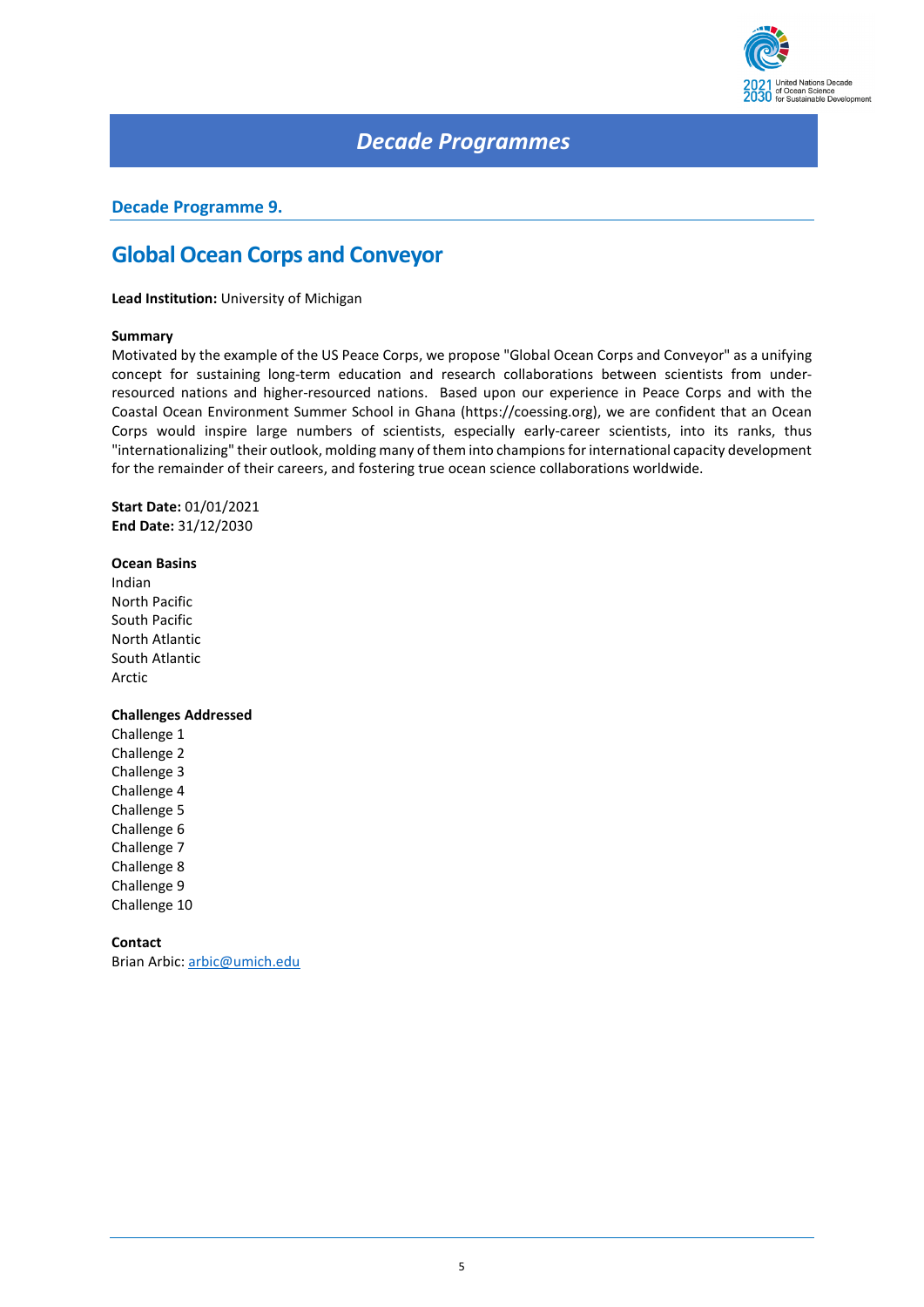# Decade Programmes

## Decade Programme 9.

## Global Ocean Corps and Conveyor

**Lead Institution:** University of Michigan

**Summary**

Motivated by the example of the US Peace Corps, we propose "Global Ocean Corps and Conveyor" as a unifying concept for sustaining long-term education and research collaborations between scientists from under-resourced nations and higher-resourced nations. Based upon our experience in Peace Corps and with the Coastal Ocean Environment Summer School in Ghana (https://coessing.org), we are confident that an Ocean Corps would inspire large numbers of scientists, especially early-career scientists, into its ranks, thus "internationalizing" their outlook, molding many of them into champions for international capacity development for the remainder of their careers, and fostering true ocean science collaborations worldwide.

**Start Date:** 01/01/2021
**End Date:** 31/12/2030

**Ocean Basins**

Indian
North Pacific
South Pacific
North Atlantic
South Atlantic
Arctic

**Challenges Addressed**

Challenge 1
Challenge 2
Challenge 3
Challenge 4
Challenge 5
Challenge 6
Challenge 7
Challenge 8
Challenge 9
Challenge 10

**Contact**

Brian Arbic: arbic@umich.edu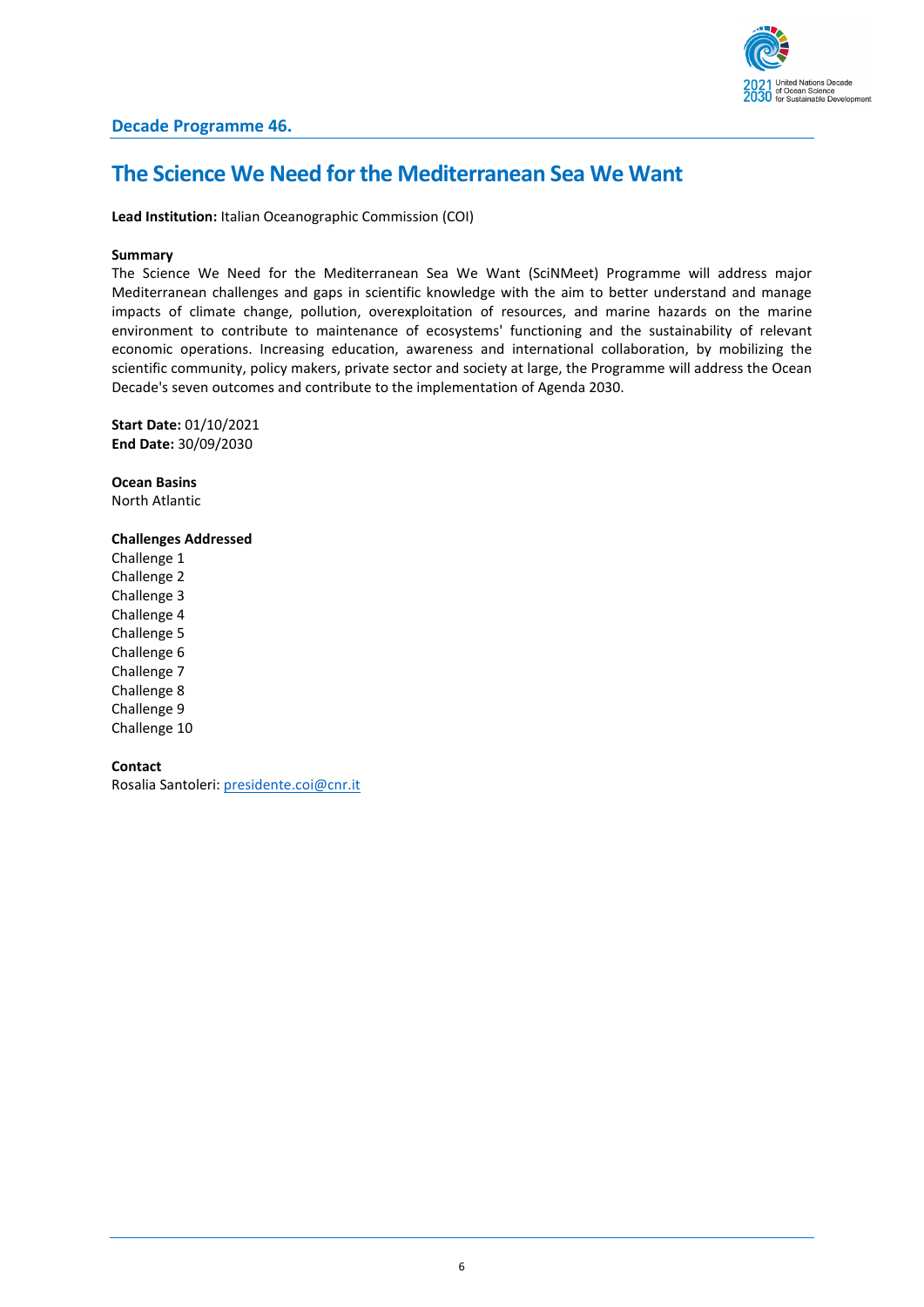## Decade Programme 46.

# The Science We Need for the Mediterranean Sea We Want

**Lead Institution:** Italian Oceanographic Commission (COI)

**Summary**

The Science We Need for the Mediterranean Sea We Want (SciNMeet) Programme will address major Mediterranean challenges and gaps in scientific knowledge with the aim to better understand and manage impacts of climate change, pollution, overexploitation of resources, and marine hazards on the marine environment to contribute to maintenance of ecosystems' functioning and the sustainability of relevant economic operations. Increasing education, awareness and international collaboration, by mobilizing the scientific community, policy makers, private sector and society at large, the Programme will address the Ocean Decade's seven outcomes and contribute to the implementation of Agenda 2030.

**Start Date:** 01/10/2021
**End Date:** 30/09/2030

**Ocean Basins**
North Atlantic

**Challenges Addressed**
Challenge 1
Challenge 2
Challenge 3
Challenge 4
Challenge 5
Challenge 6
Challenge 7
Challenge 8
Challenge 9
Challenge 10

**Contact**
Rosalia Santoleri: presidente.coi@cnr.it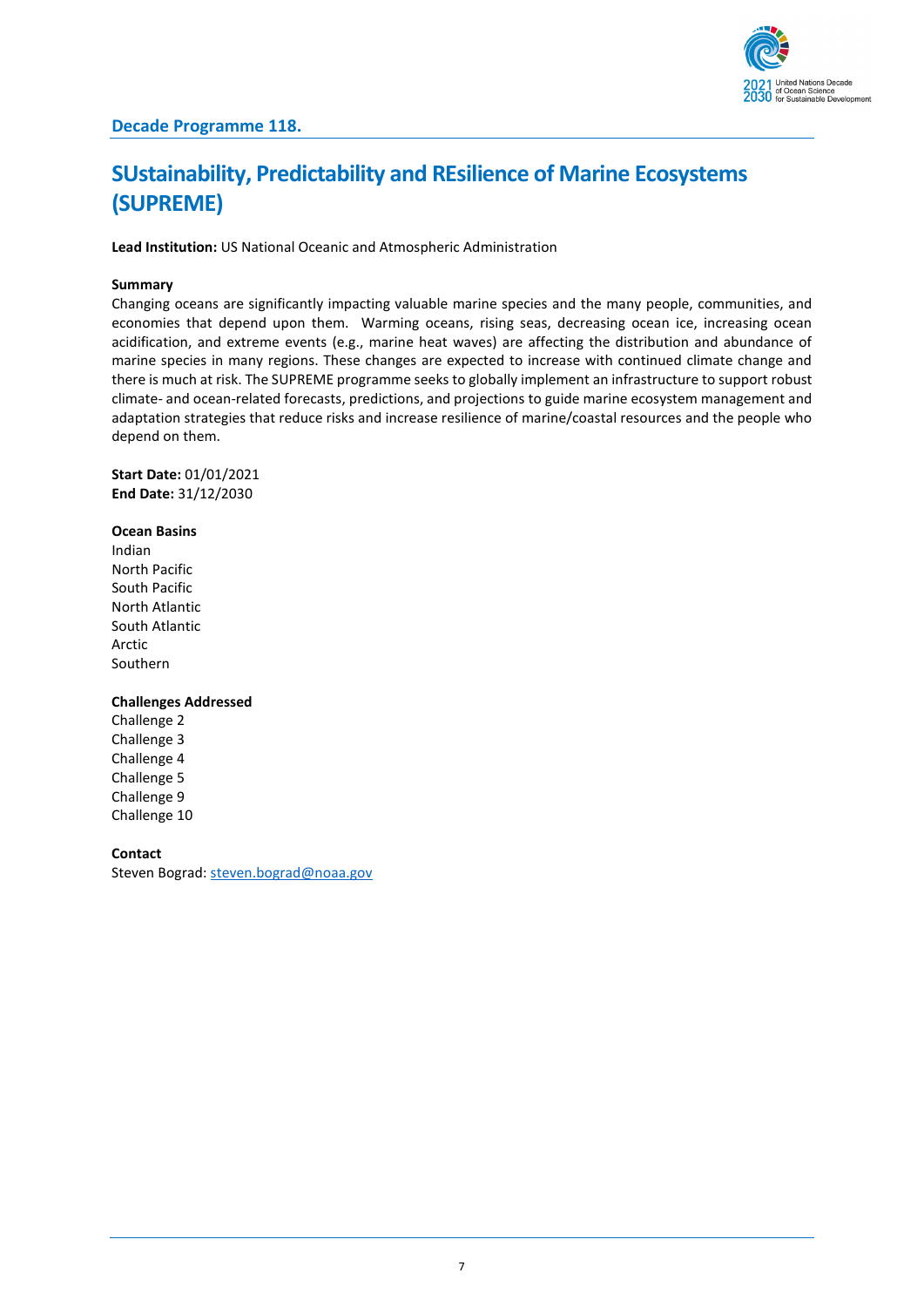### Decade Programme 118.

# SUstainability, Predictability and REsilience of Marine Ecosystems (SUPREME)

**Lead Institution:** US National Oceanic and Atmospheric Administration

**Summary**

Changing oceans are significantly impacting valuable marine species and the many people, communities, and economies that depend upon them. Warming oceans, rising seas, decreasing ocean ice, increasing ocean acidification, and extreme events (e.g., marine heat waves) are affecting the distribution and abundance of marine species in many regions. These changes are expected to increase with continued climate change and there is much at risk. The SUPREME programme seeks to globally implement an infrastructure to support robust climate- and ocean-related forecasts, predictions, and projections to guide marine ecosystem management and adaptation strategies that reduce risks and increase resilience of marine/coastal resources and the people who depend on them.

**Start Date:** 01/01/2021
**End Date:** 31/12/2030

**Ocean Basins**

Indian
North Pacific
South Pacific
North Atlantic
South Atlantic
Arctic
Southern

**Challenges Addressed**

Challenge 2
Challenge 3
Challenge 4
Challenge 5
Challenge 9
Challenge 10

**Contact**

Steven Bograd: steven.bograd@noaa.gov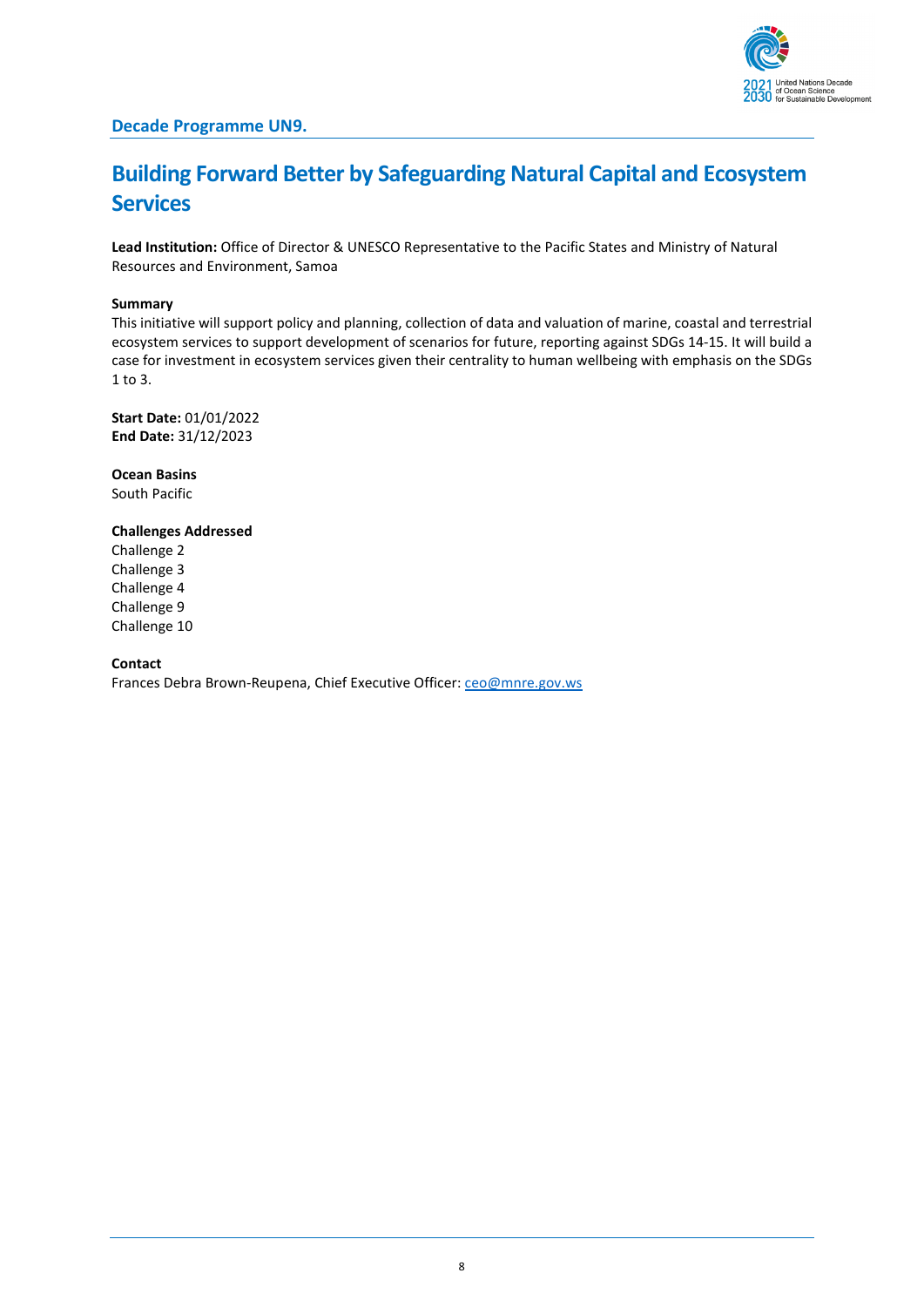## Decade Programme UN9.

# Building Forward Better by Safeguarding Natural Capital and Ecosystem Services

**Lead Institution:** Office of Director & UNESCO Representative to the Pacific States and Ministry of Natural Resources and Environment, Samoa

**Summary**

This initiative will support policy and planning, collection of data and valuation of marine, coastal and terrestrial ecosystem services to support development of scenarios for future, reporting against SDGs 14-15. It will build a case for investment in ecosystem services given their centrality to human wellbeing with emphasis on the SDGs 1 to 3.

**Start Date:** 01/01/2022
**End Date:** 31/12/2023

**Ocean Basins**

South Pacific

**Challenges Addressed**

Challenge 2
Challenge 3
Challenge 4
Challenge 9
Challenge 10

**Contact**

Frances Debra Brown-Reupena, Chief Executive Officer: ceo@mnre.gov.ws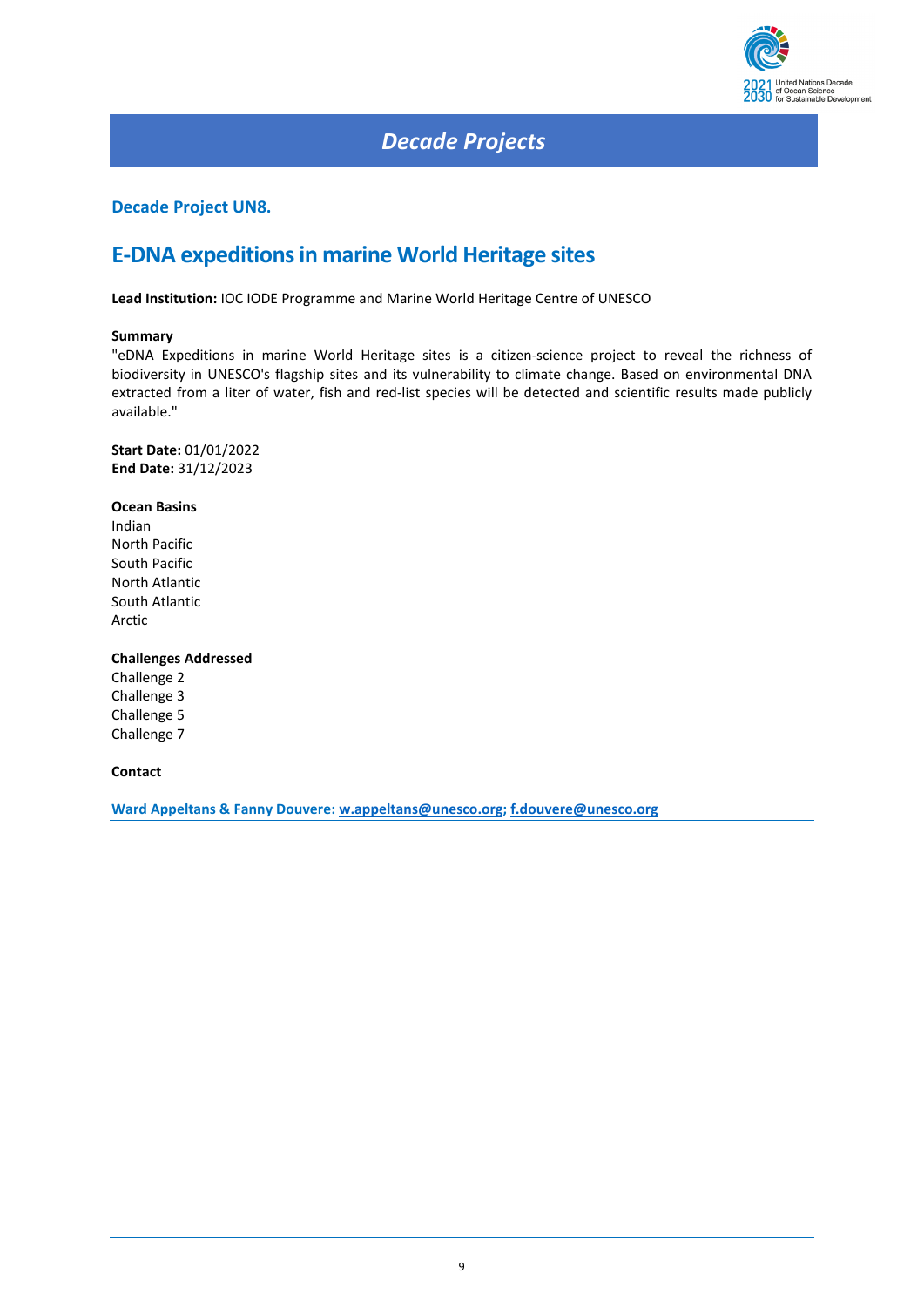## Decade Projects

### Decade Project UN8.

# E-DNA expeditions in marine World Heritage sites

**Lead Institution:** IOC IODE Programme and Marine World Heritage Centre of UNESCO

**Summary**

"eDNA Expeditions in marine World Heritage sites is a citizen-science project to reveal the richness of biodiversity in UNESCO's flagship sites and its vulnerability to climate change. Based on environmental DNA extracted from a liter of water, fish and red-list species will be detected and scientific results made publicly available."

**Start Date:** 01/01/2022
**End Date:** 31/12/2023

**Ocean Basins**

Indian
North Pacific
South Pacific
North Atlantic
South Atlantic
Arctic

**Challenges Addressed**

Challenge 2
Challenge 3
Challenge 5
Challenge 7

**Contact**

**Ward Appeltans & Fanny Douvere: w.appeltans@unesco.org; f.douvere@unesco.org**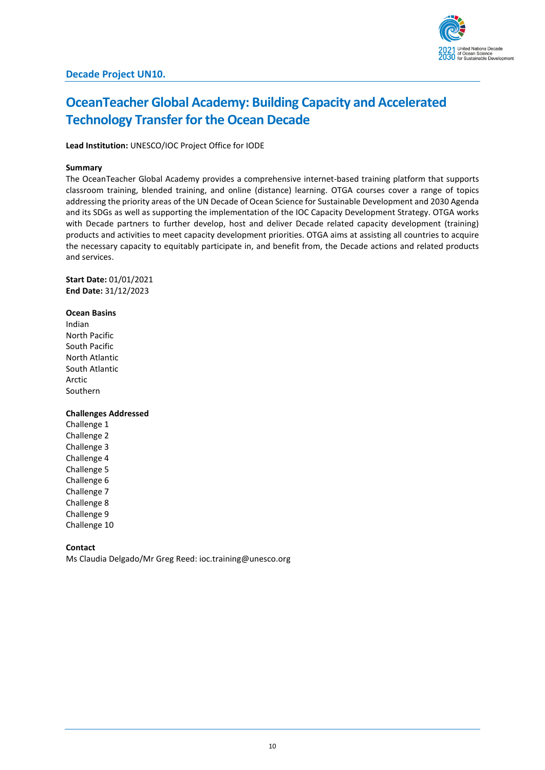### Decade Project UN10.

# OceanTeacher Global Academy: Building Capacity and Accelerated Technology Transfer for the Ocean Decade

**Lead Institution:** UNESCO/IOC Project Office for IODE

**Summary**

The OceanTeacher Global Academy provides a comprehensive internet-based training platform that supports classroom training, blended training, and online (distance) learning. OTGA courses cover a range of topics addressing the priority areas of the UN Decade of Ocean Science for Sustainable Development and 2030 Agenda and its SDGs as well as supporting the implementation of the IOC Capacity Development Strategy. OTGA works with Decade partners to further develop, host and deliver Decade related capacity development (training) products and activities to meet capacity development priorities. OTGA aims at assisting all countries to acquire the necessary capacity to equitably participate in, and benefit from, the Decade actions and related products and services.

**Start Date:** 01/01/2021
**End Date:** 31/12/2023

**Ocean Basins**

Indian
North Pacific
South Pacific
North Atlantic
South Atlantic
Arctic
Southern

**Challenges Addressed**

Challenge 1
Challenge 2
Challenge 3
Challenge 4
Challenge 5
Challenge 6
Challenge 7
Challenge 8
Challenge 9
Challenge 10

**Contact**

Ms Claudia Delgado/Mr Greg Reed: ioc.training@unesco.org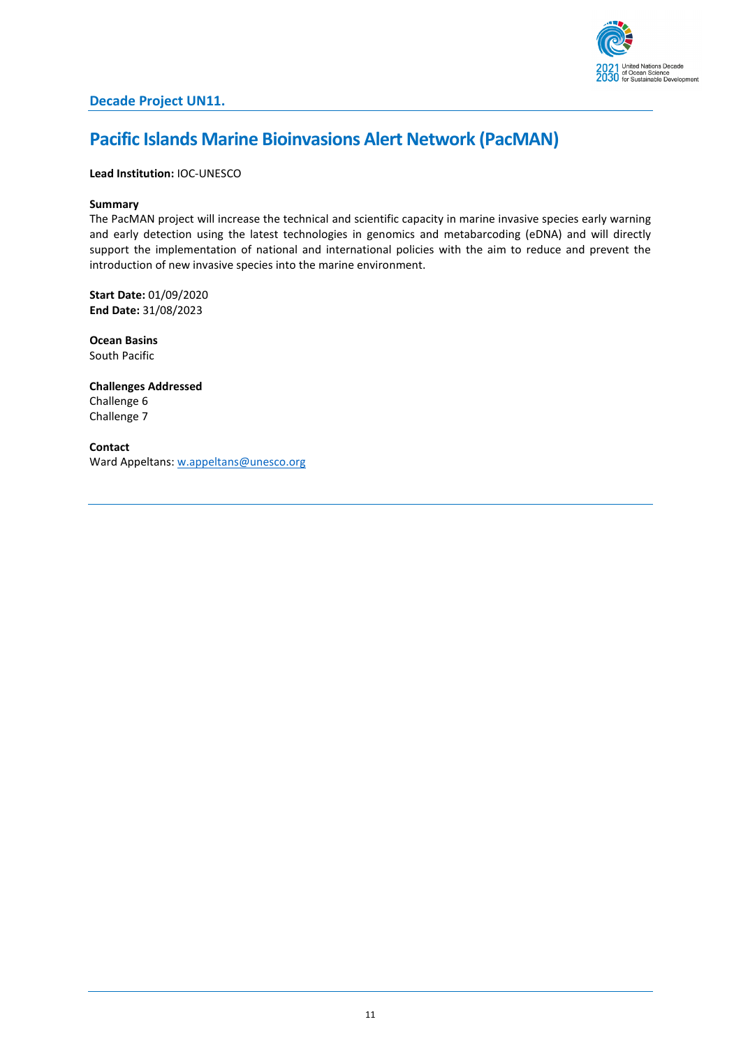### Decade Project UN11.

## Pacific Islands Marine Bioinvasions Alert Network (PacMAN)

**Lead Institution:** IOC-UNESCO

**Summary**

The PacMAN project will increase the technical and scientific capacity in marine invasive species early warning and early detection using the latest technologies in genomics and metabarcoding (eDNA) and will directly support the implementation of national and international policies with the aim to reduce and prevent the introduction of new invasive species into the marine environment.

**Start Date:** 01/09/2020
**End Date:** 31/08/2023

**Ocean Basins**
South Pacific

**Challenges Addressed**
Challenge 6
Challenge 7

**Contact**
Ward Appeltans: w.appeltans@unesco.org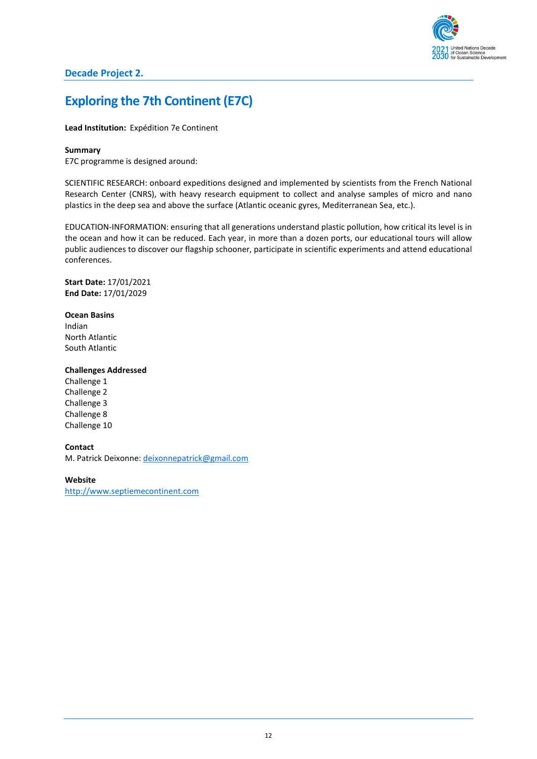## Decade Project 2.

# Exploring the 7th Continent (E7C)

**Lead Institution:** Expédition 7e Continent

**Summary**

E7C programme is designed around:

SCIENTIFIC RESEARCH: onboard expeditions designed and implemented by scientists from the French National Research Center (CNRS), with heavy research equipment to collect and analyse samples of micro and nano plastics in the deep sea and above the surface (Atlantic oceanic gyres, Mediterranean Sea, etc.).

EDUCATION-INFORMATION: ensuring that all generations understand plastic pollution, how critical its level is in the ocean and how it can be reduced. Each year, in more than a dozen ports, our educational tours will allow public audiences to discover our flagship schooner, participate in scientific experiments and attend educational conferences.

**Start Date:** 17/01/2021
**End Date:** 17/01/2029

**Ocean Basins**
Indian
North Atlantic
South Atlantic

**Challenges Addressed**
Challenge 1
Challenge 2
Challenge 3
Challenge 8
Challenge 10

**Contact**
M. Patrick Deixonne: deixonnepatrick@gmail.com

**Website**
http://www.septiemecontinent.com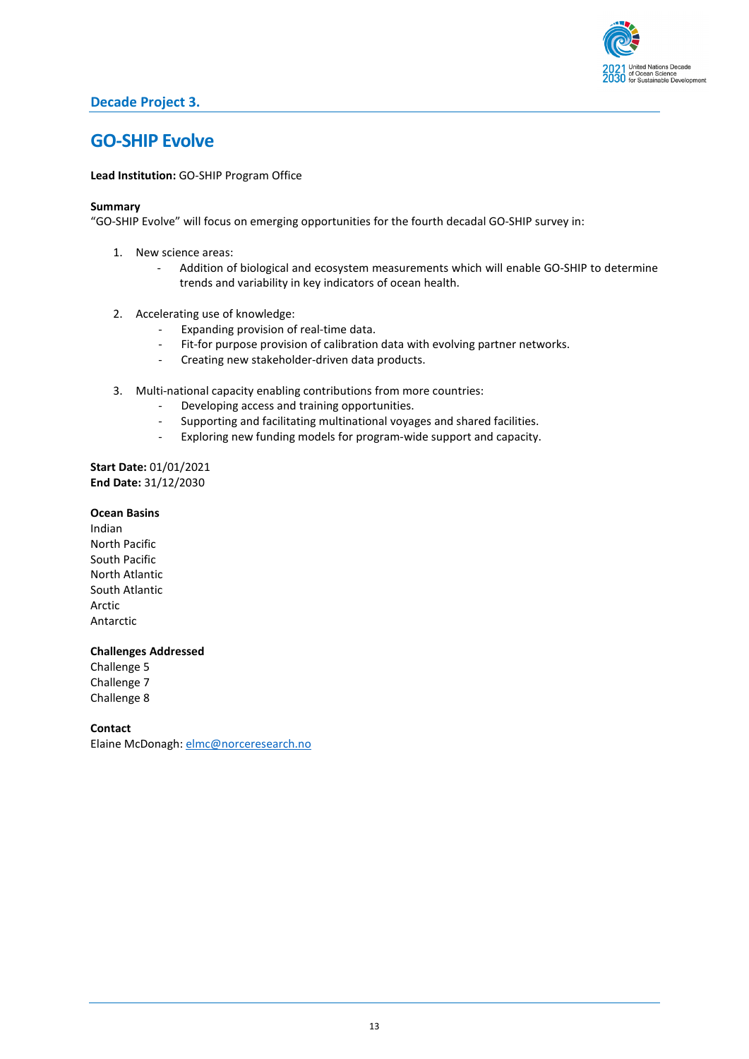## Decade Project 3.

# GO-SHIP Evolve

**Lead Institution:** GO-SHIP Program Office

**Summary**

"GO-SHIP Evolve" will focus on emerging opportunities for the fourth decadal GO-SHIP survey in:

1. New science areas:
   - Addition of biological and ecosystem measurements which will enable GO-SHIP to determine trends and variability in key indicators of ocean health.

2. Accelerating use of knowledge:
   - Expanding provision of real-time data.
   - Fit-for purpose provision of calibration data with evolving partner networks.
   - Creating new stakeholder-driven data products.

3. Multi-national capacity enabling contributions from more countries:
   - Developing access and training opportunities.
   - Supporting and facilitating multinational voyages and shared facilities.
   - Exploring new funding models for program-wide support and capacity.

**Start Date:** 01/01/2021
**End Date:** 31/12/2030

**Ocean Basins**

Indian
North Pacific
South Pacific
North Atlantic
South Atlantic
Arctic
Antarctic

**Challenges Addressed**

Challenge 5
Challenge 7
Challenge 8

**Contact**

Elaine McDonagh: elmc@norceresearch.no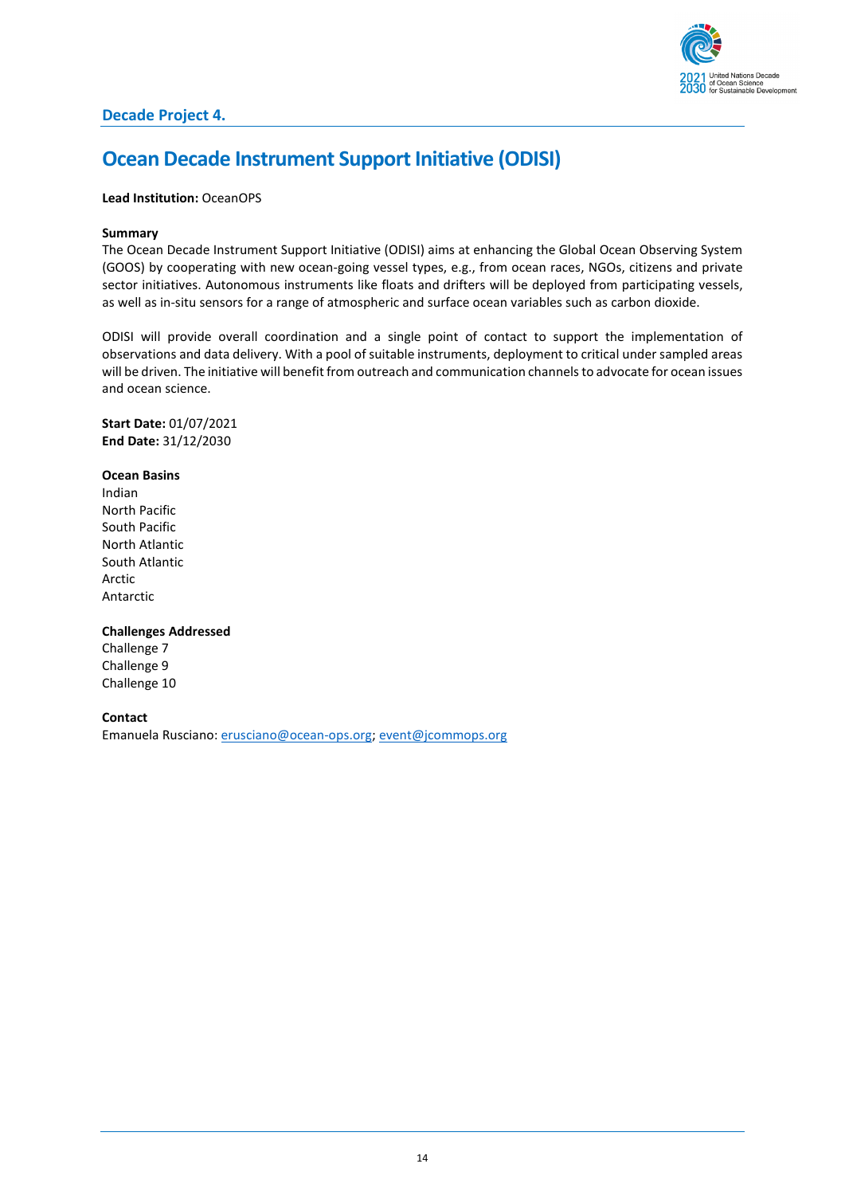### Decade Project 4.

# Ocean Decade Instrument Support Initiative (ODISI)

**Lead Institution:** OceanOPS

**Summary**

The Ocean Decade Instrument Support Initiative (ODISI) aims at enhancing the Global Ocean Observing System (GOOS) by cooperating with new ocean-going vessel types, e.g., from ocean races, NGOs, citizens and private sector initiatives. Autonomous instruments like floats and drifters will be deployed from participating vessels, as well as in-situ sensors for a range of atmospheric and surface ocean variables such as carbon dioxide.

ODISI will provide overall coordination and a single point of contact to support the implementation of observations and data delivery. With a pool of suitable instruments, deployment to critical under sampled areas will be driven. The initiative will benefit from outreach and communication channels to advocate for ocean issues and ocean science.

**Start Date:** 01/07/2021
**End Date:** 31/12/2030

**Ocean Basins**

Indian
North Pacific
South Pacific
North Atlantic
South Atlantic
Arctic
Antarctic

**Challenges Addressed**

Challenge 7
Challenge 9
Challenge 10

**Contact**

Emanuela Rusciano: erusciano@ocean-ops.org; event@jcommops.org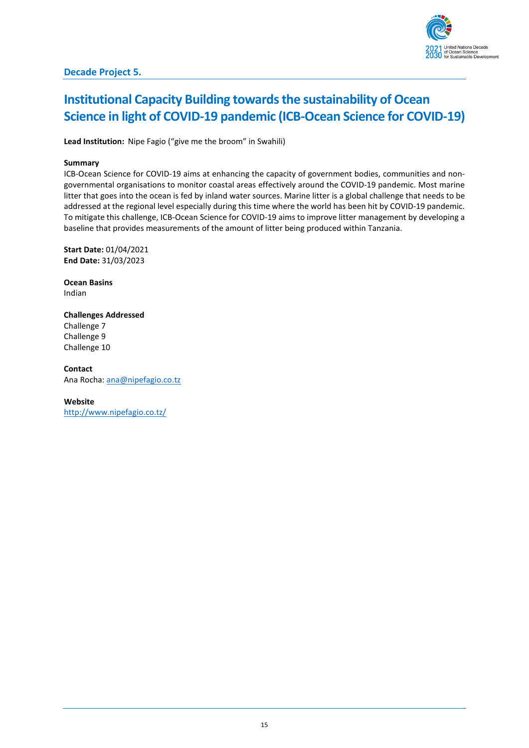### Decade Project 5.

# Institutional Capacity Building towards the sustainability of Ocean Science in light of COVID-19 pandemic (ICB-Ocean Science for COVID-19)

**Lead Institution:** Nipe Fagio ("give me the broom" in Swahili)

**Summary**

ICB-Ocean Science for COVID-19 aims at enhancing the capacity of government bodies, communities and non-governmental organisations to monitor coastal areas effectively around the COVID-19 pandemic. Most marine litter that goes into the ocean is fed by inland water sources. Marine litter is a global challenge that needs to be addressed at the regional level especially during this time where the world has been hit by COVID-19 pandemic. To mitigate this challenge, ICB-Ocean Science for COVID-19 aims to improve litter management by developing a baseline that provides measurements of the amount of litter being produced within Tanzania.

**Start Date:** 01/04/2021
**End Date:** 31/03/2023

**Ocean Basins**
Indian

**Challenges Addressed**
Challenge 7
Challenge 9
Challenge 10

**Contact**
Ana Rocha: ana@nipefagio.co.tz

**Website**
http://www.nipefagio.co.tz/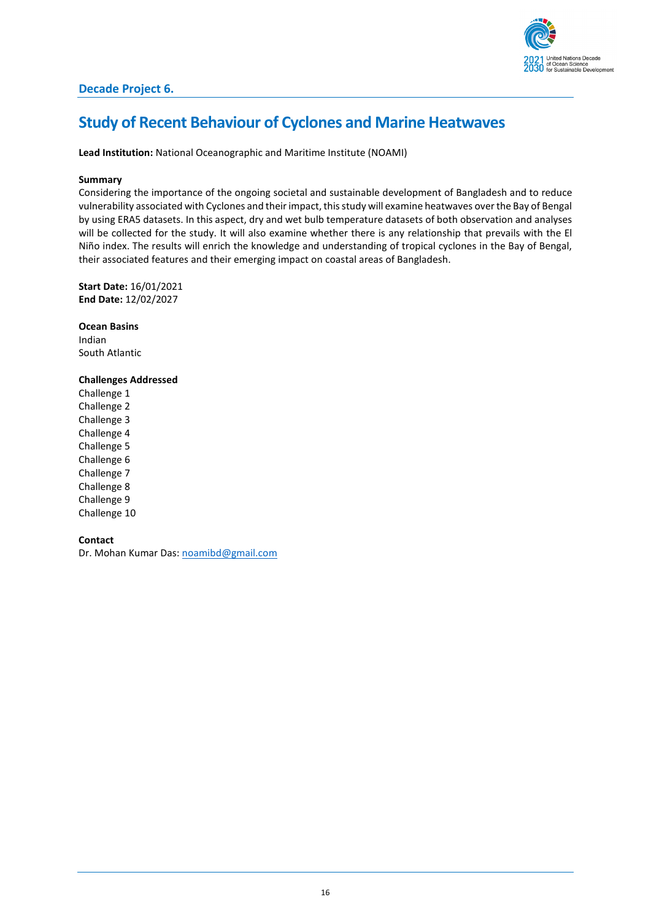## Decade Project 6.

# Study of Recent Behaviour of Cyclones and Marine Heatwaves

**Lead Institution:** National Oceanographic and Maritime Institute (NOAMI)

**Summary**

Considering the importance of the ongoing societal and sustainable development of Bangladesh and to reduce vulnerability associated with Cyclones and their impact, this study will examine heatwaves over the Bay of Bengal by using ERA5 datasets. In this aspect, dry and wet bulb temperature datasets of both observation and analyses will be collected for the study. It will also examine whether there is any relationship that prevails with the El Niño index. The results will enrich the knowledge and understanding of tropical cyclones in the Bay of Bengal, their associated features and their emerging impact on coastal areas of Bangladesh.

**Start Date:** 16/01/2021
**End Date:** 12/02/2027

**Ocean Basins**

Indian
South Atlantic

**Challenges Addressed**

Challenge 1
Challenge 2
Challenge 3
Challenge 4
Challenge 5
Challenge 6
Challenge 7
Challenge 8
Challenge 9
Challenge 10

**Contact**

Dr. Mohan Kumar Das: noamibd@gmail.com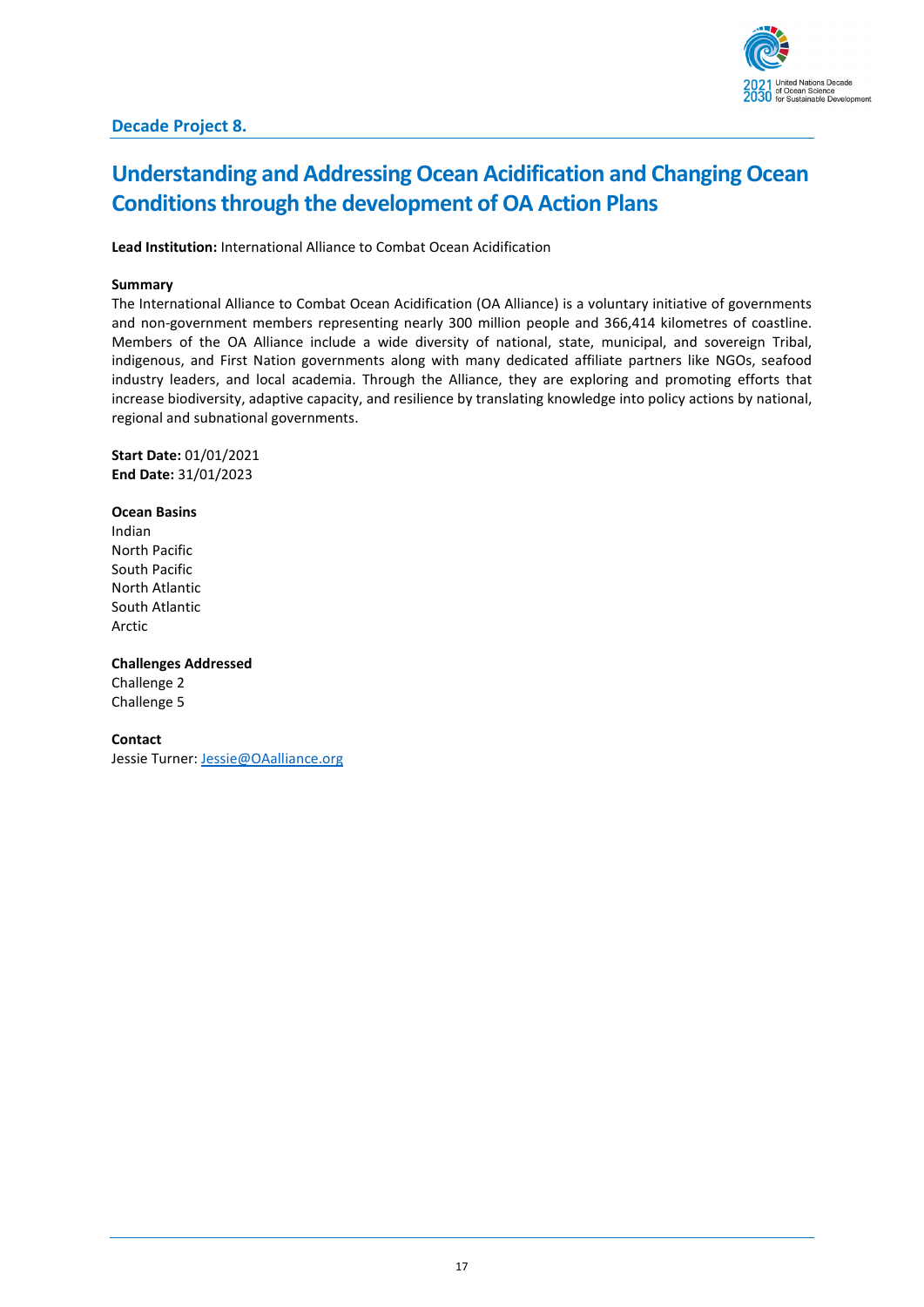### Decade Project 8.

# Understanding and Addressing Ocean Acidification and Changing Ocean Conditions through the development of OA Action Plans

**Lead Institution:** International Alliance to Combat Ocean Acidification

**Summary**

The International Alliance to Combat Ocean Acidification (OA Alliance) is a voluntary initiative of governments and non-government members representing nearly 300 million people and 366,414 kilometres of coastline. Members of the OA Alliance include a wide diversity of national, state, municipal, and sovereign Tribal, indigenous, and First Nation governments along with many dedicated affiliate partners like NGOs, seafood industry leaders, and local academia. Through the Alliance, they are exploring and promoting efforts that increase biodiversity, adaptive capacity, and resilience by translating knowledge into policy actions by national, regional and subnational governments.

**Start Date:** 01/01/2021
**End Date:** 31/01/2023

**Ocean Basins**

Indian
North Pacific
South Pacific
North Atlantic
South Atlantic
Arctic

**Challenges Addressed**

Challenge 2
Challenge 5

**Contact**

Jessie Turner: Jessie@OAalliance.org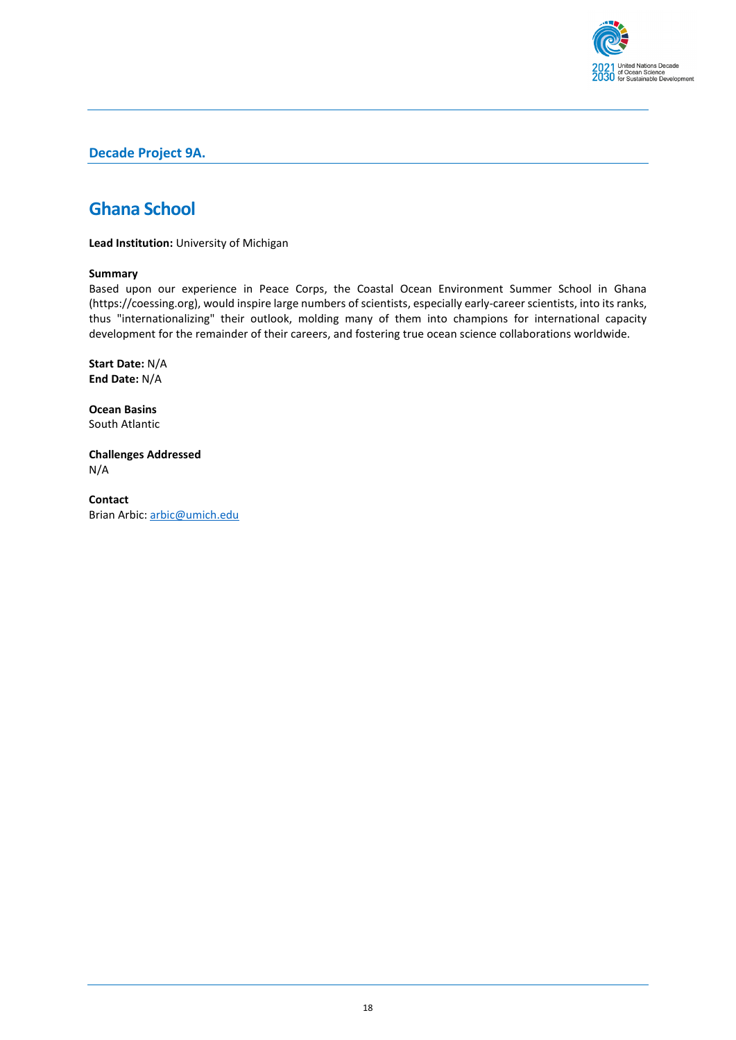## Decade Project 9A.

# Ghana School

**Lead Institution:** University of Michigan

**Summary**

Based upon our experience in Peace Corps, the Coastal Ocean Environment Summer School in Ghana (https://coessing.org), would inspire large numbers of scientists, especially early-career scientists, into its ranks, thus "internationalizing" their outlook, molding many of them into champions for international capacity development for the remainder of their careers, and fostering true ocean science collaborations worldwide.

**Start Date:** N/A
**End Date:** N/A

**Ocean Basins**
South Atlantic

**Challenges Addressed**
N/A

**Contact**
Brian Arbic: arbic@umich.edu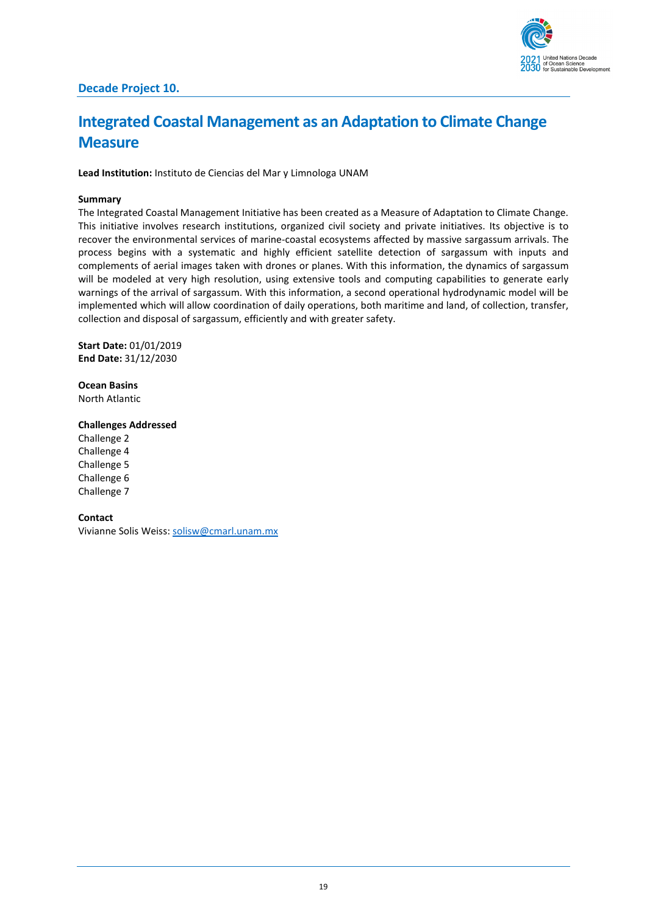## Decade Project 10.

# Integrated Coastal Management as an Adaptation to Climate Change Measure

**Lead Institution:** Instituto de Ciencias del Mar y Limnologa UNAM

**Summary**

The Integrated Coastal Management Initiative has been created as a Measure of Adaptation to Climate Change. This initiative involves research institutions, organized civil society and private initiatives. Its objective is to recover the environmental services of marine-coastal ecosystems affected by massive sargassum arrivals. The process begins with a systematic and highly efficient satellite detection of sargassum with inputs and complements of aerial images taken with drones or planes. With this information, the dynamics of sargassum will be modeled at very high resolution, using extensive tools and computing capabilities to generate early warnings of the arrival of sargassum. With this information, a second operational hydrodynamic model will be implemented which will allow coordination of daily operations, both maritime and land, of collection, transfer, collection and disposal of sargassum, efficiently and with greater safety.

**Start Date:** 01/01/2019
**End Date:** 31/12/2030

**Ocean Basins**
North Atlantic

**Challenges Addressed**
Challenge 2
Challenge 4
Challenge 5
Challenge 6
Challenge 7

**Contact**
Vivianne Solis Weiss: solisw@cmarl.unam.mx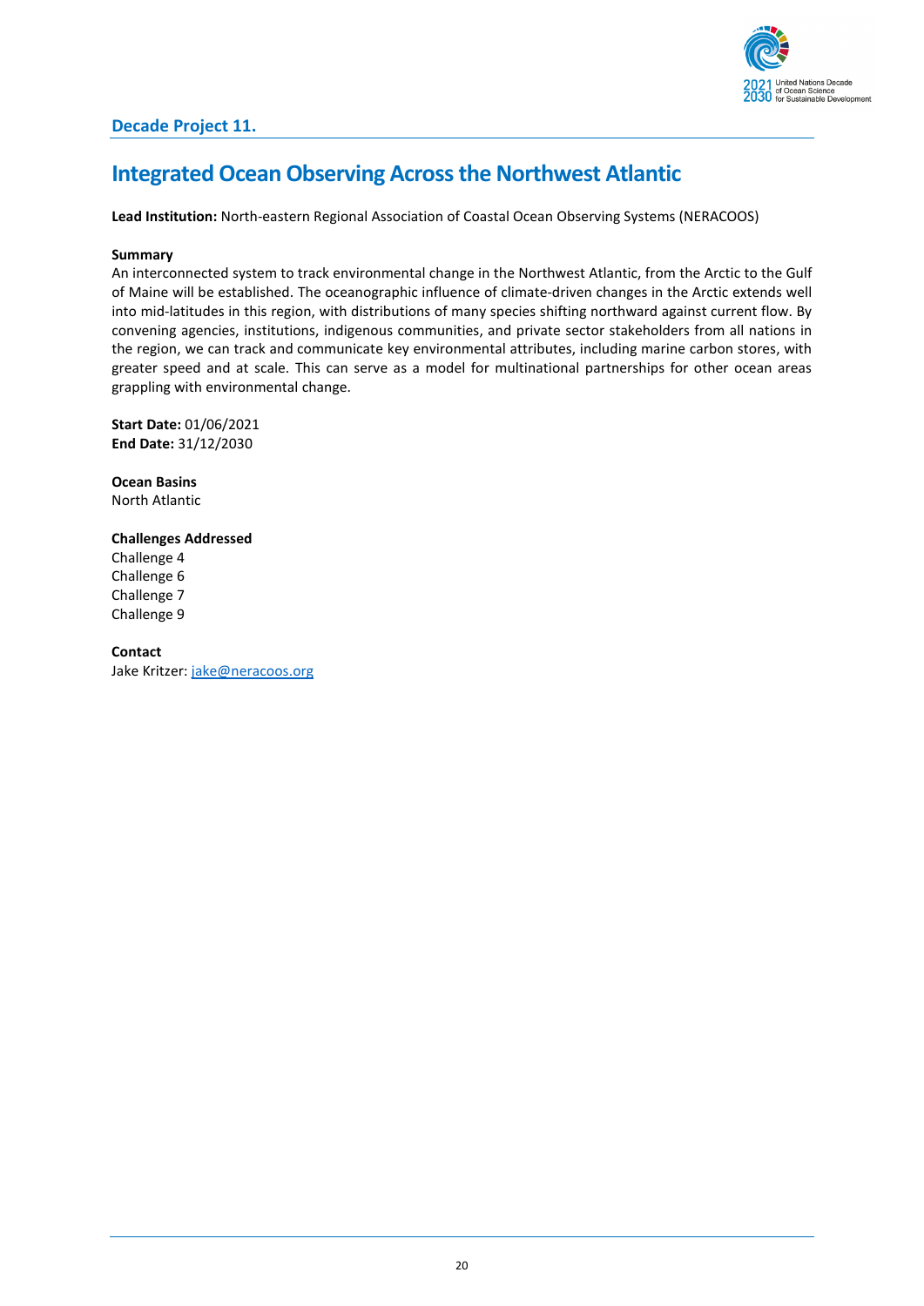## Decade Project 11.

# Integrated Ocean Observing Across the Northwest Atlantic

**Lead Institution:** North-eastern Regional Association of Coastal Ocean Observing Systems (NERACOOS)

**Summary**

An interconnected system to track environmental change in the Northwest Atlantic, from the Arctic to the Gulf of Maine will be established. The oceanographic influence of climate-driven changes in the Arctic extends well into mid-latitudes in this region, with distributions of many species shifting northward against current flow. By convening agencies, institutions, indigenous communities, and private sector stakeholders from all nations in the region, we can track and communicate key environmental attributes, including marine carbon stores, with greater speed and at scale. This can serve as a model for multinational partnerships for other ocean areas grappling with environmental change.

**Start Date:** 01/06/2021
**End Date:** 31/12/2030

**Ocean Basins**
North Atlantic

**Challenges Addressed**
Challenge 4
Challenge 6
Challenge 7
Challenge 9

**Contact**
Jake Kritzer: jake@neracoos.org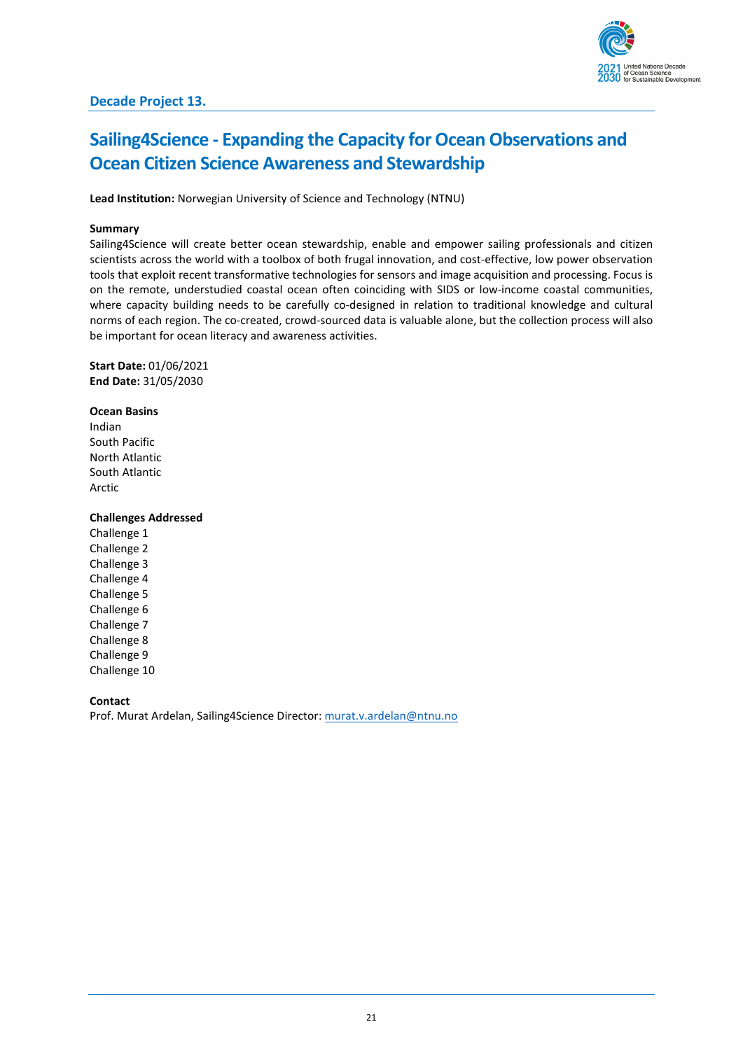**Decade Project 13.**

# Sailing4Science - Expanding the Capacity for Ocean Observations and Ocean Citizen Science Awareness and Stewardship

**Lead Institution:** Norwegian University of Science and Technology (NTNU)

**Summary**

Sailing4Science will create better ocean stewardship, enable and empower sailing professionals and citizen scientists across the world with a toolbox of both frugal innovation, and cost-effective, low power observation tools that exploit recent transformative technologies for sensors and image acquisition and processing. Focus is on the remote, understudied coastal ocean often coinciding with SIDS or low-income coastal communities, where capacity building needs to be carefully co-designed in relation to traditional knowledge and cultural norms of each region. The co-created, crowd-sourced data is valuable alone, but the collection process will also be important for ocean literacy and awareness activities.

**Start Date:** 01/06/2021
**End Date:** 31/05/2030

**Ocean Basins**

Indian
South Pacific
North Atlantic
South Atlantic
Arctic

**Challenges Addressed**

Challenge 1
Challenge 2
Challenge 3
Challenge 4
Challenge 5
Challenge 6
Challenge 7
Challenge 8
Challenge 9
Challenge 10

**Contact**

Prof. Murat Ardelan, Sailing4Science Director: murat.v.ardelan@ntnu.no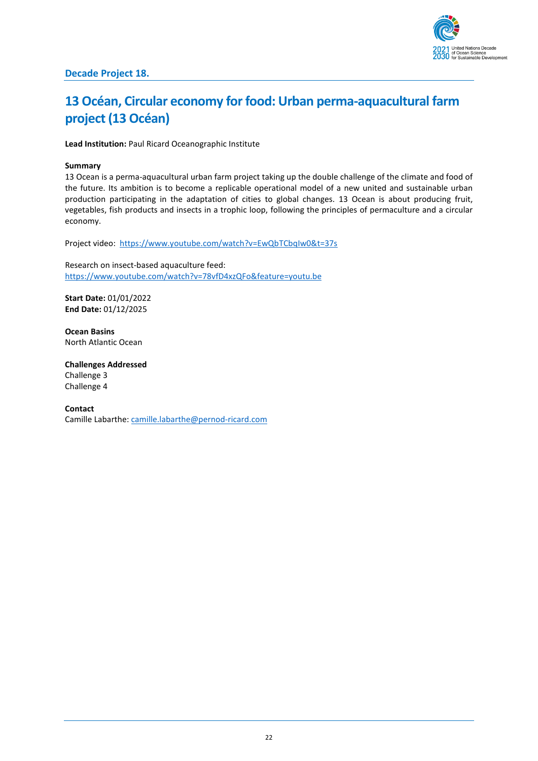**Decade Project 18.**

# 13 Océan, Circular economy for food: Urban perma-aquacultural farm project (13 Océan)

**Lead Institution:** Paul Ricard Oceanographic Institute

**Summary**

13 Ocean is a perma-aquacultural urban farm project taking up the double challenge of the climate and food of the future. Its ambition is to become a replicable operational model of a new united and sustainable urban production participating in the adaptation of cities to global changes. 13 Ocean is about producing fruit, vegetables, fish products and insects in a trophic loop, following the principles of permaculture and a circular economy.

Project video: https://www.youtube.com/watch?v=EwQbTCbqIw0&t=37s

Research on insect-based aquaculture feed:
https://www.youtube.com/watch?v=78vfD4xzQFo&feature=youtu.be

**Start Date:** 01/01/2022
**End Date:** 01/12/2025

**Ocean Basins**
North Atlantic Ocean

**Challenges Addressed**
Challenge 3
Challenge 4

**Contact**
Camille Labarthe: camille.labarthe@pernod-ricard.com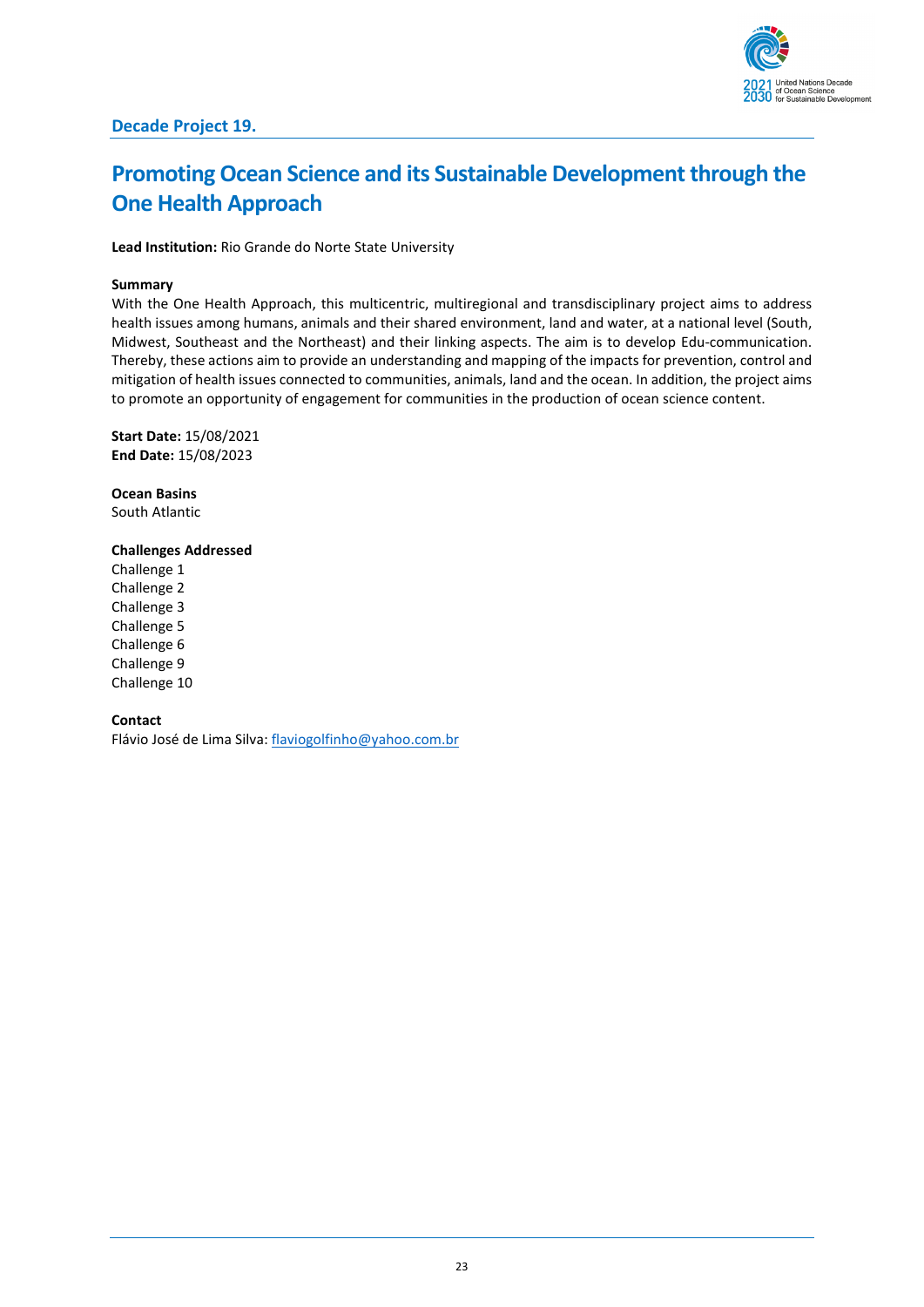## Decade Project 19.

# Promoting Ocean Science and its Sustainable Development through the One Health Approach

**Lead Institution:** Rio Grande do Norte State University

**Summary**
With the One Health Approach, this multicentric, multiregional and transdisciplinary project aims to address health issues among humans, animals and their shared environment, land and water, at a national level (South, Midwest, Southeast and the Northeast) and their linking aspects. The aim is to develop Edu-communication. Thereby, these actions aim to provide an understanding and mapping of the impacts for prevention, control and mitigation of health issues connected to communities, animals, land and the ocean. In addition, the project aims to promote an opportunity of engagement for communities in the production of ocean science content.

**Start Date:** 15/08/2021
**End Date:** 15/08/2023

**Ocean Basins**
South Atlantic

**Challenges Addressed**
Challenge 1
Challenge 2
Challenge 3
Challenge 5
Challenge 6
Challenge 9
Challenge 10

**Contact**
Flávio José de Lima Silva: flaviogolfinho@yahoo.com.br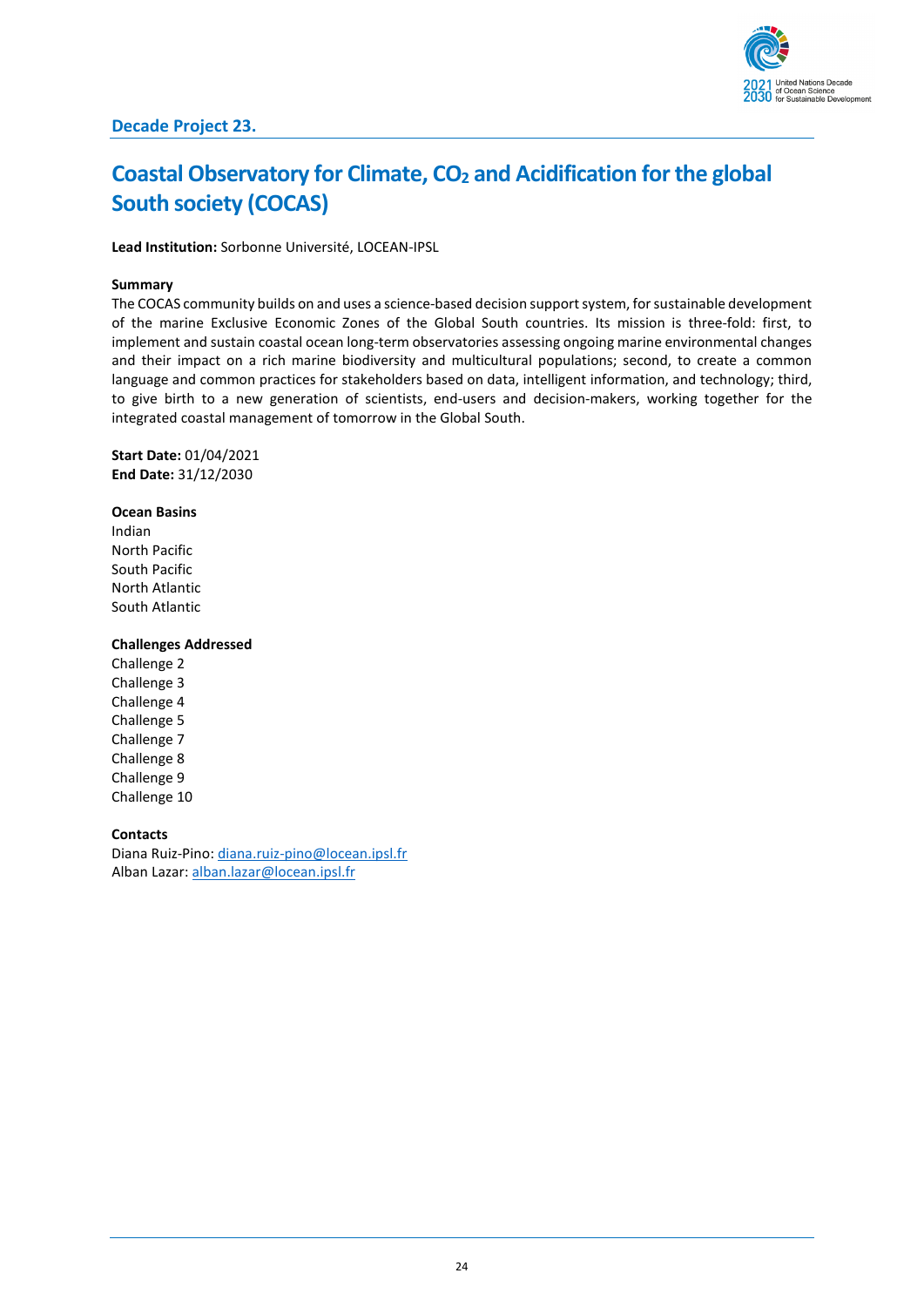**Decade Project 23.**

# Coastal Observatory for Climate, $CO_2$ and Acidification for the global South society (COCAS)

**Lead Institution:** Sorbonne Université, LOCEAN-IPSL

**Summary**

The COCAS community builds on and uses a science-based decision support system, for sustainable development of the marine Exclusive Economic Zones of the Global South countries. Its mission is three-fold: first, to implement and sustain coastal ocean long-term observatories assessing ongoing marine environmental changes and their impact on a rich marine biodiversity and multicultural populations; second, to create a common language and common practices for stakeholders based on data, intelligent information, and technology; third, to give birth to a new generation of scientists, end-users and decision-makers, working together for the integrated coastal management of tomorrow in the Global South.

**Start Date:** 01/04/2021
**End Date:** 31/12/2030

**Ocean Basins**

Indian
North Pacific
South Pacific
North Atlantic
South Atlantic

**Challenges Addressed**

Challenge 2
Challenge 3
Challenge 4
Challenge 5
Challenge 7
Challenge 8
Challenge 9
Challenge 10

**Contacts**

Diana Ruiz-Pino: diana.ruiz-pino@locean.ipsl.fr
Alban Lazar: alban.lazar@locean.ipsl.fr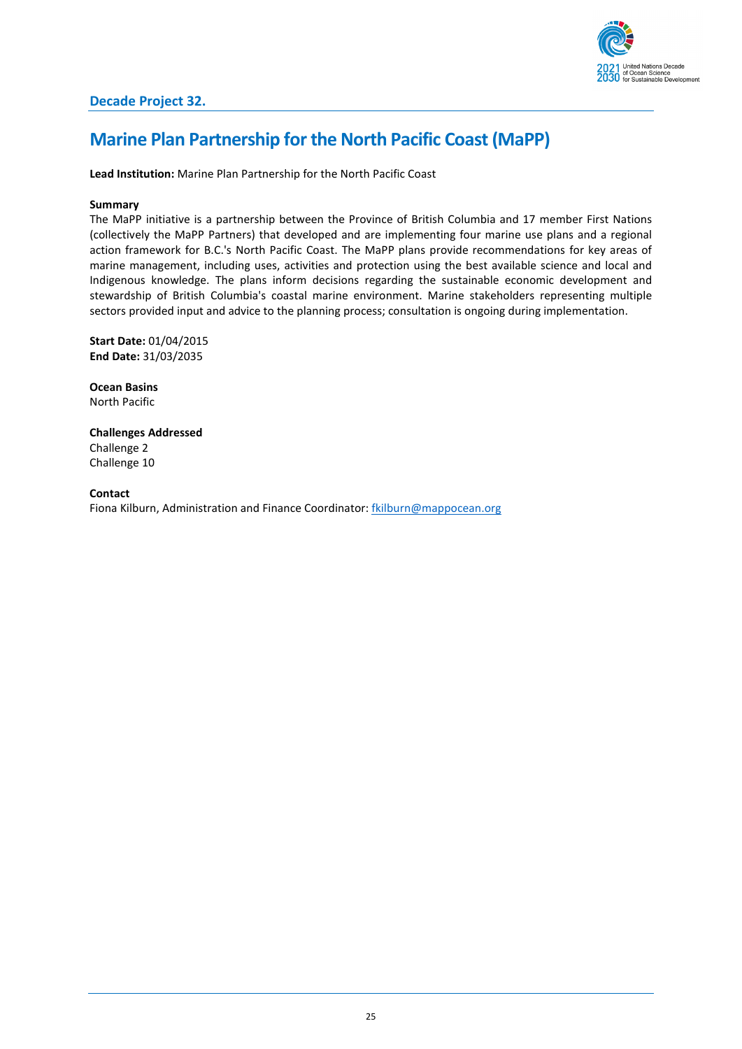**Decade Project 32.**

# Marine Plan Partnership for the North Pacific Coast (MaPP)

**Lead Institution:** Marine Plan Partnership for the North Pacific Coast

**Summary**
The MaPP initiative is a partnership between the Province of British Columbia and 17 member First Nations (collectively the MaPP Partners) that developed and are implementing four marine use plans and a regional action framework for B.C.'s North Pacific Coast. The MaPP plans provide recommendations for key areas of marine management, including uses, activities and protection using the best available science and local and Indigenous knowledge. The plans inform decisions regarding the sustainable economic development and stewardship of British Columbia's coastal marine environment. Marine stakeholders representing multiple sectors provided input and advice to the planning process; consultation is ongoing during implementation.

**Start Date:** 01/04/2015
**End Date:** 31/03/2035

**Ocean Basins**
North Pacific

**Challenges Addressed**
Challenge 2
Challenge 10

**Contact**
Fiona Kilburn, Administration and Finance Coordinator: fkilburn@mappocean.org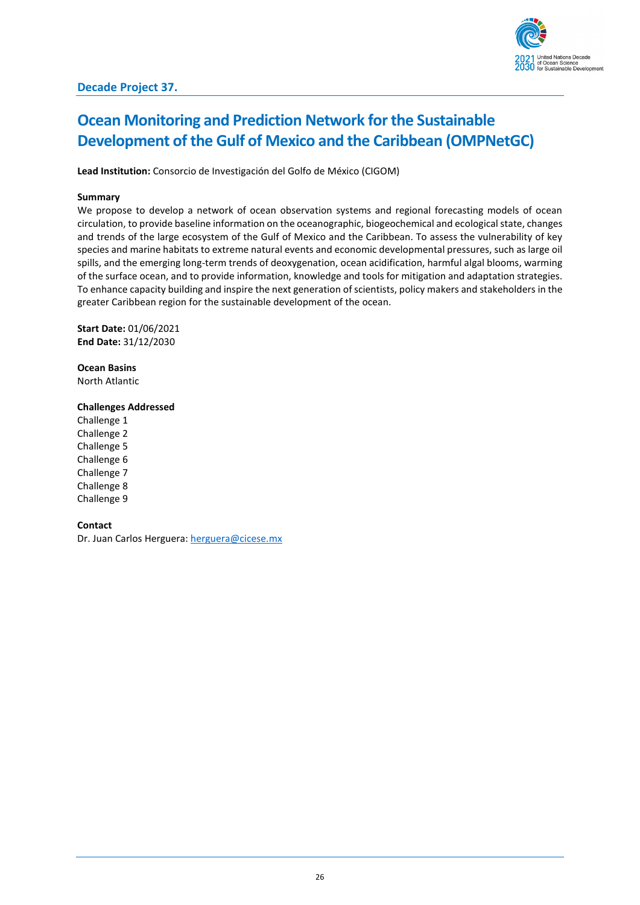**Decade Project 37.**

# Ocean Monitoring and Prediction Network for the Sustainable Development of the Gulf of Mexico and the Caribbean (OMPNetGC)

**Lead Institution:** Consorcio de Investigación del Golfo de México (CIGOM)

**Summary**

We propose to develop a network of ocean observation systems and regional forecasting models of ocean circulation, to provide baseline information on the oceanographic, biogeochemical and ecological state, changes and trends of the large ecosystem of the Gulf of Mexico and the Caribbean. To assess the vulnerability of key species and marine habitats to extreme natural events and economic developmental pressures, such as large oil spills, and the emerging long-term trends of deoxygenation, ocean acidification, harmful algal blooms, warming of the surface ocean, and to provide information, knowledge and tools for mitigation and adaptation strategies. To enhance capacity building and inspire the next generation of scientists, policy makers and stakeholders in the greater Caribbean region for the sustainable development of the ocean.

**Start Date:** 01/06/2021
**End Date:** 31/12/2030

**Ocean Basins**
North Atlantic

**Challenges Addressed**
Challenge 1
Challenge 2
Challenge 5
Challenge 6
Challenge 7
Challenge 8
Challenge 9

**Contact**
Dr. Juan Carlos Herguera: herguera@cicese.mx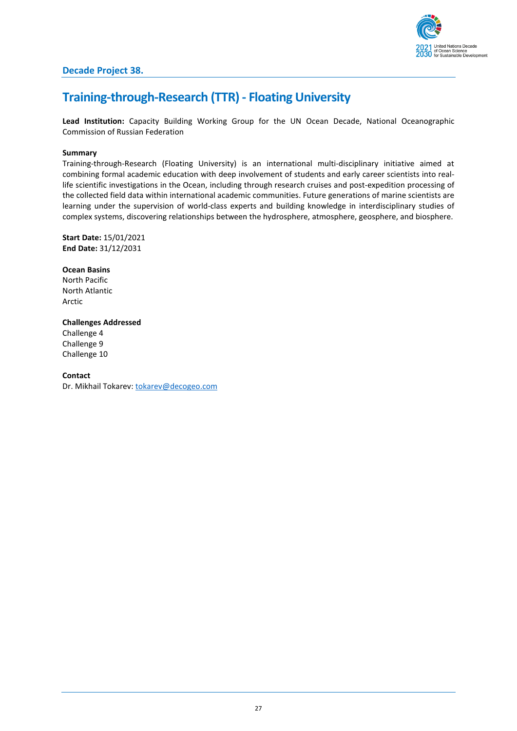**Decade Project 38.**

# Training-through-Research (TTR) - Floating University

**Lead Institution:** Capacity Building Working Group for the UN Ocean Decade, National Oceanographic Commission of Russian Federation

**Summary**

Training-through-Research (Floating University) is an international multi-disciplinary initiative aimed at combining formal academic education with deep involvement of students and early career scientists into real-life scientific investigations in the Ocean, including through research cruises and post-expedition processing of the collected field data within international academic communities. Future generations of marine scientists are learning under the supervision of world-class experts and building knowledge in interdisciplinary studies of complex systems, discovering relationships between the hydrosphere, atmosphere, geosphere, and biosphere.

**Start Date:** 15/01/2021
**End Date:** 31/12/2031

**Ocean Basins**
North Pacific
North Atlantic
Arctic

**Challenges Addressed**
Challenge 4
Challenge 9
Challenge 10

**Contact**
Dr. Mikhail Tokarev: tokarev@decogeo.com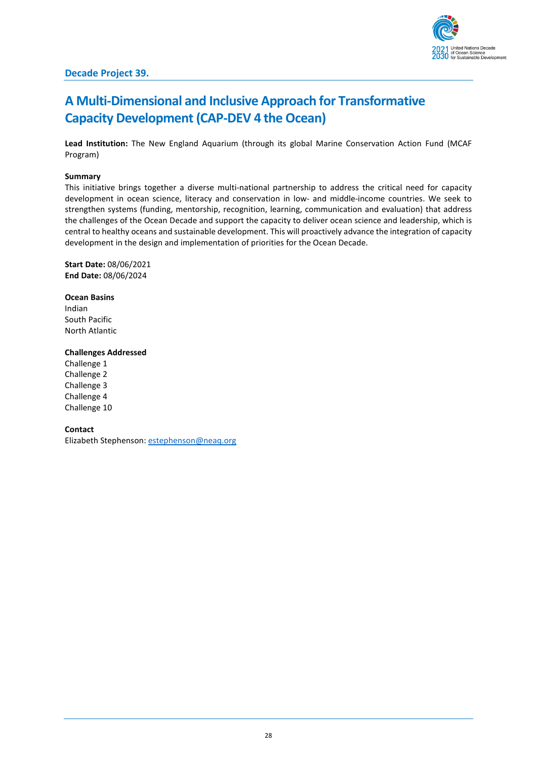## Decade Project 39.

# A Multi-Dimensional and Inclusive Approach for Transformative Capacity Development (CAP-DEV 4 the Ocean)

**Lead Institution:** The New England Aquarium (through its global Marine Conservation Action Fund (MCAF Program)

**Summary**

This initiative brings together a diverse multi-national partnership to address the critical need for capacity development in ocean science, literacy and conservation in low- and middle-income countries. We seek to strengthen systems (funding, mentorship, recognition, learning, communication and evaluation) that address the challenges of the Ocean Decade and support the capacity to deliver ocean science and leadership, which is central to healthy oceans and sustainable development. This will proactively advance the integration of capacity development in the design and implementation of priorities for the Ocean Decade.

**Start Date:** 08/06/2021
**End Date:** 08/06/2024

**Ocean Basins**

Indian
South Pacific
North Atlantic

**Challenges Addressed**

Challenge 1
Challenge 2
Challenge 3
Challenge 4
Challenge 10

**Contact**

Elizabeth Stephenson: estephenson@neaq.org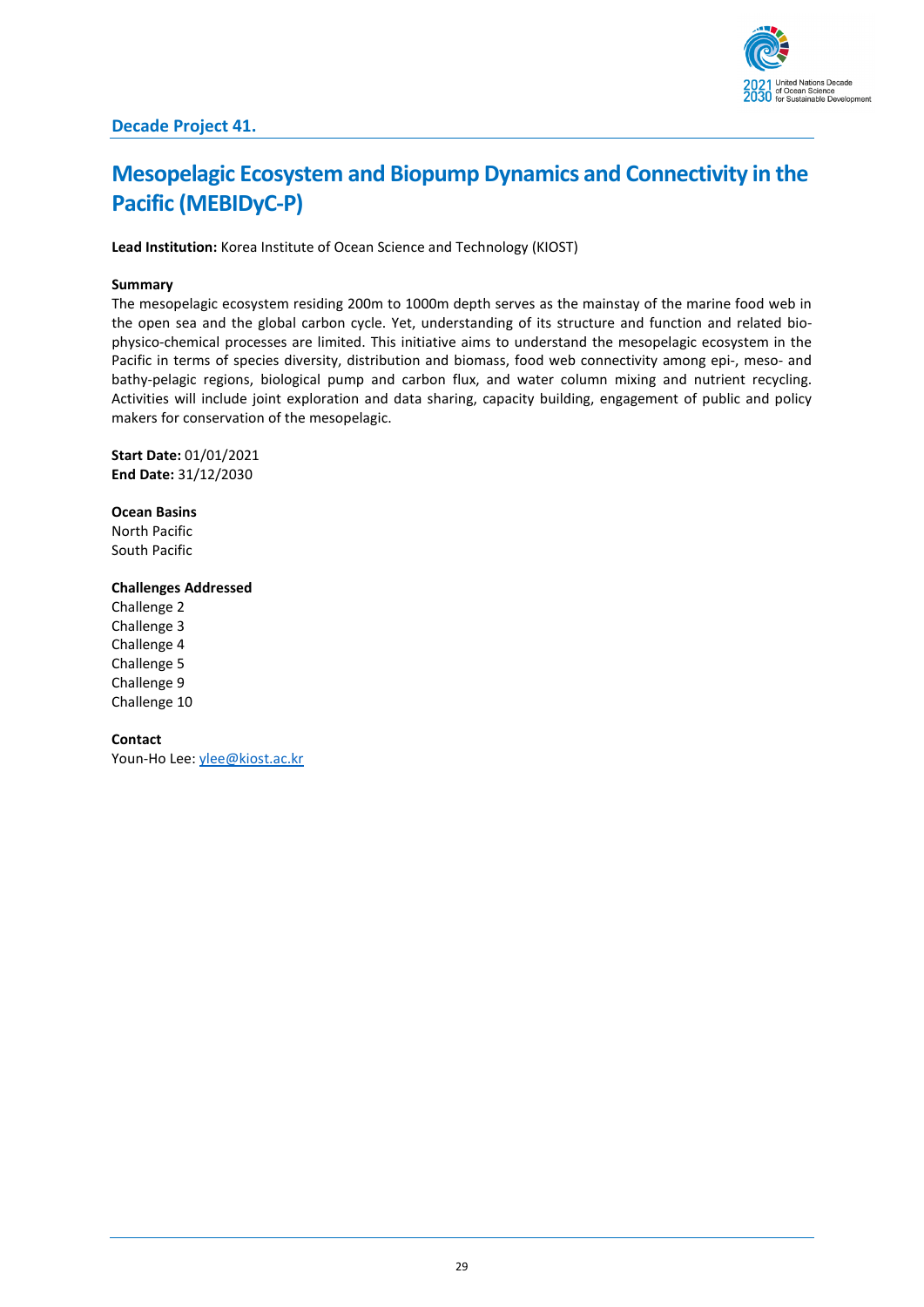### Decade Project 41.

# Mesopelagic Ecosystem and Biopump Dynamics and Connectivity in the Pacific (MEBIDyC-P)

**Lead Institution:** Korea Institute of Ocean Science and Technology (KIOST)

**Summary**

The mesopelagic ecosystem residing 200m to 1000m depth serves as the mainstay of the marine food web in the open sea and the global carbon cycle. Yet, understanding of its structure and function and related bio-physico-chemical processes are limited. This initiative aims to understand the mesopelagic ecosystem in the Pacific in terms of species diversity, distribution and biomass, food web connectivity among epi-, meso- and bathy-pelagic regions, biological pump and carbon flux, and water column mixing and nutrient recycling. Activities will include joint exploration and data sharing, capacity building, engagement of public and policy makers for conservation of the mesopelagic.

**Start Date:** 01/01/2021
**End Date:** 31/12/2030

**Ocean Basins**
North Pacific
South Pacific

**Challenges Addressed**
Challenge 2
Challenge 3
Challenge 4
Challenge 5
Challenge 9
Challenge 10

**Contact**
Youn-Ho Lee: ylee@kiost.ac.kr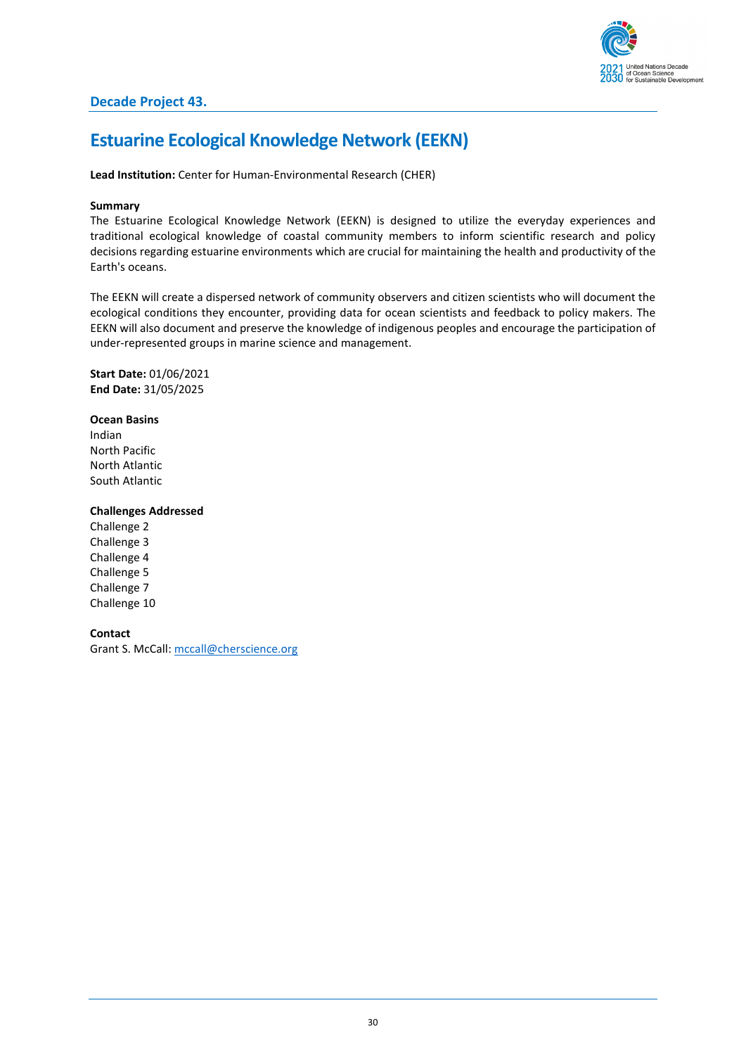## Decade Project 43.

# Estuarine Ecological Knowledge Network (EEKN)

**Lead Institution:** Center for Human-Environmental Research (CHER)

**Summary**

The Estuarine Ecological Knowledge Network (EEKN) is designed to utilize the everyday experiences and traditional ecological knowledge of coastal community members to inform scientific research and policy decisions regarding estuarine environments which are crucial for maintaining the health and productivity of the Earth's oceans.

The EEKN will create a dispersed network of community observers and citizen scientists who will document the ecological conditions they encounter, providing data for ocean scientists and feedback to policy makers. The EEKN will also document and preserve the knowledge of indigenous peoples and encourage the participation of under-represented groups in marine science and management.

**Start Date:** 01/06/2021
**End Date:** 31/05/2025

**Ocean Basins**

Indian
North Pacific
North Atlantic
South Atlantic

**Challenges Addressed**

Challenge 2
Challenge 3
Challenge 4
Challenge 5
Challenge 7
Challenge 10

**Contact**

Grant S. McCall: mccall@cherscience.org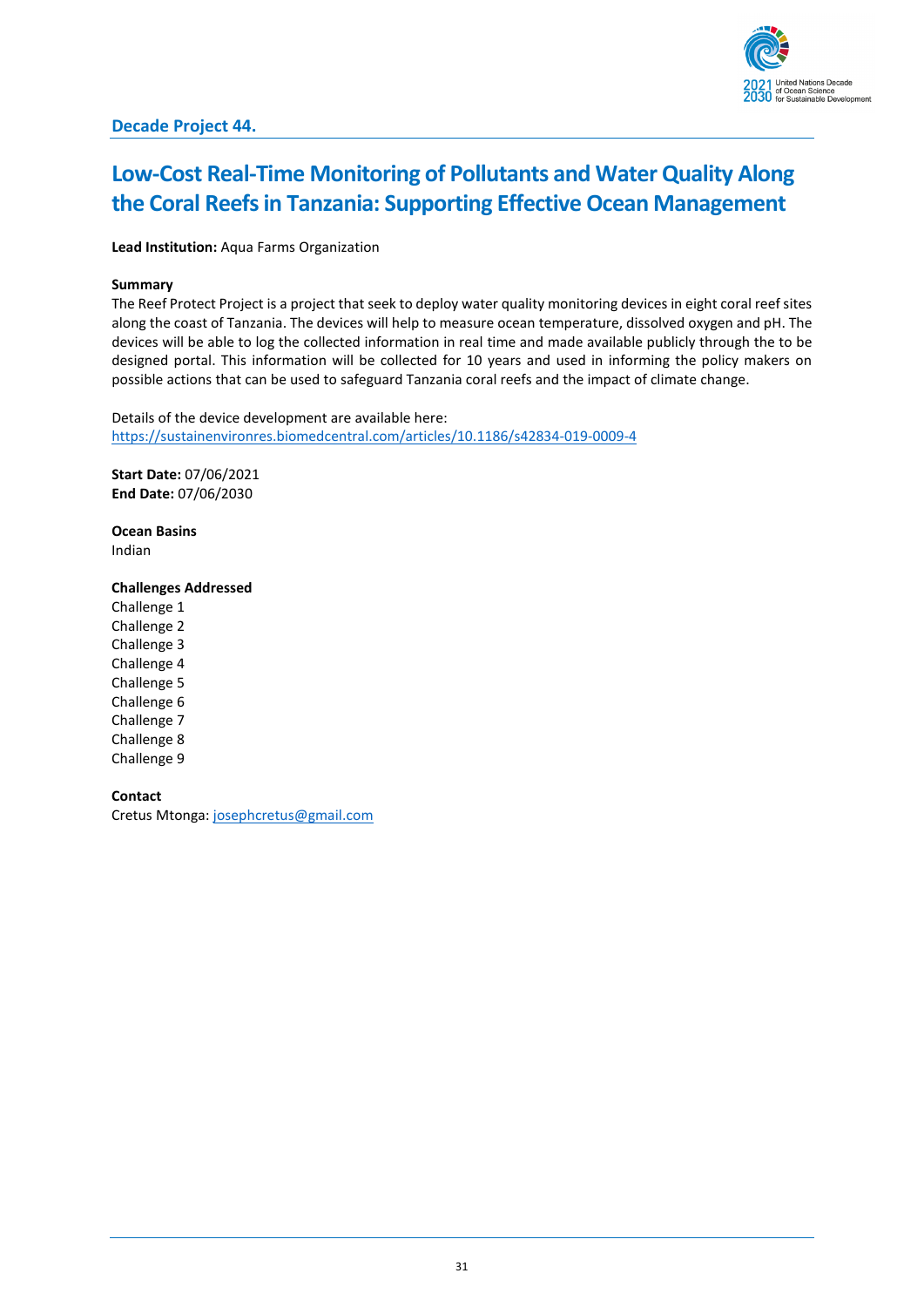## Decade Project 44.

# Low-Cost Real-Time Monitoring of Pollutants and Water Quality Along the Coral Reefs in Tanzania: Supporting Effective Ocean Management

**Lead Institution:** Aqua Farms Organization

**Summary**

The Reef Protect Project is a project that seek to deploy water quality monitoring devices in eight coral reef sites along the coast of Tanzania. The devices will help to measure ocean temperature, dissolved oxygen and pH. The devices will be able to log the collected information in real time and made available publicly through the to be designed portal. This information will be collected for 10 years and used in informing the policy makers on possible actions that can be used to safeguard Tanzania coral reefs and the impact of climate change.

Details of the device development are available here:
https://sustainenvironres.biomedcentral.com/articles/10.1186/s42834-019-0009-4

**Start Date:** 07/06/2021
**End Date:** 07/06/2030

**Ocean Basins**
Indian

**Challenges Addressed**
Challenge 1
Challenge 2
Challenge 3
Challenge 4
Challenge 5
Challenge 6
Challenge 7
Challenge 8
Challenge 9

**Contact**
Cretus Mtonga: josephcretus@gmail.com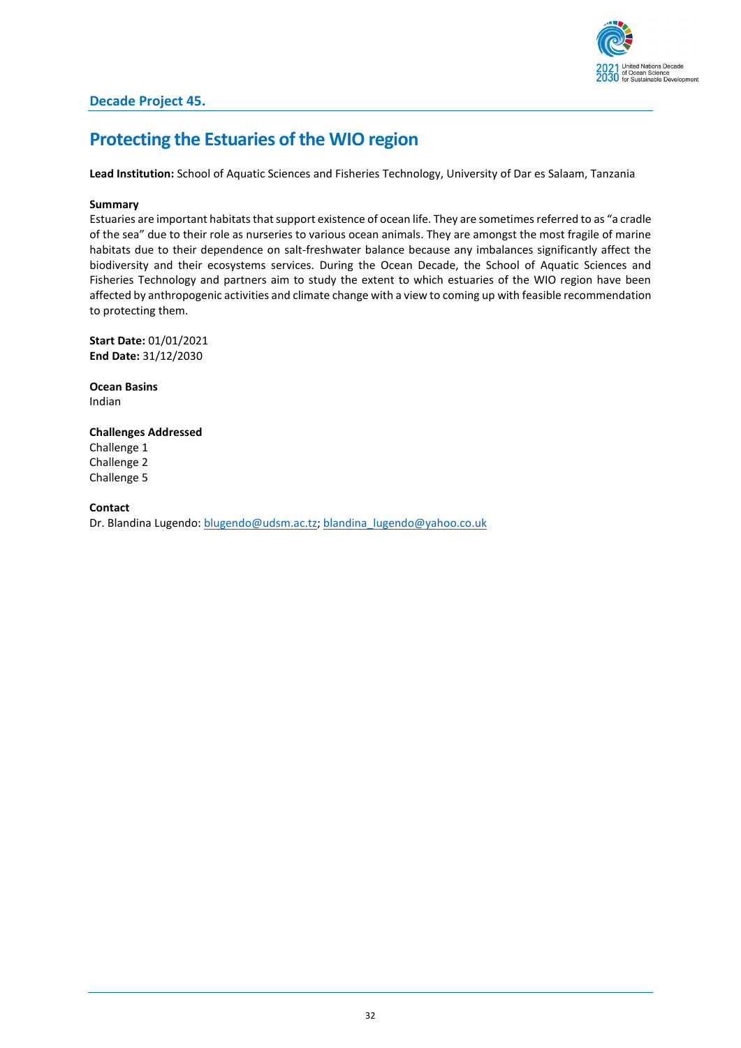### Decade Project 45.

## Protecting the Estuaries of the WIO region

**Lead Institution:** School of Aquatic Sciences and Fisheries Technology, University of Dar es Salaam, Tanzania

**Summary**

Estuaries are important habitats that support existence of ocean life. They are sometimes referred to as "a cradle of the sea" due to their role as nurseries to various ocean animals. They are amongst the most fragile of marine habitats due to their dependence on salt-freshwater balance because any imbalances significantly affect the biodiversity and their ecosystems services. During the Ocean Decade, the School of Aquatic Sciences and Fisheries Technology and partners aim to study the extent to which estuaries of the WIO region have been affected by anthropogenic activities and climate change with a view to coming up with feasible recommendation to protecting them.

**Start Date:** 01/01/2021
**End Date:** 31/12/2030

**Ocean Basins**
Indian

**Challenges Addressed**
Challenge 1
Challenge 2
Challenge 5

**Contact**
Dr. Blandina Lugendo: blugendo@udsm.ac.tz; blandina_lugendo@yahoo.co.uk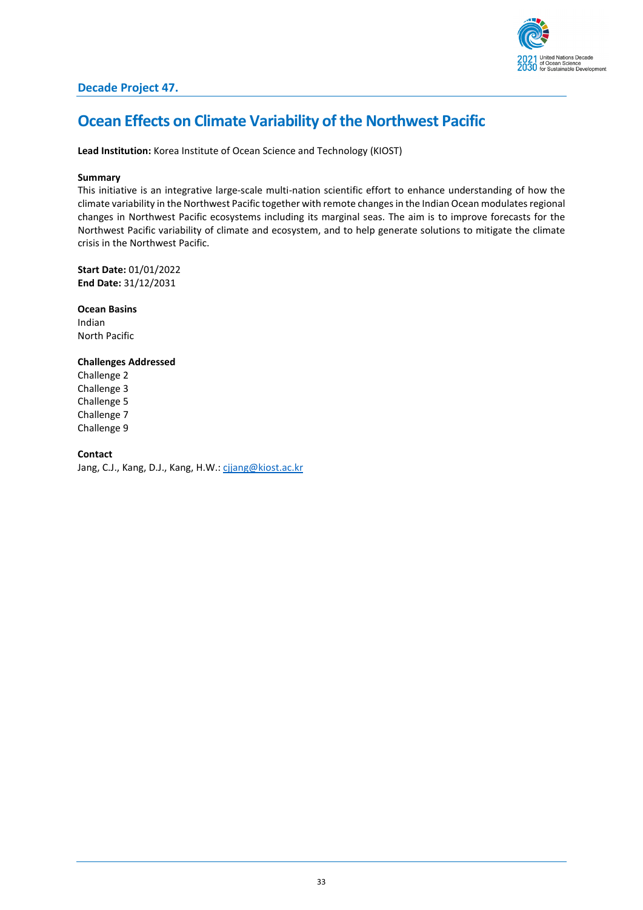## Decade Project 47.

# Ocean Effects on Climate Variability of the Northwest Pacific

**Lead Institution:** Korea Institute of Ocean Science and Technology (KIOST)

**Summary**

This initiative is an integrative large-scale multi-nation scientific effort to enhance understanding of how the climate variability in the Northwest Pacific together with remote changes in the Indian Ocean modulates regional changes in Northwest Pacific ecosystems including its marginal seas. The aim is to improve forecasts for the Northwest Pacific variability of climate and ecosystem, and to help generate solutions to mitigate the climate crisis in the Northwest Pacific.

**Start Date:** 01/01/2022
**End Date:** 31/12/2031

**Ocean Basins**

Indian
North Pacific

**Challenges Addressed**

Challenge 2
Challenge 3
Challenge 5
Challenge 7
Challenge 9

**Contact**

Jang, C.J., Kang, D.J., Kang, H.W.: cjjang@kiost.ac.kr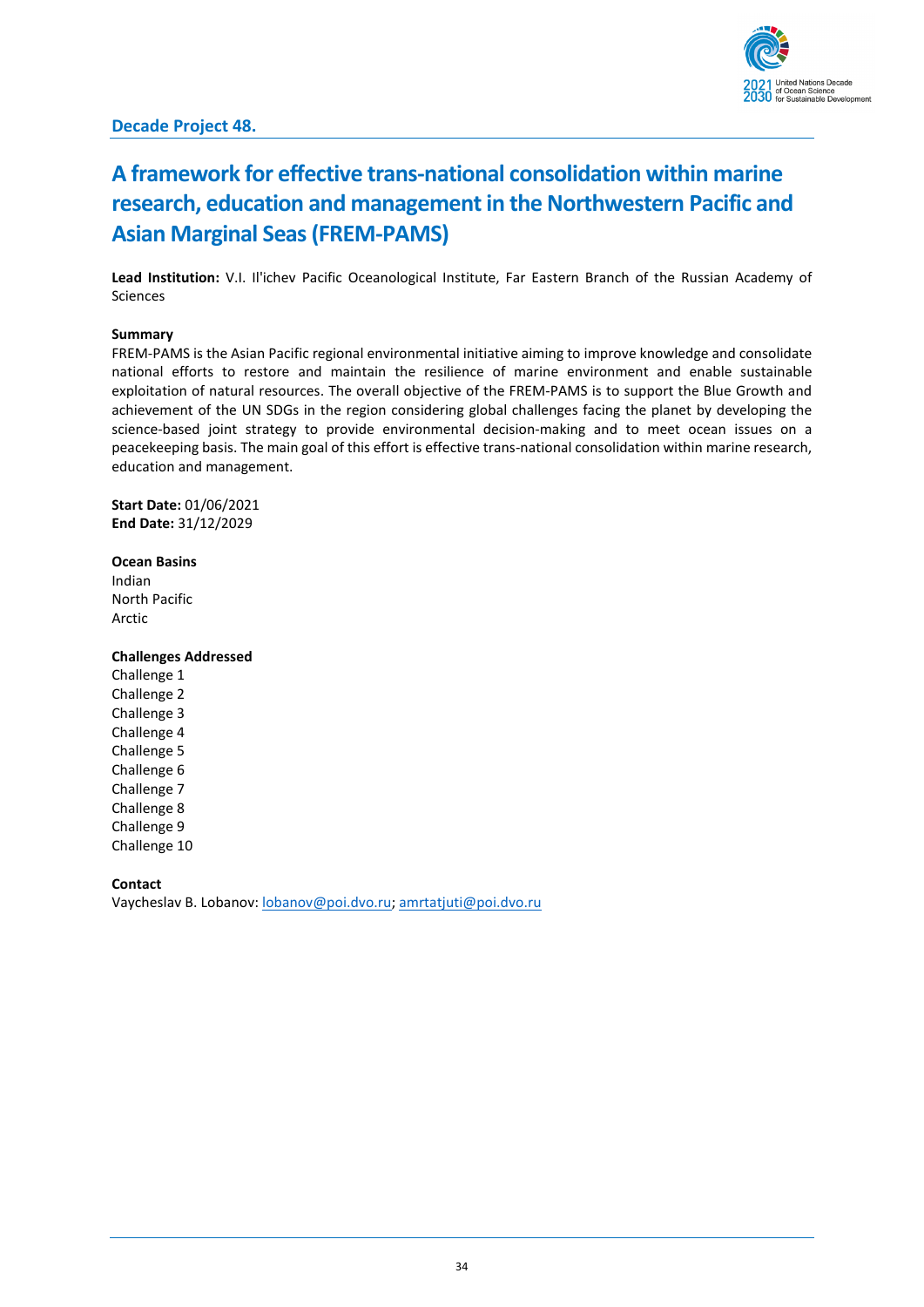## Decade Project 48.

# A framework for effective trans-national consolidation within marine research, education and management in the Northwestern Pacific and Asian Marginal Seas (FREM-PAMS)

**Lead Institution:** V.I. Il'ichev Pacific Oceanological Institute, Far Eastern Branch of the Russian Academy of Sciences

**Summary**

FREM-PAMS is the Asian Pacific regional environmental initiative aiming to improve knowledge and consolidate national efforts to restore and maintain the resilience of marine environment and enable sustainable exploitation of natural resources. The overall objective of the FREM-PAMS is to support the Blue Growth and achievement of the UN SDGs in the region considering global challenges facing the planet by developing the science-based joint strategy to provide environmental decision-making and to meet ocean issues on a peacekeeping basis. The main goal of this effort is effective trans-national consolidation within marine research, education and management.

**Start Date:** 01/06/2021
**End Date:** 31/12/2029

**Ocean Basins**

Indian
North Pacific
Arctic

**Challenges Addressed**

Challenge 1
Challenge 2
Challenge 3
Challenge 4
Challenge 5
Challenge 6
Challenge 7
Challenge 8
Challenge 9
Challenge 10

**Contact**

Vaycheslav B. Lobanov: lobanov@poi.dvo.ru; amrtatjuti@poi.dvo.ru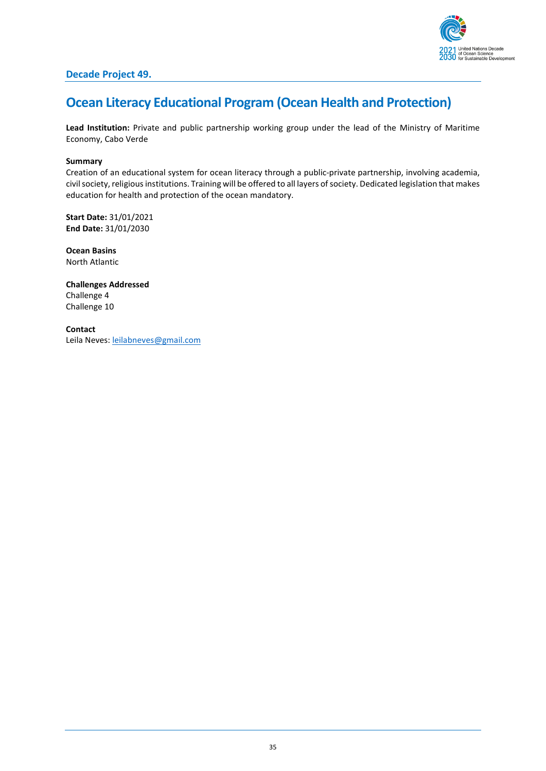## Decade Project 49.

# Ocean Literacy Educational Program (Ocean Health and Protection)

**Lead Institution:** Private and public partnership working group under the lead of the Ministry of Maritime Economy, Cabo Verde

**Summary**
Creation of an educational system for ocean literacy through a public-private partnership, involving academia, civil society, religious institutions. Training will be offered to all layers of society. Dedicated legislation that makes education for health and protection of the ocean mandatory.

**Start Date:** 31/01/2021
**End Date:** 31/01/2030

**Ocean Basins**
North Atlantic

**Challenges Addressed**
Challenge 4
Challenge 10

**Contact**
Leila Neves: leilabneves@gmail.com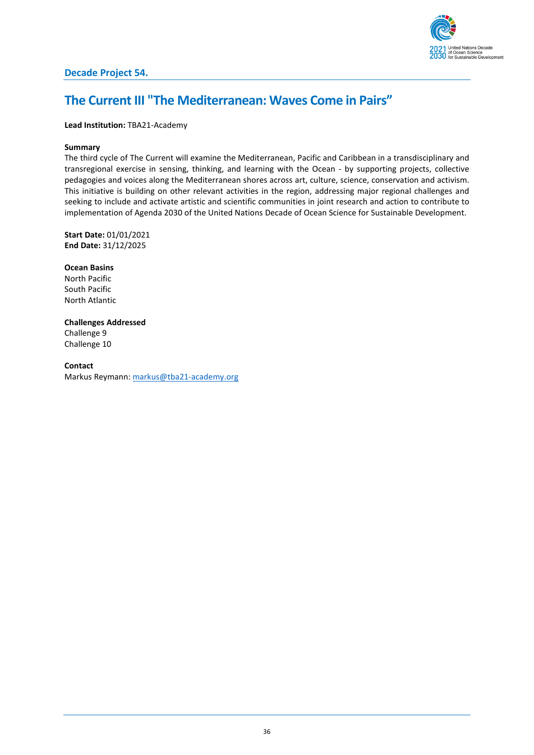## Decade Project 54.

# The Current III "The Mediterranean: Waves Come in Pairs"

**Lead Institution:** TBA21-Academy

**Summary**

The third cycle of The Current will examine the Mediterranean, Pacific and Caribbean in a transdisciplinary and transregional exercise in sensing, thinking, and learning with the Ocean - by supporting projects, collective pedagogies and voices along the Mediterranean shores across art, culture, science, conservation and activism. This initiative is building on other relevant activities in the region, addressing major regional challenges and seeking to include and activate artistic and scientific communities in joint research and action to contribute to implementation of Agenda 2030 of the United Nations Decade of Ocean Science for Sustainable Development.

**Start Date:** 01/01/2021
**End Date:** 31/12/2025

**Ocean Basins**

North Pacific
South Pacific
North Atlantic

**Challenges Addressed**

Challenge 9
Challenge 10

**Contact**

Markus Reymann: markus@tba21-academy.org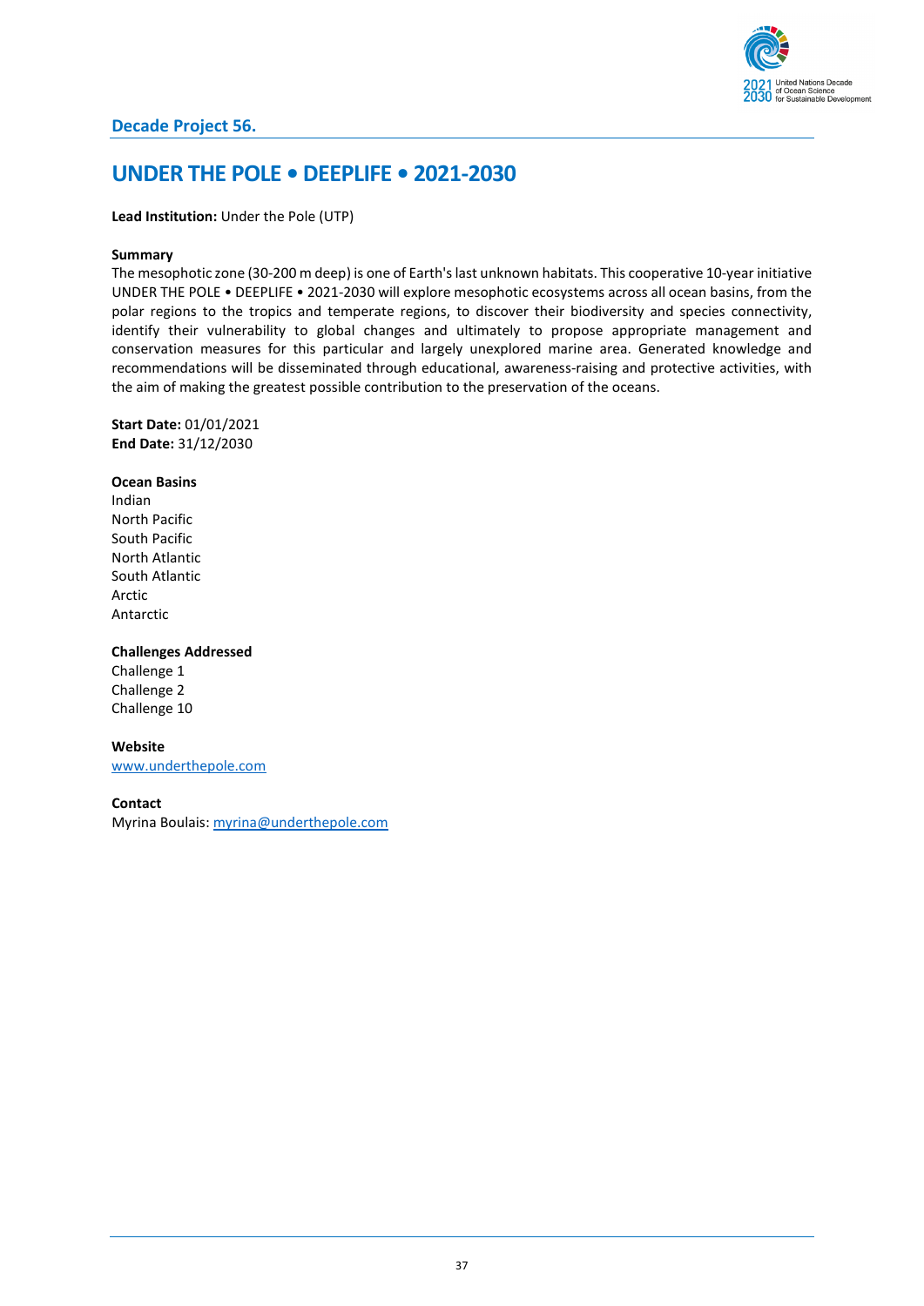## Decade Project 56.

# UNDER THE POLE • DEEPLIFE • 2021-2030

**Lead Institution:** Under the Pole (UTP)

**Summary**

The mesophotic zone (30-200 m deep) is one of Earth's last unknown habitats. This cooperative 10-year initiative UNDER THE POLE • DEEPLIFE • 2021-2030 will explore mesophotic ecosystems across all ocean basins, from the polar regions to the tropics and temperate regions, to discover their biodiversity and species connectivity, identify their vulnerability to global changes and ultimately to propose appropriate management and conservation measures for this particular and largely unexplored marine area. Generated knowledge and recommendations will be disseminated through educational, awareness-raising and protective activities, with the aim of making the greatest possible contribution to the preservation of the oceans.

**Start Date:** 01/01/2021
**End Date:** 31/12/2030

**Ocean Basins**

Indian
North Pacific
South Pacific
North Atlantic
South Atlantic
Arctic
Antarctic

**Challenges Addressed**

Challenge 1
Challenge 2
Challenge 10

**Website**

www.underthepole.com

**Contact**

Myrina Boulais: myrina@underthepole.com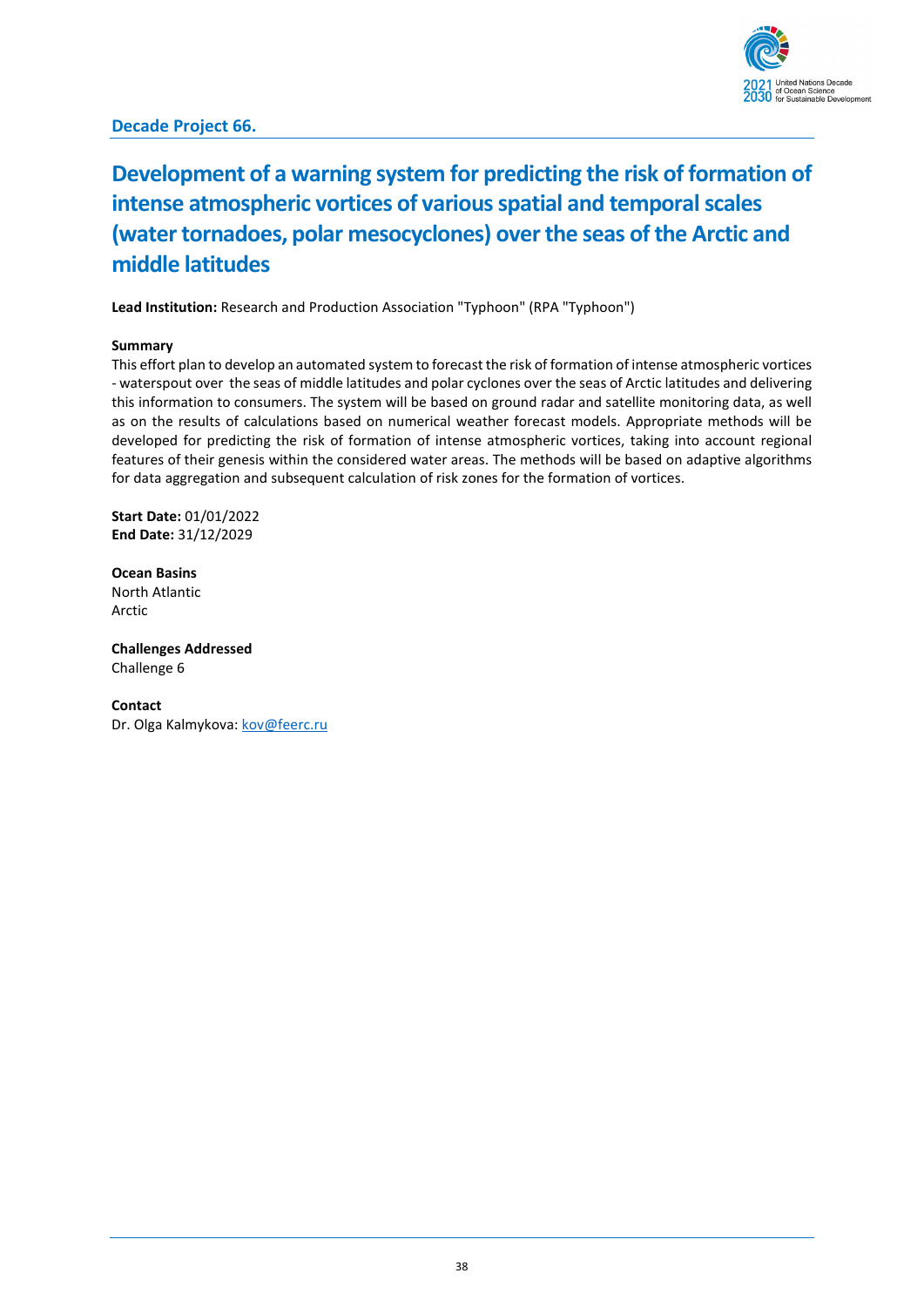**Decade Project 66.**

# Development of a warning system for predicting the risk of formation of intense atmospheric vortices of various spatial and temporal scales (water tornadoes, polar mesocyclones) over the seas of the Arctic and middle latitudes

**Lead Institution:** Research and Production Association "Typhoon" (RPA "Typhoon")

**Summary**

This effort plan to develop an automated system to forecast the risk of formation of intense atmospheric vortices - waterspout over the seas of middle latitudes and polar cyclones over the seas of Arctic latitudes and delivering this information to consumers. The system will be based on ground radar and satellite monitoring data, as well as on the results of calculations based on numerical weather forecast models. Appropriate methods will be developed for predicting the risk of formation of intense atmospheric vortices, taking into account regional features of their genesis within the considered water areas. The methods will be based on adaptive algorithms for data aggregation and subsequent calculation of risk zones for the formation of vortices.

**Start Date:** 01/01/2022
**End Date:** 31/12/2029

**Ocean Basins**
North Atlantic
Arctic

**Challenges Addressed**
Challenge 6

**Contact**
Dr. Olga Kalmykova: kov@feerc.ru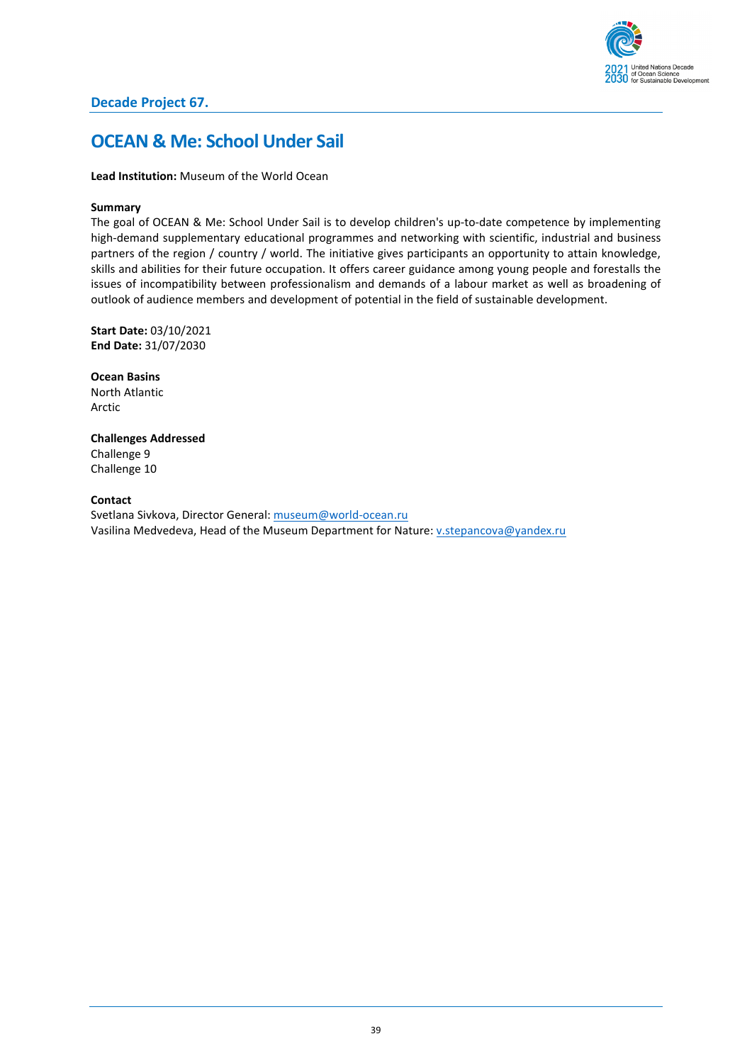**Decade Project 67.**

# OCEAN & Me: School Under Sail

**Lead Institution:** Museum of the World Ocean

**Summary**

The goal of OCEAN & Me: School Under Sail is to develop children's up-to-date competence by implementing high-demand supplementary educational programmes and networking with scientific, industrial and business partners of the region / country / world. The initiative gives participants an opportunity to attain knowledge, skills and abilities for their future occupation. It offers career guidance among young people and forestalls the issues of incompatibility between professionalism and demands of a labour market as well as broadening of outlook of audience members and development of potential in the field of sustainable development.

**Start Date:** 03/10/2021
**End Date:** 31/07/2030

**Ocean Basins**

North Atlantic
Arctic

**Challenges Addressed**

Challenge 9
Challenge 10

**Contact**

Svetlana Sivkova, Director General: museum@world-ocean.ru
Vasilina Medvedeva, Head of the Museum Department for Nature: v.stepancova@yandex.ru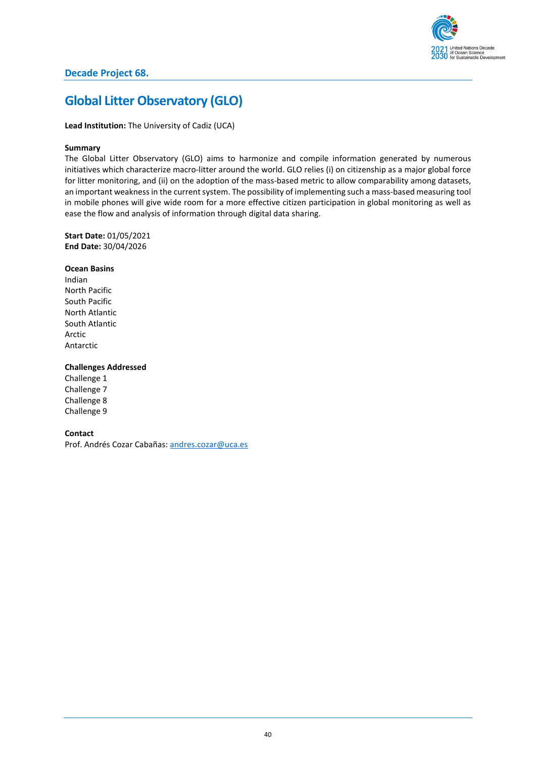## Decade Project 68.

# Global Litter Observatory (GLO)

**Lead Institution:** The University of Cadiz (UCA)

**Summary**

The Global Litter Observatory (GLO) aims to harmonize and compile information generated by numerous initiatives which characterize macro-litter around the world. GLO relies (i) on citizenship as a major global force for litter monitoring, and (ii) on the adoption of the mass-based metric to allow comparability among datasets, an important weakness in the current system. The possibility of implementing such a mass-based measuring tool in mobile phones will give wide room for a more effective citizen participation in global monitoring as well as ease the flow and analysis of information through digital data sharing.

**Start Date:** 01/05/2021
**End Date:** 30/04/2026

**Ocean Basins**

Indian
North Pacific
South Pacific
North Atlantic
South Atlantic
Arctic
Antarctic

**Challenges Addressed**

Challenge 1
Challenge 7
Challenge 8
Challenge 9

**Contact**

Prof. Andrés Cozar Cabañas: andres.cozar@uca.es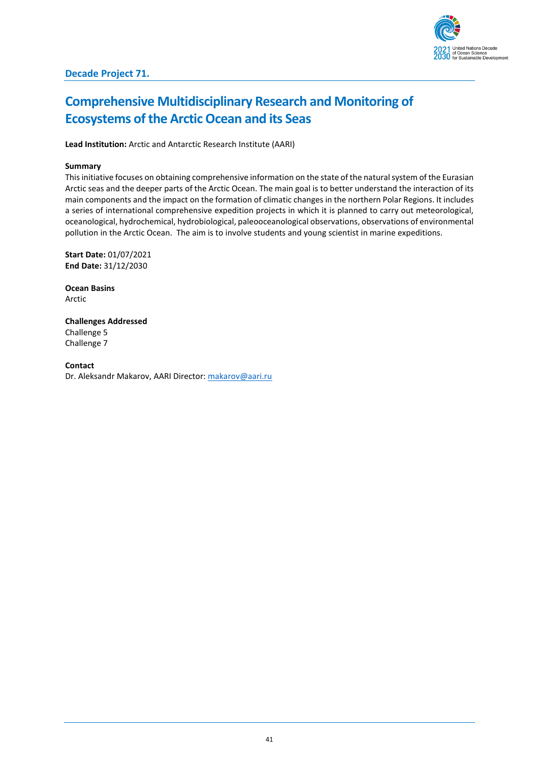## Decade Project 71.

# Comprehensive Multidisciplinary Research and Monitoring of Ecosystems of the Arctic Ocean and its Seas

**Lead Institution:** Arctic and Antarctic Research Institute (AARI)

**Summary**

This initiative focuses on obtaining comprehensive information on the state of the natural system of the Eurasian Arctic seas and the deeper parts of the Arctic Ocean. The main goal is to better understand the interaction of its main components and the impact on the formation of climatic changes in the northern Polar Regions. It includes a series of international comprehensive expedition projects in which it is planned to carry out meteorological, oceanological, hydrochemical, hydrobiological, paleooceanological observations, observations of environmental pollution in the Arctic Ocean. The aim is to involve students and young scientist in marine expeditions.

**Start Date:** 01/07/2021
**End Date:** 31/12/2030

**Ocean Basins**
Arctic

**Challenges Addressed**
Challenge 5
Challenge 7

**Contact**
Dr. Aleksandr Makarov, AARI Director: makarov@aari.ru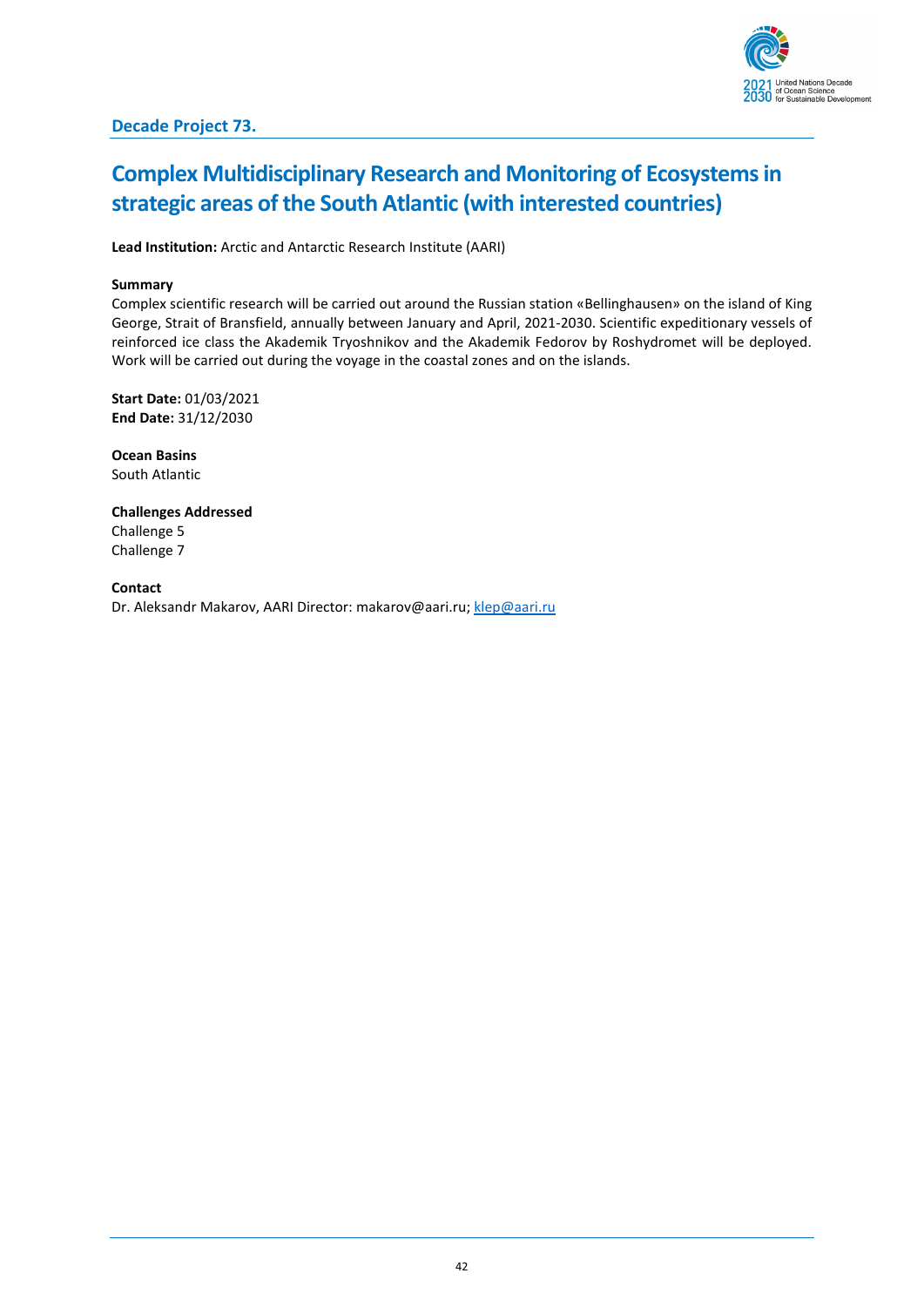### Decade Project 73.

## Complex Multidisciplinary Research and Monitoring of Ecosystems in strategic areas of the South Atlantic (with interested countries)

**Lead Institution:** Arctic and Antarctic Research Institute (AARI)

**Summary**

Complex scientific research will be carried out around the Russian station «Bellinghausen» on the island of King George, Strait of Bransfield, annually between January and April, 2021-2030. Scientific expeditionary vessels of reinforced ice class the Akademik Tryoshnikov and the Akademik Fedorov by Roshydromet will be deployed. Work will be carried out during the voyage in the coastal zones and on the islands.

**Start Date:** 01/03/2021
**End Date:** 31/12/2030

**Ocean Basins**
South Atlantic

**Challenges Addressed**
Challenge 5
Challenge 7

**Contact**
Dr. Aleksandr Makarov, AARI Director: makarov@aari.ru; klep@aari.ru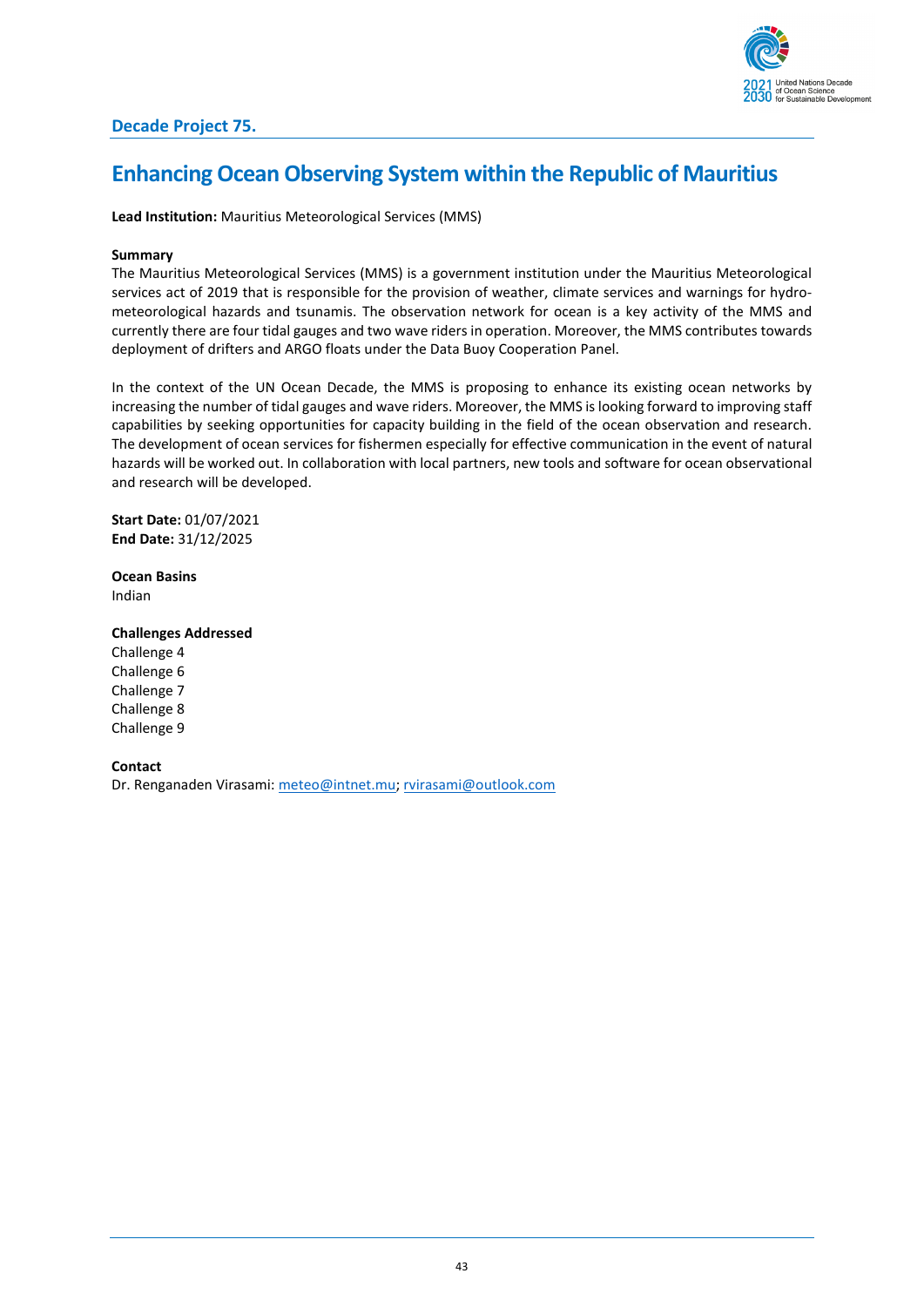## Decade Project 75.

# Enhancing Ocean Observing System within the Republic of Mauritius

**Lead Institution:** Mauritius Meteorological Services (MMS)

**Summary**

The Mauritius Meteorological Services (MMS) is a government institution under the Mauritius Meteorological services act of 2019 that is responsible for the provision of weather, climate services and warnings for hydro-meteorological hazards and tsunamis. The observation network for ocean is a key activity of the MMS and currently there are four tidal gauges and two wave riders in operation. Moreover, the MMS contributes towards deployment of drifters and ARGO floats under the Data Buoy Cooperation Panel.

In the context of the UN Ocean Decade, the MMS is proposing to enhance its existing ocean networks by increasing the number of tidal gauges and wave riders. Moreover, the MMS is looking forward to improving staff capabilities by seeking opportunities for capacity building in the field of the ocean observation and research. The development of ocean services for fishermen especially for effective communication in the event of natural hazards will be worked out. In collaboration with local partners, new tools and software for ocean observational and research will be developed.

**Start Date:** 01/07/2021
**End Date:** 31/12/2025

**Ocean Basins**
Indian

**Challenges Addressed**
Challenge 4
Challenge 6
Challenge 7
Challenge 8
Challenge 9

**Contact**
Dr. Renganaden Virasami: meteo@intnet.mu; rvirasami@outlook.com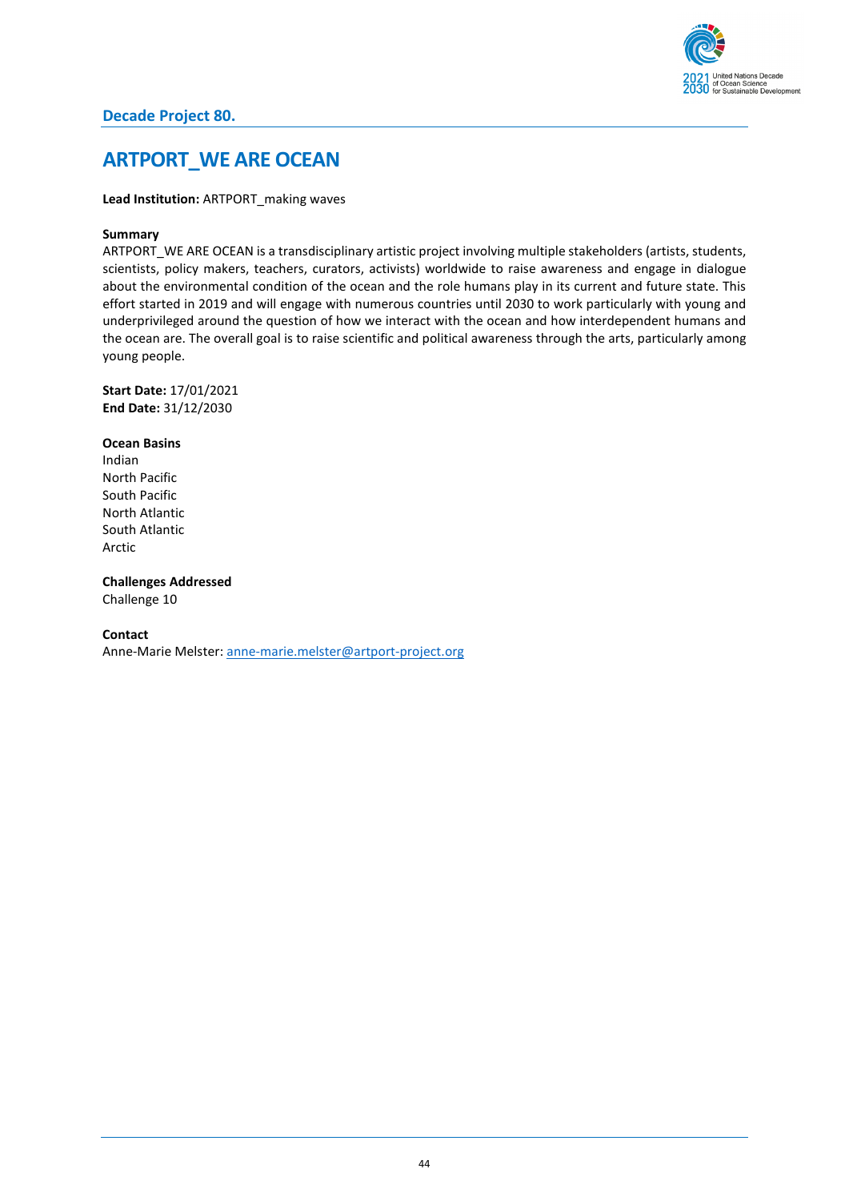## Decade Project 80.

# ARTPORT_WE ARE OCEAN

**Lead Institution:** ARTPORT_making waves

**Summary**

ARTPORT_WE ARE OCEAN is a transdisciplinary artistic project involving multiple stakeholders (artists, students, scientists, policy makers, teachers, curators, activists) worldwide to raise awareness and engage in dialogue about the environmental condition of the ocean and the role humans play in its current and future state. This effort started in 2019 and will engage with numerous countries until 2030 to work particularly with young and underprivileged around the question of how we interact with the ocean and how interdependent humans and the ocean are. The overall goal is to raise scientific and political awareness through the arts, particularly among young people.

**Start Date:** 17/01/2021
**End Date:** 31/12/2030

**Ocean Basins**

Indian
North Pacific
South Pacific
North Atlantic
South Atlantic
Arctic

**Challenges Addressed**

Challenge 10

**Contact**

Anne-Marie Melster: anne-marie.melster@artport-project.org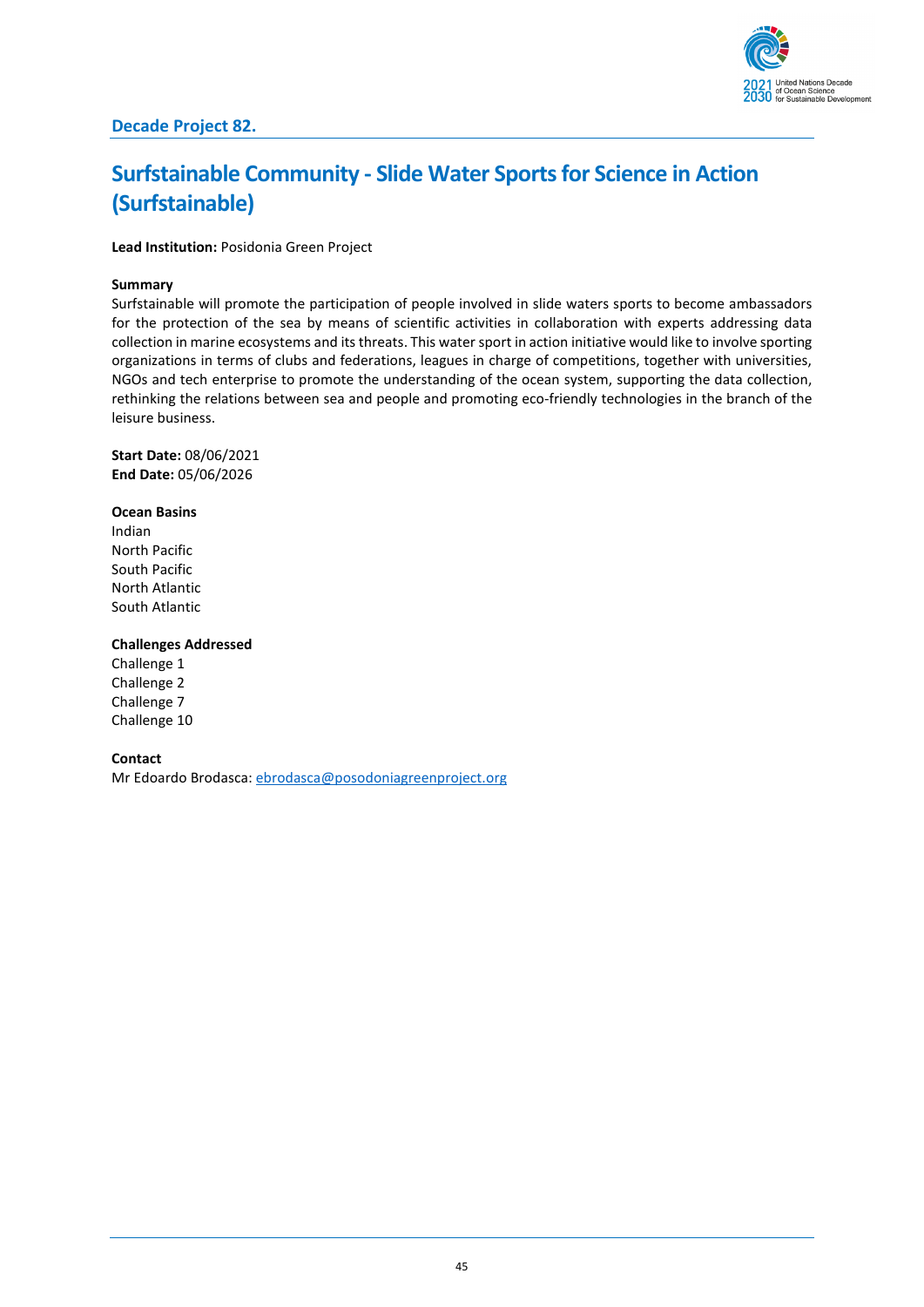## Decade Project 82.

# Surfstainable Community - Slide Water Sports for Science in Action (Surfstainable)

**Lead Institution:** Posidonia Green Project

**Summary**

Surfstainable will promote the participation of people involved in slide waters sports to become ambassadors for the protection of the sea by means of scientific activities in collaboration with experts addressing data collection in marine ecosystems and its threats. This water sport in action initiative would like to involve sporting organizations in terms of clubs and federations, leagues in charge of competitions, together with universities, NGOs and tech enterprise to promote the understanding of the ocean system, supporting the data collection, rethinking the relations between sea and people and promoting eco-friendly technologies in the branch of the leisure business.

**Start Date:** 08/06/2021
**End Date:** 05/06/2026

**Ocean Basins**

Indian
North Pacific
South Pacific
North Atlantic
South Atlantic

**Challenges Addressed**

Challenge 1
Challenge 2
Challenge 7
Challenge 10

**Contact**

Mr Edoardo Brodasca: ebrodasca@posodoniagreenproject.org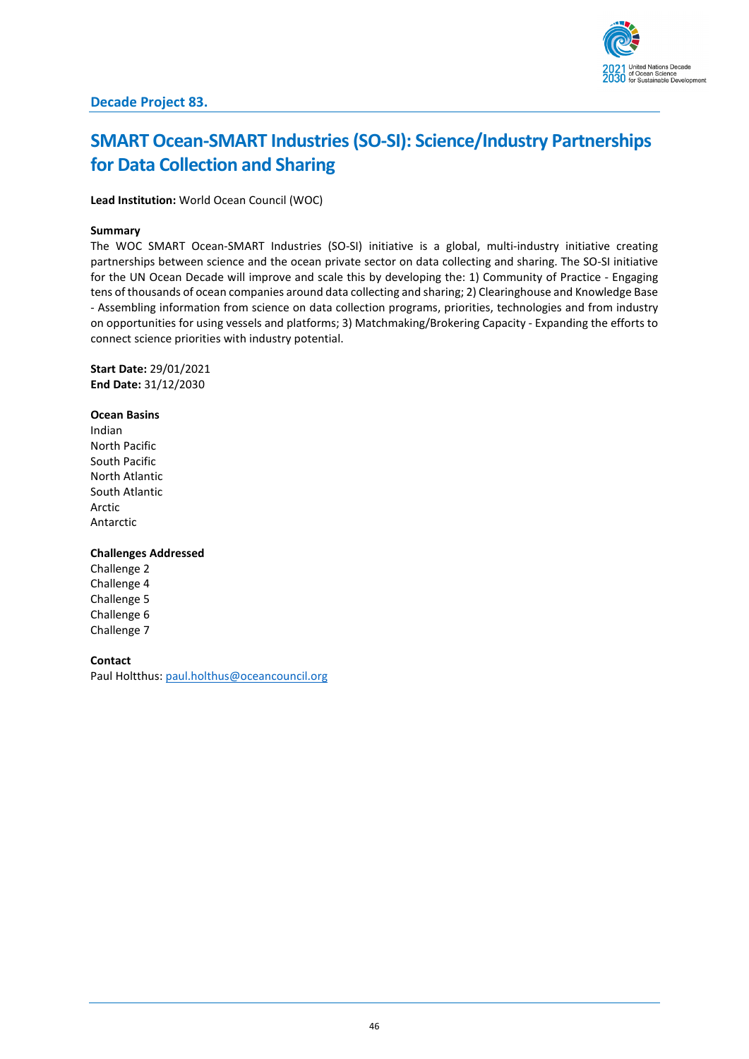## Decade Project 83.

# SMART Ocean-SMART Industries (SO-SI): Science/Industry Partnerships for Data Collection and Sharing

**Lead Institution:** World Ocean Council (WOC)

**Summary**

The WOC SMART Ocean-SMART Industries (SO-SI) initiative is a global, multi-industry initiative creating partnerships between science and the ocean private sector on data collecting and sharing. The SO-SI initiative for the UN Ocean Decade will improve and scale this by developing the: 1) Community of Practice - Engaging tens of thousands of ocean companies around data collecting and sharing; 2) Clearinghouse and Knowledge Base - Assembling information from science on data collection programs, priorities, technologies and from industry on opportunities for using vessels and platforms; 3) Matchmaking/Brokering Capacity - Expanding the efforts to connect science priorities with industry potential.

**Start Date:** 29/01/2021
**End Date:** 31/12/2030

**Ocean Basins**

Indian
North Pacific
South Pacific
North Atlantic
South Atlantic
Arctic
Antarctic

**Challenges Addressed**

Challenge 2
Challenge 4
Challenge 5
Challenge 6
Challenge 7

**Contact**

Paul Holtthus: paul.holthus@oceancouncil.org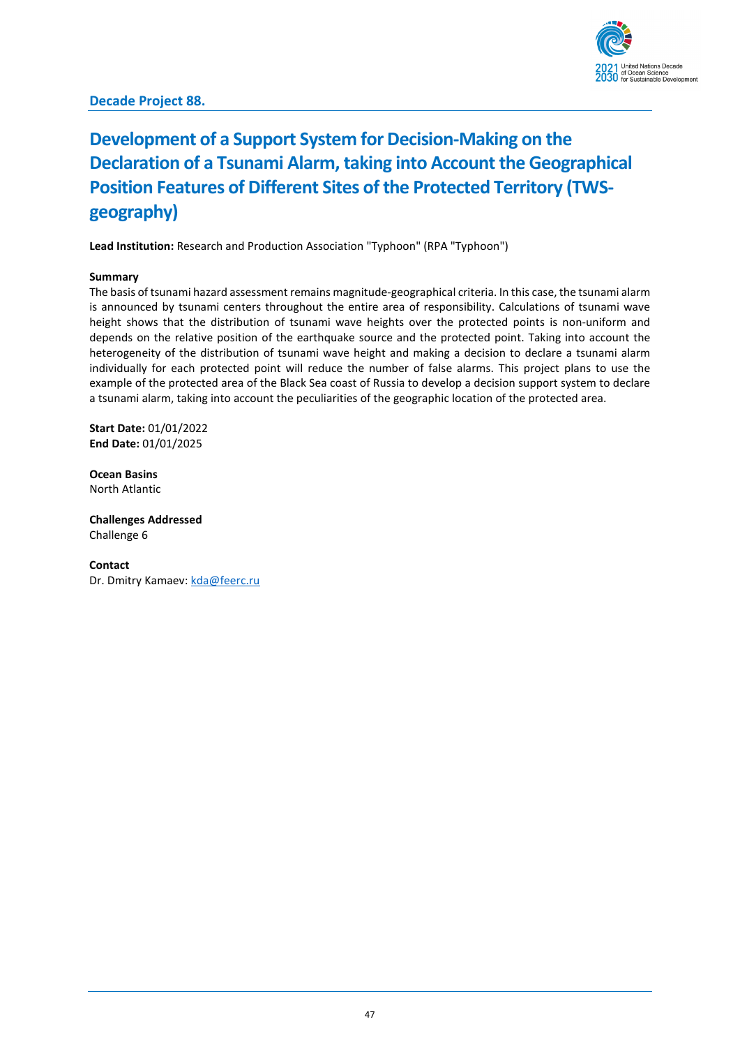**Decade Project 88.**

# Development of a Support System for Decision-Making on the Declaration of a Tsunami Alarm, taking into Account the Geographical Position Features of Different Sites of the Protected Territory (TWS-geography)

**Lead Institution:** Research and Production Association "Typhoon" (RPA "Typhoon")

**Summary**

The basis of tsunami hazard assessment remains magnitude-geographical criteria. In this case, the tsunami alarm is announced by tsunami centers throughout the entire area of responsibility. Calculations of tsunami wave height shows that the distribution of tsunami wave heights over the protected points is non-uniform and depends on the relative position of the earthquake source and the protected point. Taking into account the heterogeneity of the distribution of tsunami wave height and making a decision to declare a tsunami alarm individually for each protected point will reduce the number of false alarms. This project plans to use the example of the protected area of the Black Sea coast of Russia to develop a decision support system to declare a tsunami alarm, taking into account the peculiarities of the geographic location of the protected area.

**Start Date:** 01/01/2022
**End Date:** 01/01/2025

**Ocean Basins**
North Atlantic

**Challenges Addressed**
Challenge 6

**Contact**
Dr. Dmitry Kamaev: kda@feerc.ru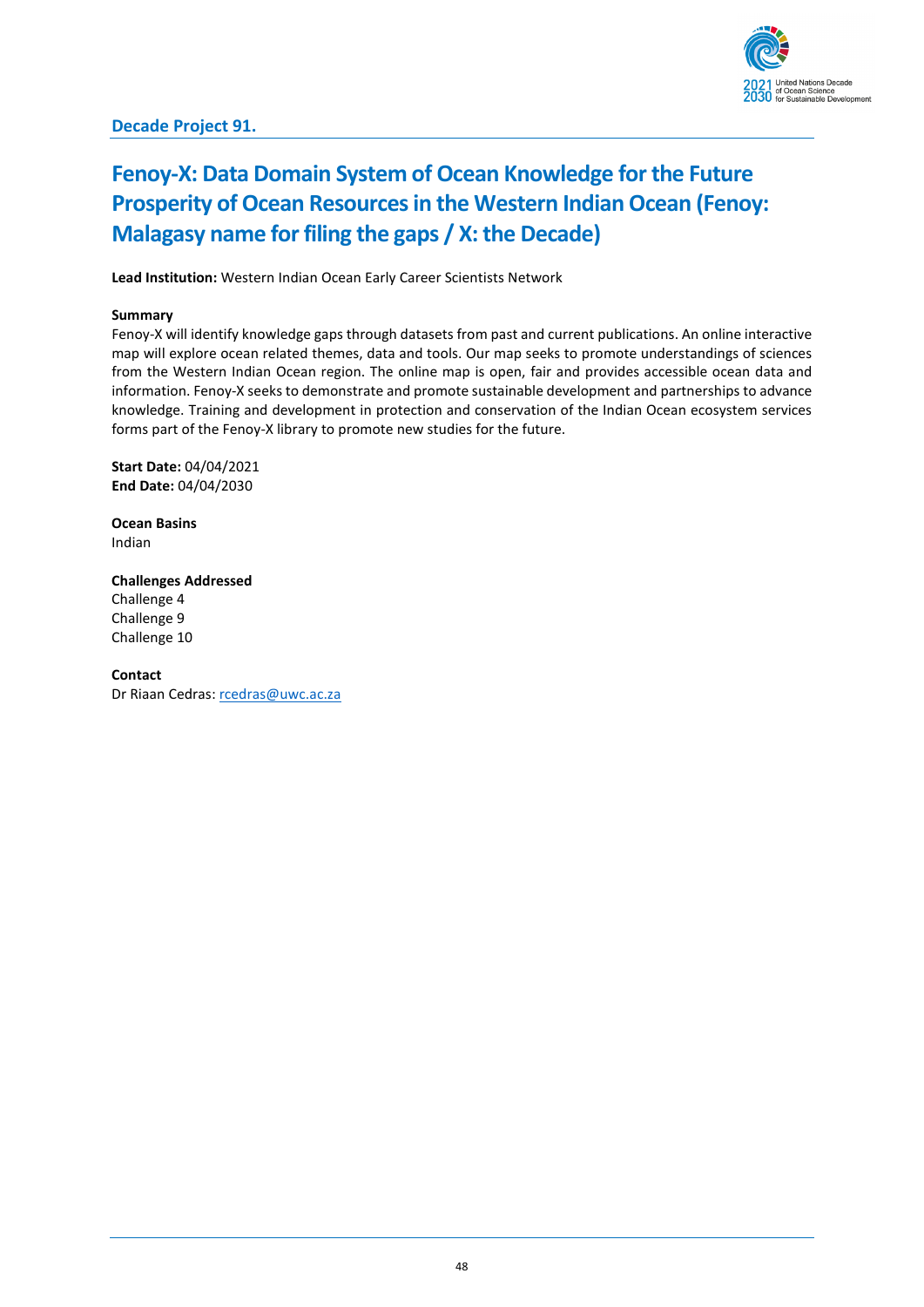## Decade Project 91.

# Fenoy-X: Data Domain System of Ocean Knowledge for the Future Prosperity of Ocean Resources in the Western Indian Ocean (Fenoy: Malagasy name for filing the gaps / X: the Decade)

**Lead Institution:** Western Indian Ocean Early Career Scientists Network

**Summary**

Fenoy-X will identify knowledge gaps through datasets from past and current publications. An online interactive map will explore ocean related themes, data and tools. Our map seeks to promote understandings of sciences from the Western Indian Ocean region. The online map is open, fair and provides accessible ocean data and information. Fenoy-X seeks to demonstrate and promote sustainable development and partnerships to advance knowledge. Training and development in protection and conservation of the Indian Ocean ecosystem services forms part of the Fenoy-X library to promote new studies for the future.

**Start Date:** 04/04/2021
**End Date:** 04/04/2030

**Ocean Basins**
Indian

**Challenges Addressed**
Challenge 4
Challenge 9
Challenge 10

**Contact**
Dr Riaan Cedras: rcedras@uwc.ac.za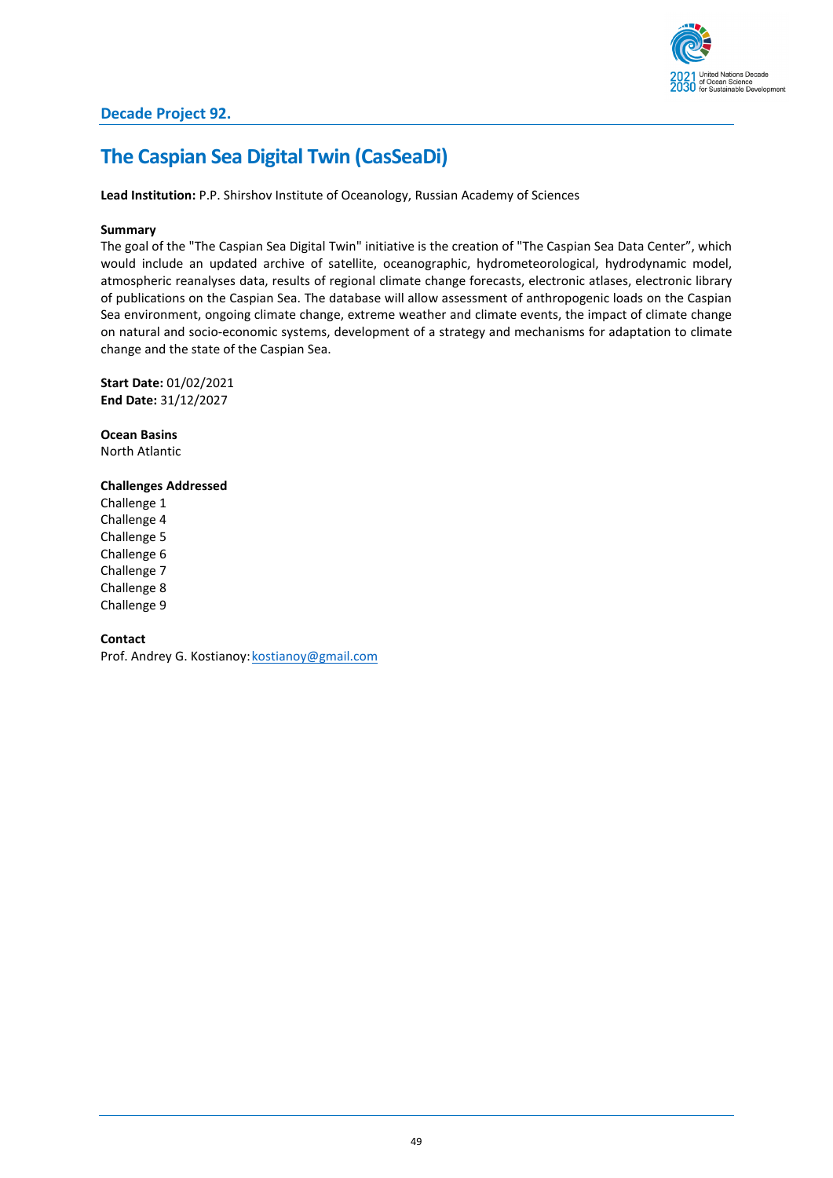## Decade Project 92.

# The Caspian Sea Digital Twin (CasSeaDi)

**Lead Institution:** P.P. Shirshov Institute of Oceanology, Russian Academy of Sciences

**Summary**

The goal of the "The Caspian Sea Digital Twin" initiative is the creation of "The Caspian Sea Data Center", which would include an updated archive of satellite, oceanographic, hydrometeorological, hydrodynamic model, atmospheric reanalyses data, results of regional climate change forecasts, electronic atlases, electronic library of publications on the Caspian Sea. The database will allow assessment of anthropogenic loads on the Caspian Sea environment, ongoing climate change, extreme weather and climate events, the impact of climate change on natural and socio-economic systems, development of a strategy and mechanisms for adaptation to climate change and the state of the Caspian Sea.

**Start Date:** 01/02/2021
**End Date:** 31/12/2027

**Ocean Basins**
North Atlantic

**Challenges Addressed**
Challenge 1
Challenge 4
Challenge 5
Challenge 6
Challenge 7
Challenge 8
Challenge 9

**Contact**
Prof. Andrey G. Kostianoy: kostianoy@gmail.com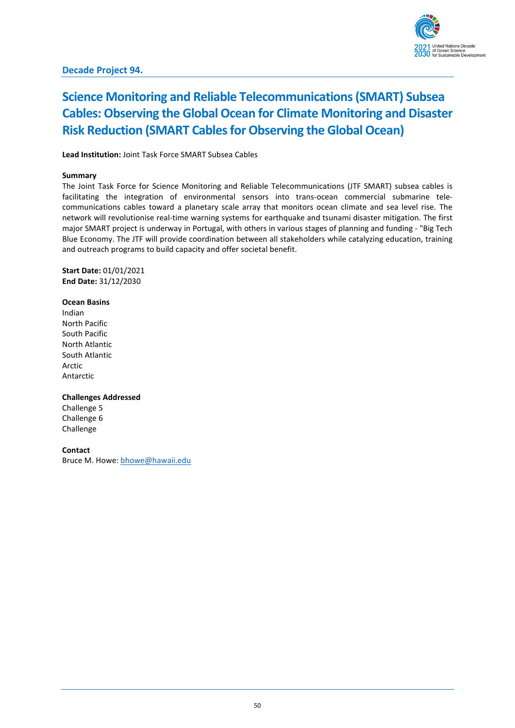**Decade Project 94.**

# Science Monitoring and Reliable Telecommunications (SMART) Subsea Cables: Observing the Global Ocean for Climate Monitoring and Disaster Risk Reduction (SMART Cables for Observing the Global Ocean)

**Lead Institution:** Joint Task Force SMART Subsea Cables

**Summary**

The Joint Task Force for Science Monitoring and Reliable Telecommunications (JTF SMART) subsea cables is facilitating the integration of environmental sensors into trans-ocean commercial submarine tele-communications cables toward a planetary scale array that monitors ocean climate and sea level rise. The network will revolutionise real-time warning systems for earthquake and tsunami disaster mitigation. The first major SMART project is underway in Portugal, with others in various stages of planning and funding - "Big Tech Blue Economy. The JTF will provide coordination between all stakeholders while catalyzing education, training and outreach programs to build capacity and offer societal benefit.

**Start Date:** 01/01/2021
**End Date:** 31/12/2030

**Ocean Basins**

Indian
North Pacific
South Pacific
North Atlantic
South Atlantic
Arctic
Antarctic

**Challenges Addressed**

Challenge 5
Challenge 6
Challenge

**Contact**

Bruce M. Howe: bhowe@hawaii.edu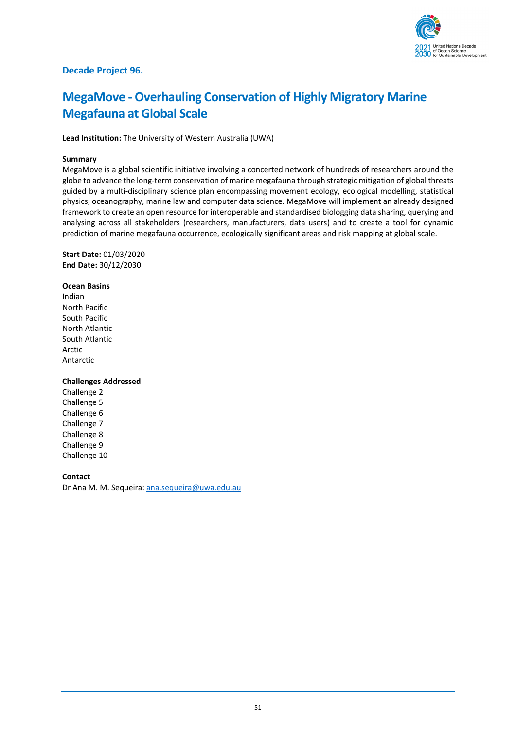## Decade Project 96.

# MegaMove - Overhauling Conservation of Highly Migratory Marine Megafauna at Global Scale

**Lead Institution:** The University of Western Australia (UWA)

**Summary**

MegaMove is a global scientific initiative involving a concerted network of hundreds of researchers around the globe to advance the long-term conservation of marine megafauna through strategic mitigation of global threats guided by a multi-disciplinary science plan encompassing movement ecology, ecological modelling, statistical physics, oceanography, marine law and computer data science. MegaMove will implement an already designed framework to create an open resource for interoperable and standardised biologging data sharing, querying and analysing across all stakeholders (researchers, manufacturers, data users) and to create a tool for dynamic prediction of marine megafauna occurrence, ecologically significant areas and risk mapping at global scale.

**Start Date:** 01/03/2020
**End Date:** 30/12/2030

**Ocean Basins**

Indian
North Pacific
South Pacific
North Atlantic
South Atlantic
Arctic
Antarctic

**Challenges Addressed**

Challenge 2
Challenge 5
Challenge 6
Challenge 7
Challenge 8
Challenge 9
Challenge 10

**Contact**

Dr Ana M. M. Sequeira: ana.sequeira@uwa.edu.au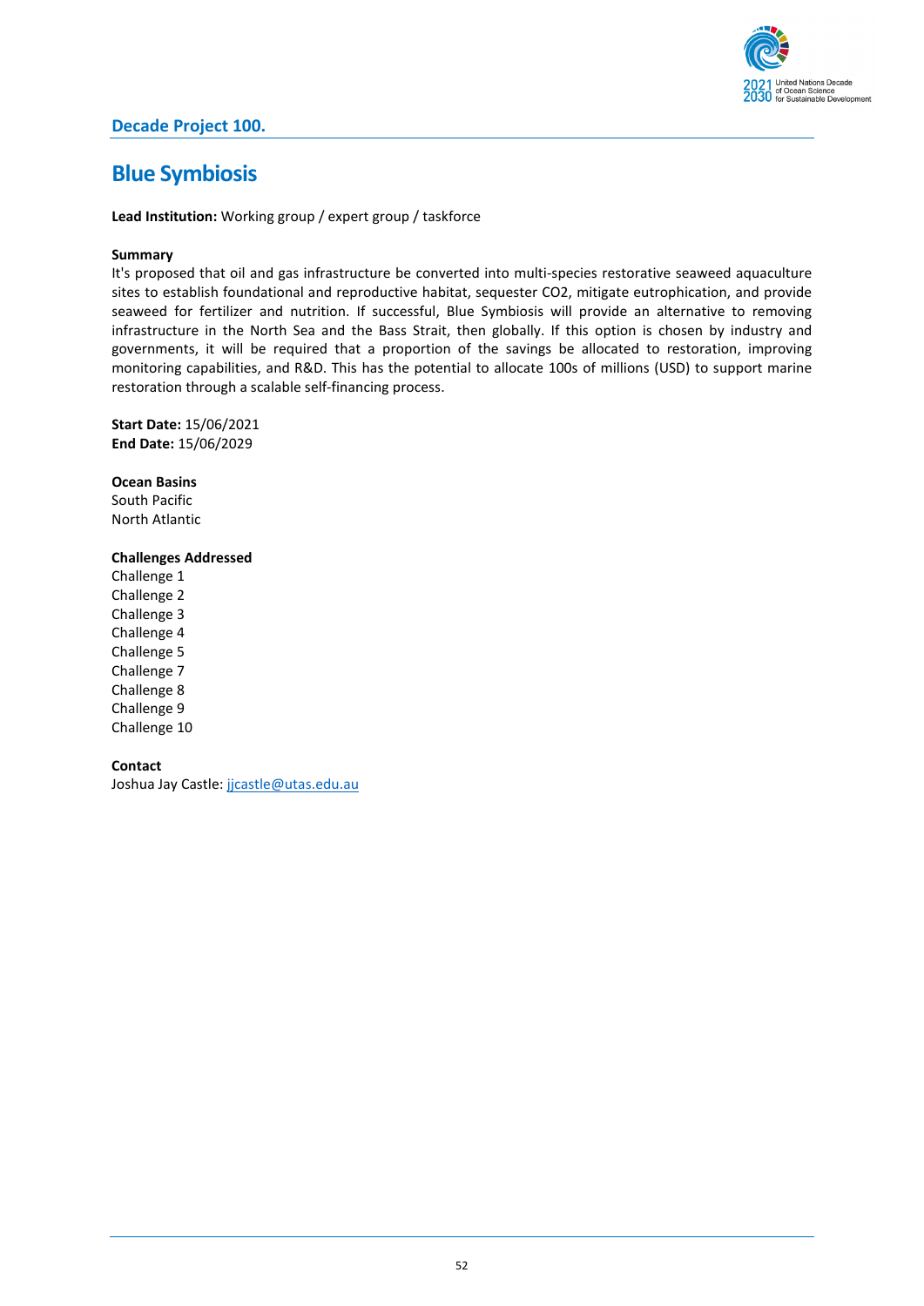## Decade Project 100.

# Blue Symbiosis

**Lead Institution:** Working group / expert group / taskforce

**Summary**

It's proposed that oil and gas infrastructure be converted into multi-species restorative seaweed aquaculture sites to establish foundational and reproductive habitat, sequester $CO_2$, mitigate eutrophication, and provide seaweed for fertilizer and nutrition. If successful, Blue Symbiosis will provide an alternative to removing infrastructure in the North Sea and the Bass Strait, then globally. If this option is chosen by industry and governments, it will be required that a proportion of the savings be allocated to restoration, improving monitoring capabilities, and R&D. This has the potential to allocate 100s of millions (USD) to support marine restoration through a scalable self-financing process.

**Start Date:** 15/06/2021
**End Date:** 15/06/2029

**Ocean Basins**
South Pacific
North Atlantic

**Challenges Addressed**
Challenge 1
Challenge 2
Challenge 3
Challenge 4
Challenge 5
Challenge 7
Challenge 8
Challenge 9
Challenge 10

**Contact**
Joshua Jay Castle: jjcastle@utas.edu.au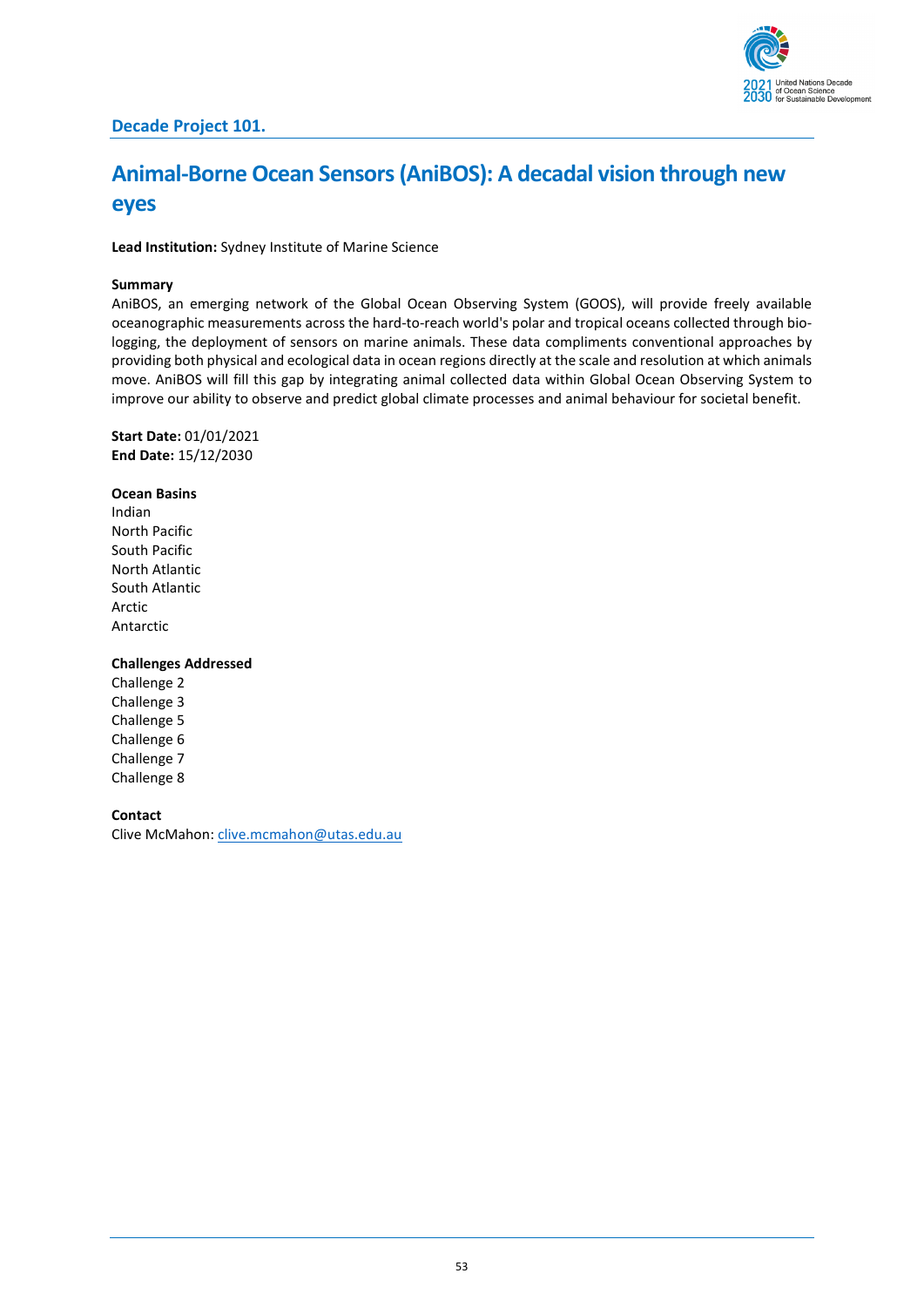**Decade Project 101.**

# Animal-Borne Ocean Sensors (AniBOS): A decadal vision through new eyes

**Lead Institution:** Sydney Institute of Marine Science

**Summary**

AniBOS, an emerging network of the Global Ocean Observing System (GOOS), will provide freely available oceanographic measurements across the hard-to-reach world's polar and tropical oceans collected through bio-logging, the deployment of sensors on marine animals. These data compliments conventional approaches by providing both physical and ecological data in ocean regions directly at the scale and resolution at which animals move. AniBOS will fill this gap by integrating animal collected data within Global Ocean Observing System to improve our ability to observe and predict global climate processes and animal behaviour for societal benefit.

**Start Date:** 01/01/2021
**End Date:** 15/12/2030

**Ocean Basins**

Indian
North Pacific
South Pacific
North Atlantic
South Atlantic
Arctic
Antarctic

**Challenges Addressed**

Challenge 2
Challenge 3
Challenge 5
Challenge 6
Challenge 7
Challenge 8

**Contact**

Clive McMahon: clive.mcmahon@utas.edu.au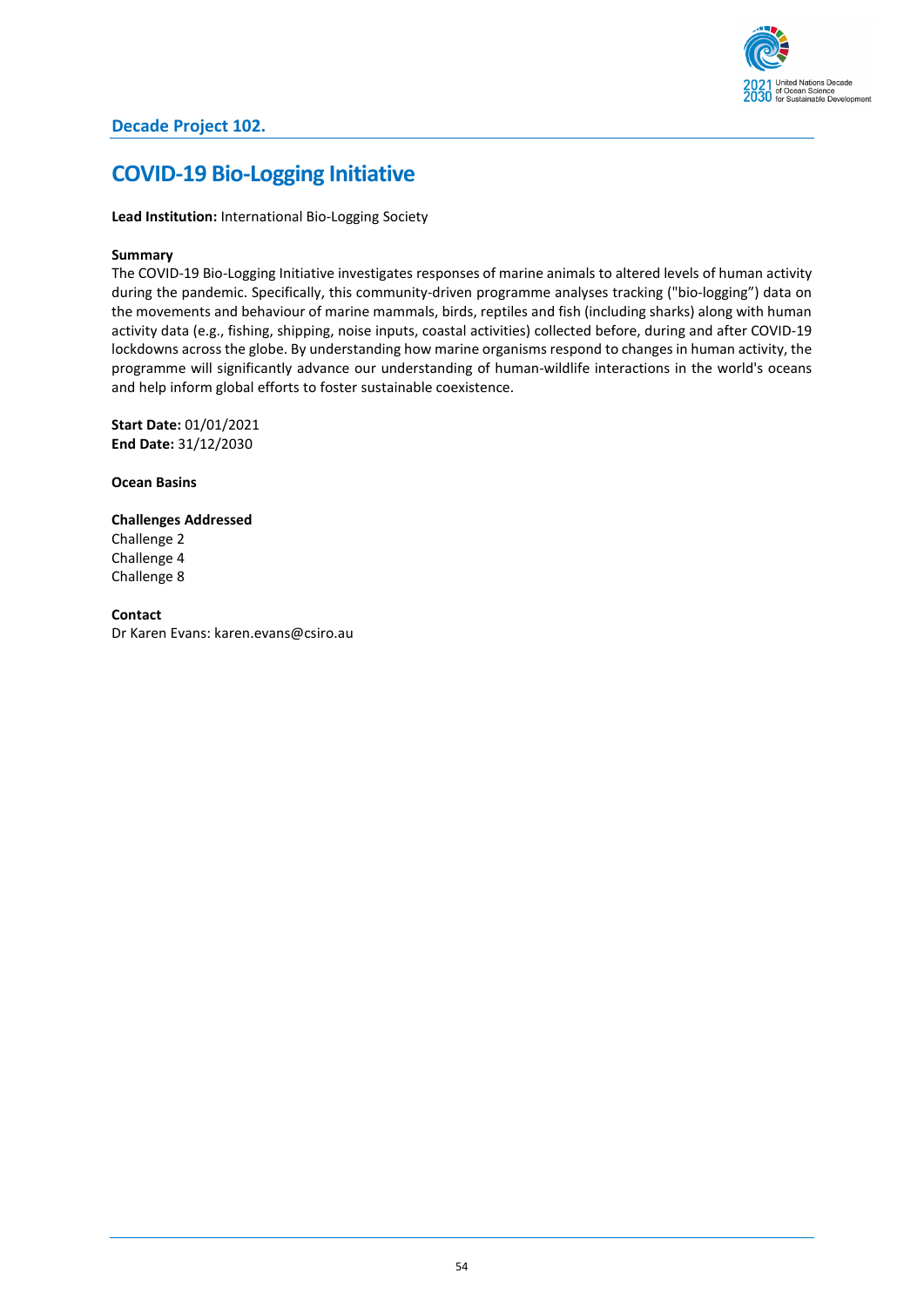### Decade Project 102.

# COVID-19 Bio-Logging Initiative

**Lead Institution:** International Bio-Logging Society

**Summary**
The COVID-19 Bio-Logging Initiative investigates responses of marine animals to altered levels of human activity during the pandemic. Specifically, this community-driven programme analyses tracking ("bio-logging") data on the movements and behaviour of marine mammals, birds, reptiles and fish (including sharks) along with human activity data (e.g., fishing, shipping, noise inputs, coastal activities) collected before, during and after COVID-19 lockdowns across the globe. By understanding how marine organisms respond to changes in human activity, the programme will significantly advance our understanding of human-wildlife interactions in the world's oceans and help inform global efforts to foster sustainable coexistence.

**Start Date:** 01/01/2021
**End Date:** 31/12/2030

**Ocean Basins**

**Challenges Addressed**
Challenge 2
Challenge 4
Challenge 8

**Contact**
Dr Karen Evans: karen.evans@csiro.au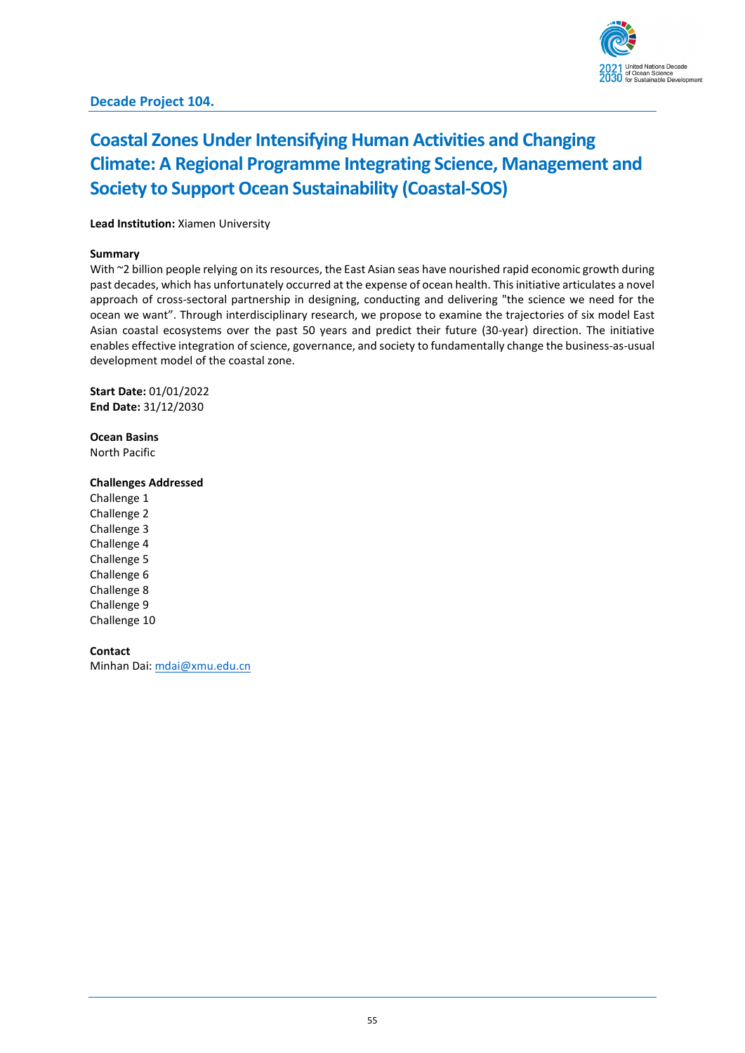**Decade Project 104.**

# Coastal Zones Under Intensifying Human Activities and Changing Climate: A Regional Programme Integrating Science, Management and Society to Support Ocean Sustainability (Coastal-SOS)

**Lead Institution:** Xiamen University

**Summary**

With ~2 billion people relying on its resources, the East Asian seas have nourished rapid economic growth during past decades, which has unfortunately occurred at the expense of ocean health. This initiative articulates a novel approach of cross-sectoral partnership in designing, conducting and delivering "the science we need for the ocean we want". Through interdisciplinary research, we propose to examine the trajectories of six model East Asian coastal ecosystems over the past 50 years and predict their future (30-year) direction. The initiative enables effective integration of science, governance, and society to fundamentally change the business-as-usual development model of the coastal zone.

**Start Date:** 01/01/2022
**End Date:** 31/12/2030

**Ocean Basins**
North Pacific

**Challenges Addressed**
Challenge 1
Challenge 2
Challenge 3
Challenge 4
Challenge 5
Challenge 6
Challenge 8
Challenge 9
Challenge 10

**Contact**
Minhan Dai: mdai@xmu.edu.cn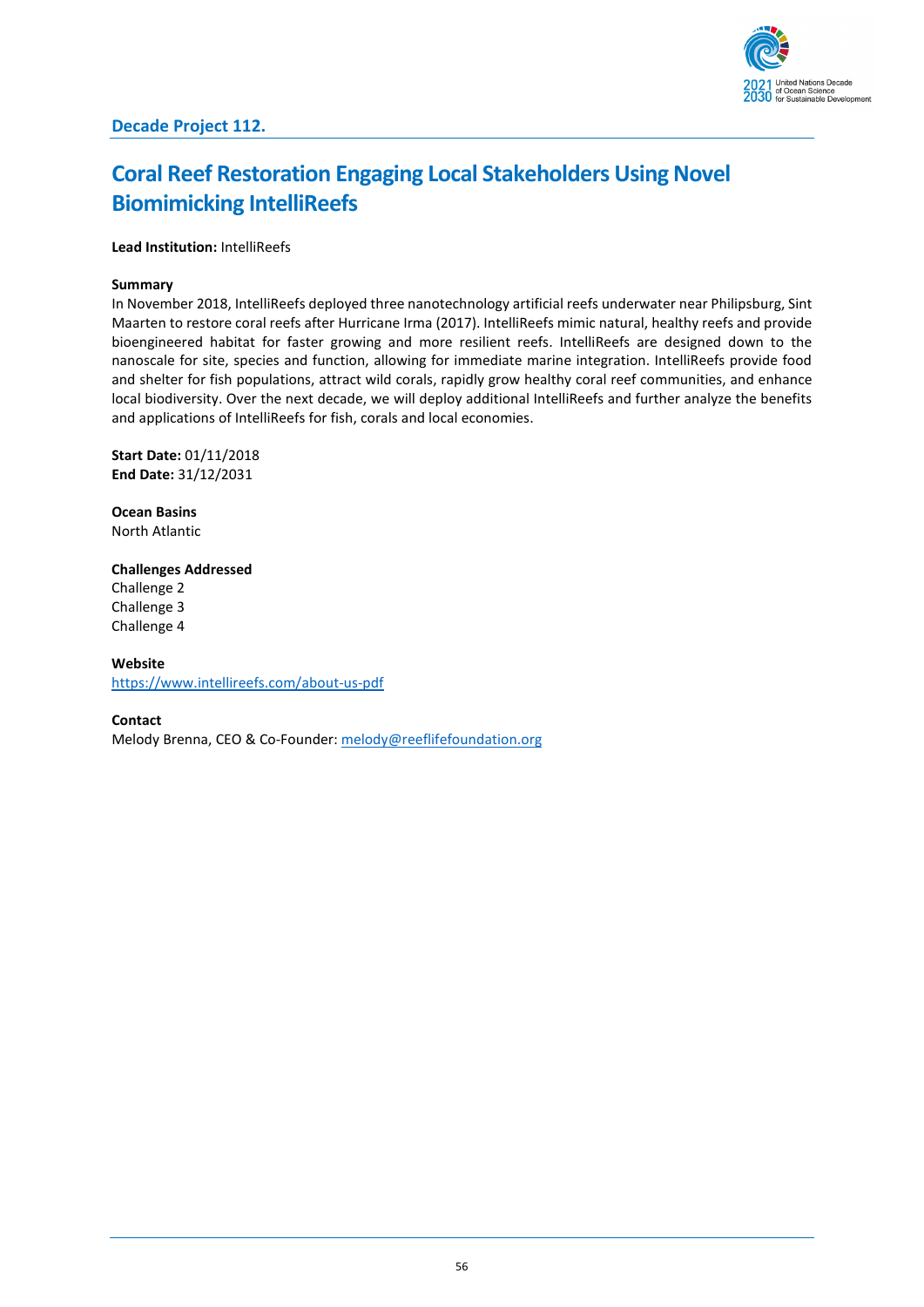Decade Project 112.

# Coral Reef Restoration Engaging Local Stakeholders Using Novel Biomimicking IntelliReefs

**Lead Institution:** IntelliReefs

**Summary**

In November 2018, IntelliReefs deployed three nanotechnology artificial reefs underwater near Philipsburg, Sint Maarten to restore coral reefs after Hurricane Irma (2017). IntelliReefs mimic natural, healthy reefs and provide bioengineered habitat for faster growing and more resilient reefs. IntelliReefs are designed down to the nanoscale for site, species and function, allowing for immediate marine integration. IntelliReefs provide food and shelter for fish populations, attract wild corals, rapidly grow healthy coral reef communities, and enhance local biodiversity. Over the next decade, we will deploy additional IntelliReefs and further analyze the benefits and applications of IntelliReefs for fish, corals and local economies.

**Start Date:** 01/11/2018
**End Date:** 31/12/2031

**Ocean Basins**
North Atlantic

**Challenges Addressed**
Challenge 2
Challenge 3
Challenge 4

**Website**
https://www.intellireefs.com/about-us-pdf

**Contact**
Melody Brenna, CEO & Co-Founder: melody@reeflifefoundation.org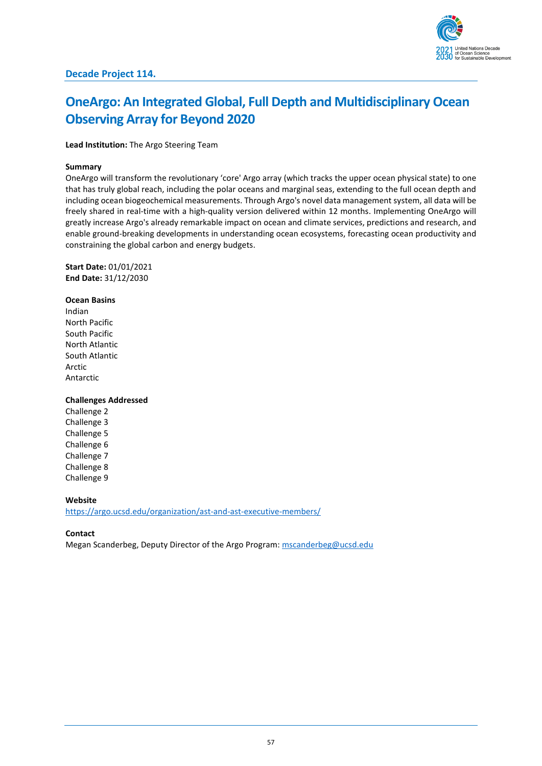## Decade Project 114.

# OneArgo: An Integrated Global, Full Depth and Multidisciplinary Ocean Observing Array for Beyond 2020

**Lead Institution:** The Argo Steering Team

**Summary**

OneArgo will transform the revolutionary 'core' Argo array (which tracks the upper ocean physical state) to one that has truly global reach, including the polar oceans and marginal seas, extending to the full ocean depth and including ocean biogeochemical measurements. Through Argo's novel data management system, all data will be freely shared in real-time with a high-quality version delivered within 12 months. Implementing OneArgo will greatly increase Argo's already remarkable impact on ocean and climate services, predictions and research, and enable ground-breaking developments in understanding ocean ecosystems, forecasting ocean productivity and constraining the global carbon and energy budgets.

**Start Date:** 01/01/2021
**End Date:** 31/12/2030

**Ocean Basins**

Indian
North Pacific
South Pacific
North Atlantic
South Atlantic
Arctic
Antarctic

**Challenges Addressed**

Challenge 2
Challenge 3
Challenge 5
Challenge 6
Challenge 7
Challenge 8
Challenge 9

**Website**

https://argo.ucsd.edu/organization/ast-and-ast-executive-members/

**Contact**

Megan Scanderbeg, Deputy Director of the Argo Program: mscanderbeg@ucsd.edu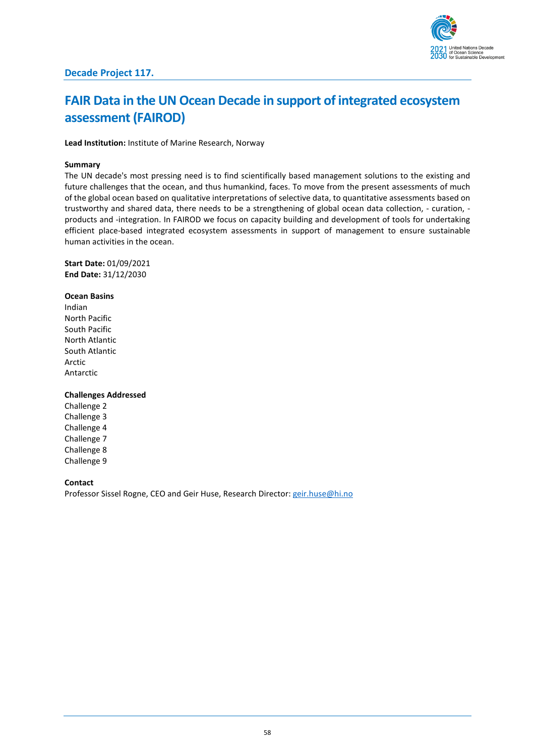## Decade Project 117.

# FAIR Data in the UN Ocean Decade in support of integrated ecosystem assessment (FAIROD)

**Lead Institution:** Institute of Marine Research, Norway

**Summary**

The UN decade's most pressing need is to find scientifically based management solutions to the existing and future challenges that the ocean, and thus humankind, faces. To move from the present assessments of much of the global ocean based on qualitative interpretations of selective data, to quantitative assessments based on trustworthy and shared data, there needs to be a strengthening of global ocean data collection, - curation, - products and -integration. In FAIROD we focus on capacity building and development of tools for undertaking efficient place-based integrated ecosystem assessments in support of management to ensure sustainable human activities in the ocean.

**Start Date:** 01/09/2021
**End Date:** 31/12/2030

**Ocean Basins**

Indian
North Pacific
South Pacific
North Atlantic
South Atlantic
Arctic
Antarctic

**Challenges Addressed**

Challenge 2
Challenge 3
Challenge 4
Challenge 7
Challenge 8
Challenge 9

**Contact**

Professor Sissel Rogne, CEO and Geir Huse, Research Director: geir.huse@hi.no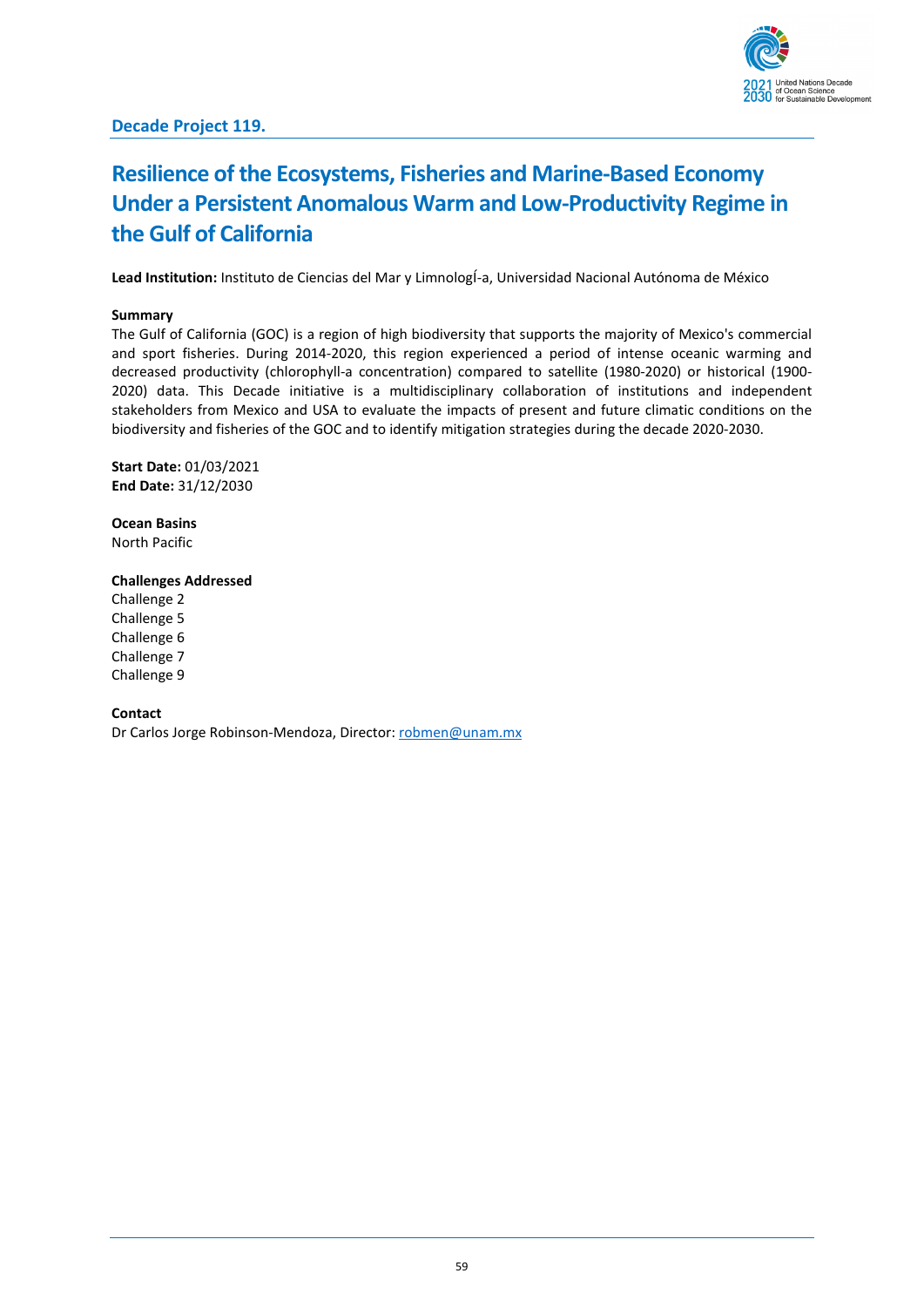## Decade Project 119.

# Resilience of the Ecosystems, Fisheries and Marine-Based Economy Under a Persistent Anomalous Warm and Low-Productivity Regime in the Gulf of California

**Lead Institution:** Instituto de Ciencias del Mar y LimnologÍ-a, Universidad Nacional Autónoma de México

**Summary**

The Gulf of California (GOC) is a region of high biodiversity that supports the majority of Mexico's commercial and sport fisheries. During 2014-2020, this region experienced a period of intense oceanic warming and decreased productivity (chlorophyll-a concentration) compared to satellite (1980-2020) or historical (1900-2020) data. This Decade initiative is a multidisciplinary collaboration of institutions and independent stakeholders from Mexico and USA to evaluate the impacts of present and future climatic conditions on the biodiversity and fisheries of the GOC and to identify mitigation strategies during the decade 2020-2030.

**Start Date:** 01/03/2021
**End Date:** 31/12/2030

**Ocean Basins**
North Pacific

**Challenges Addressed**
Challenge 2
Challenge 5
Challenge 6
Challenge 7
Challenge 9

**Contact**
Dr Carlos Jorge Robinson-Mendoza, Director: robmen@unam.mx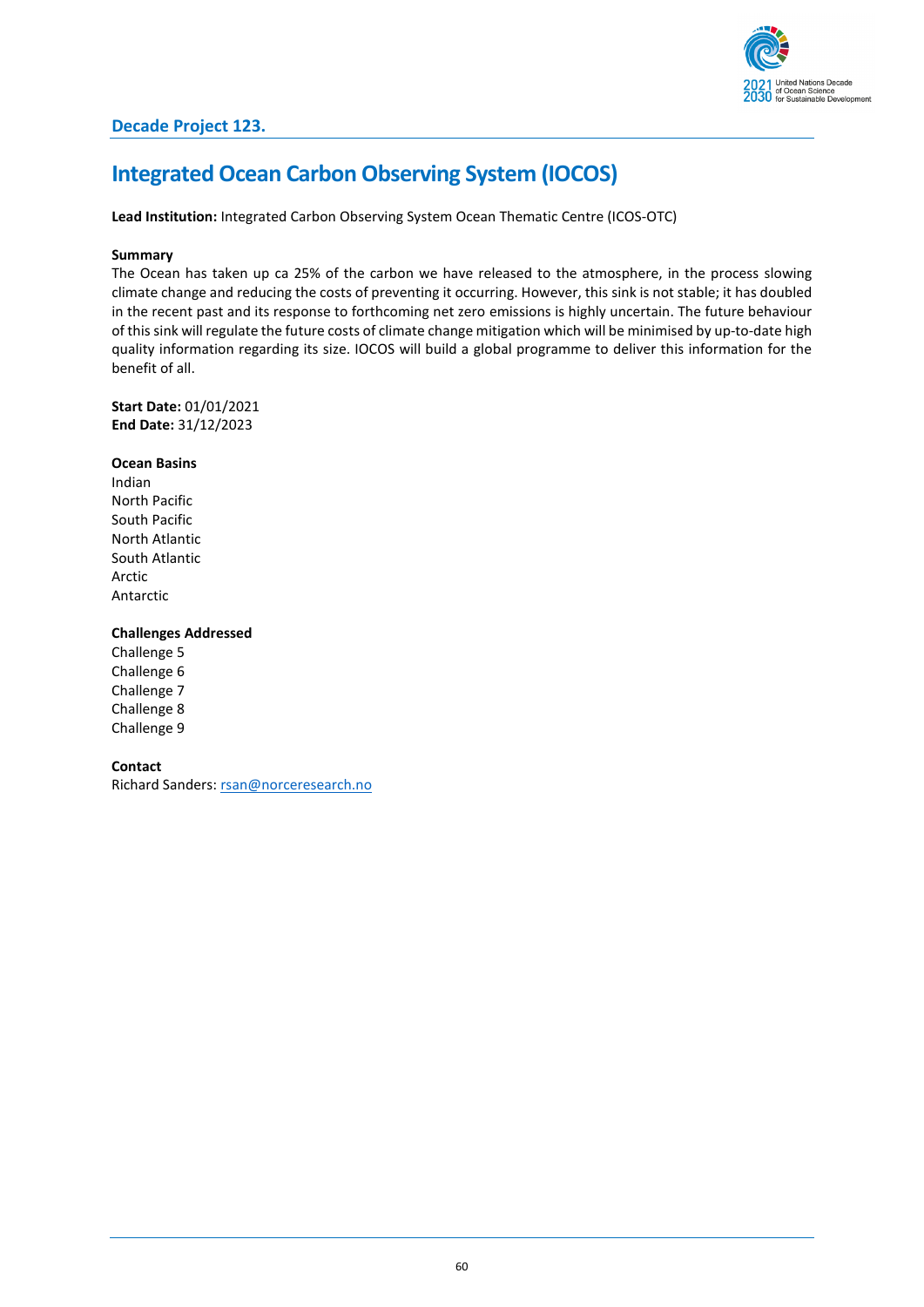## Decade Project 123.

# Integrated Ocean Carbon Observing System (IOCOS)

**Lead Institution:** Integrated Carbon Observing System Ocean Thematic Centre (ICOS-OTC)

**Summary**

The Ocean has taken up ca 25% of the carbon we have released to the atmosphere, in the process slowing climate change and reducing the costs of preventing it occurring. However, this sink is not stable; it has doubled in the recent past and its response to forthcoming net zero emissions is highly uncertain. The future behaviour of this sink will regulate the future costs of climate change mitigation which will be minimised by up-to-date high quality information regarding its size. IOCOS will build a global programme to deliver this information for the benefit of all.

**Start Date:** 01/01/2021
**End Date:** 31/12/2023

**Ocean Basins**

Indian
North Pacific
South Pacific
North Atlantic
South Atlantic
Arctic
Antarctic

**Challenges Addressed**

Challenge 5
Challenge 6
Challenge 7
Challenge 8
Challenge 9

**Contact**

Richard Sanders: rsan@norceresearch.no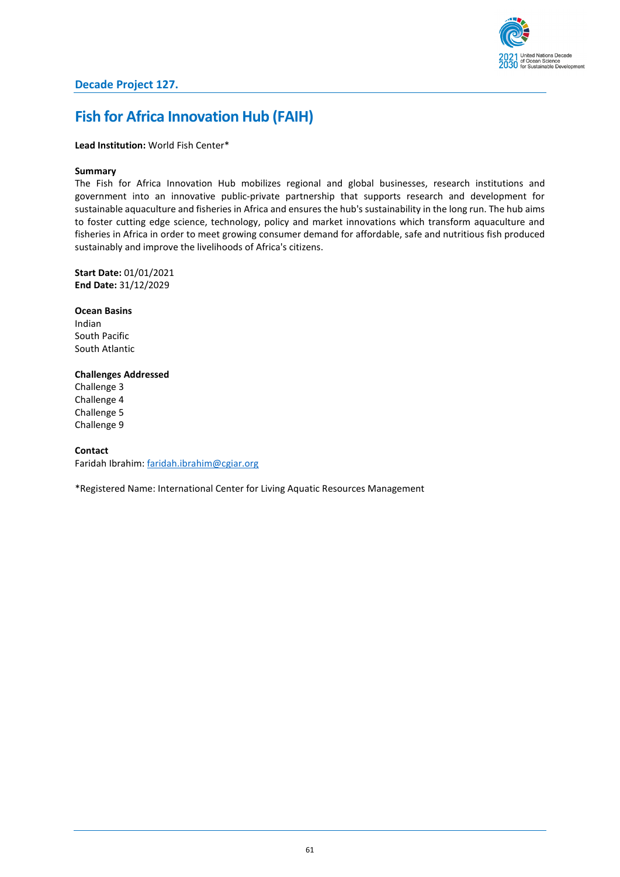## Decade Project 127.

# Fish for Africa Innovation Hub (FAIH)

**Lead Institution:** World Fish Center*

**Summary**
The Fish for Africa Innovation Hub mobilizes regional and global businesses, research institutions and government into an innovative public-private partnership that supports research and development for sustainable aquaculture and fisheries in Africa and ensures the hub's sustainability in the long run. The hub aims to foster cutting edge science, technology, policy and market innovations which transform aquaculture and fisheries in Africa in order to meet growing consumer demand for affordable, safe and nutritious fish produced sustainably and improve the livelihoods of Africa's citizens.

**Start Date:** 01/01/2021
**End Date:** 31/12/2029

**Ocean Basins**
Indian
South Pacific
South Atlantic

**Challenges Addressed**
Challenge 3
Challenge 4
Challenge 5
Challenge 9

**Contact**
Faridah Ibrahim: faridah.ibrahim@cgiar.org

*Registered Name: International Center for Living Aquatic Resources Management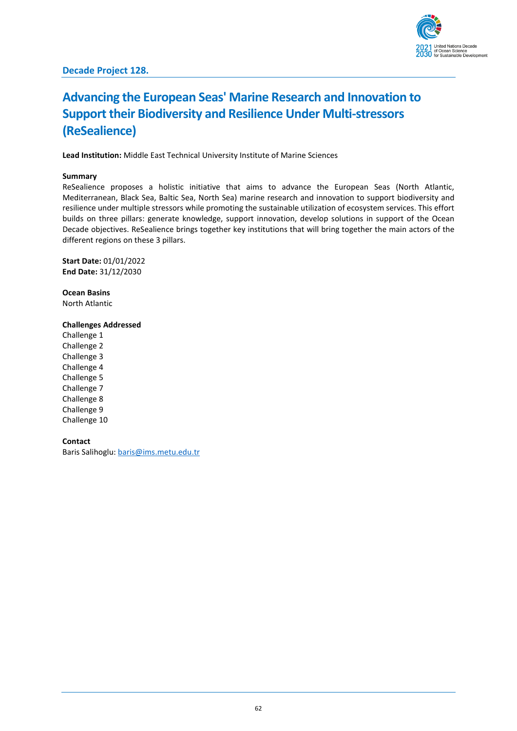**Decade Project 128.**

# Advancing the European Seas' Marine Research and Innovation to Support their Biodiversity and Resilience Under Multi-stressors (ReSealience)

**Lead Institution:** Middle East Technical University Institute of Marine Sciences

**Summary**

ReSealience proposes a holistic initiative that aims to advance the European Seas (North Atlantic, Mediterranean, Black Sea, Baltic Sea, North Sea) marine research and innovation to support biodiversity and resilience under multiple stressors while promoting the sustainable utilization of ecosystem services. This effort builds on three pillars: generate knowledge, support innovation, develop solutions in support of the Ocean Decade objectives. ReSealience brings together key institutions that will bring together the main actors of the different regions on these 3 pillars.

**Start Date:** 01/01/2022
**End Date:** 31/12/2030

**Ocean Basins**
North Atlantic

**Challenges Addressed**
Challenge 1
Challenge 2
Challenge 3
Challenge 4
Challenge 5
Challenge 7
Challenge 8
Challenge 9
Challenge 10

**Contact**
Baris Salihoglu: baris@ims.metu.edu.tr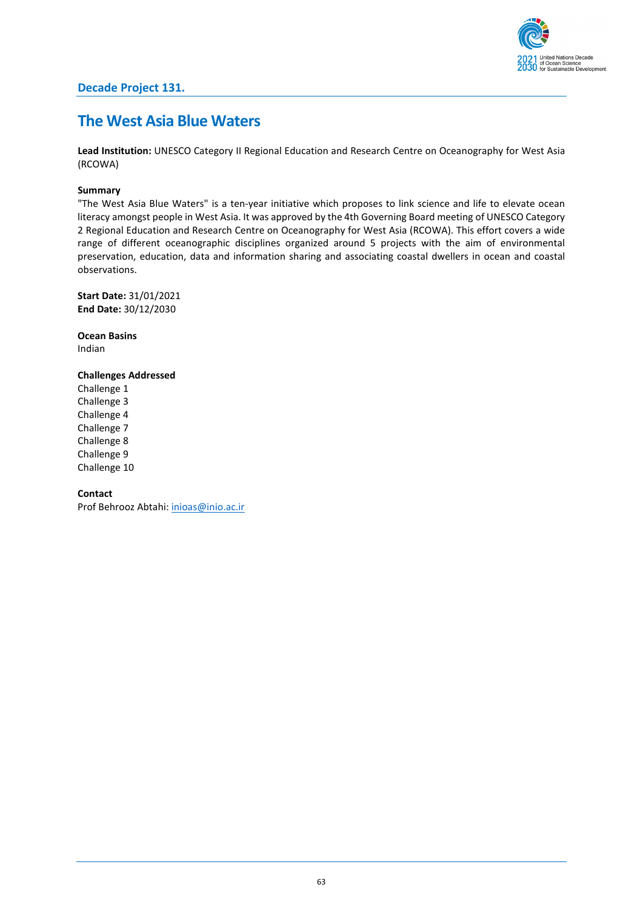## Decade Project 131.

# The West Asia Blue Waters

**Lead Institution:** UNESCO Category II Regional Education and Research Centre on Oceanography for West Asia (RCOWA)

**Summary**
"The West Asia Blue Waters" is a ten-year initiative which proposes to link science and life to elevate ocean literacy amongst people in West Asia. It was approved by the 4th Governing Board meeting of UNESCO Category 2 Regional Education and Research Centre on Oceanography for West Asia (RCOWA). This effort covers a wide range of different oceanographic disciplines organized around 5 projects with the aim of environmental preservation, education, data and information sharing and associating coastal dwellers in ocean and coastal observations.

**Start Date:** 31/01/2021
**End Date:** 30/12/2030

**Ocean Basins**
Indian

**Challenges Addressed**
Challenge 1
Challenge 3
Challenge 4
Challenge 7
Challenge 8
Challenge 9
Challenge 10

**Contact**
Prof Behrooz Abtahi: inioas@inio.ac.ir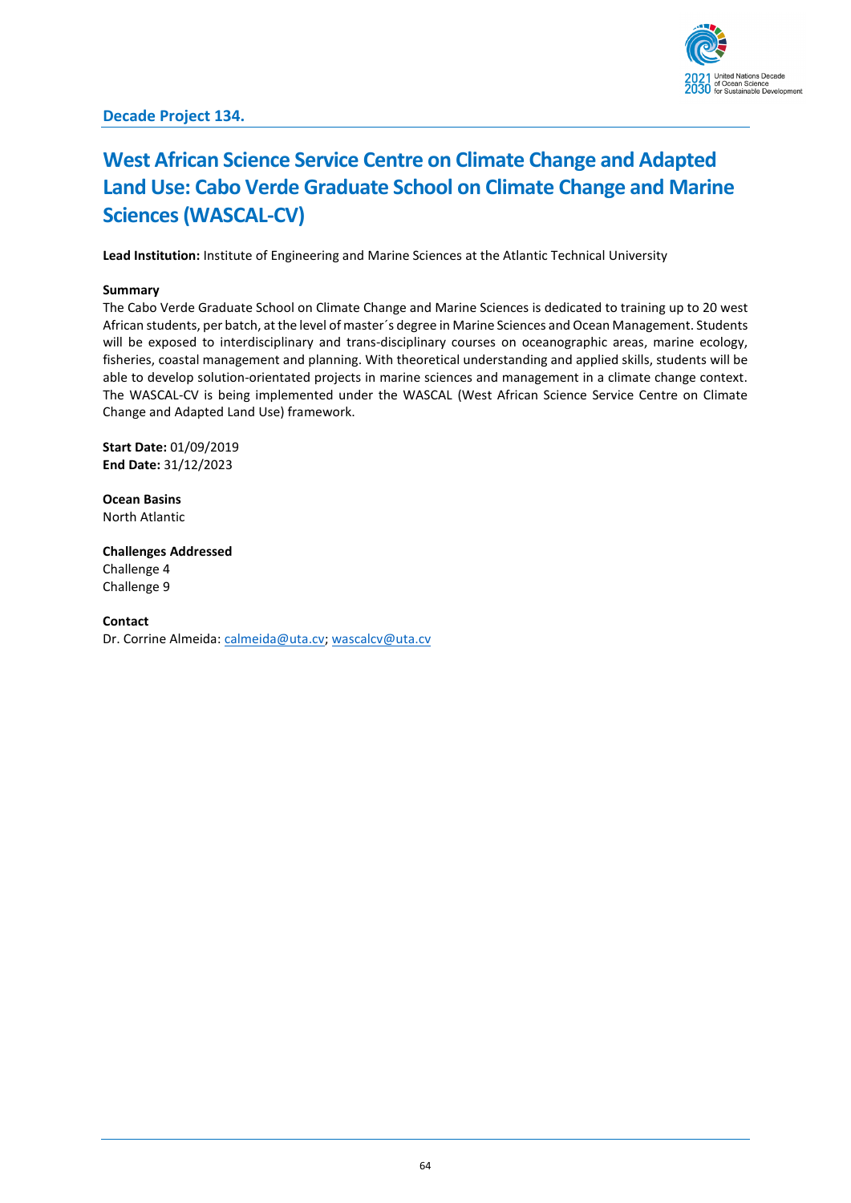**Decade Project 134.**

# West African Science Service Centre on Climate Change and Adapted Land Use: Cabo Verde Graduate School on Climate Change and Marine Sciences (WASCAL-CV)

**Lead Institution:** Institute of Engineering and Marine Sciences at the Atlantic Technical University

**Summary**
The Cabo Verde Graduate School on Climate Change and Marine Sciences is dedicated to training up to 20 west African students, per batch, at the level of master´s degree in Marine Sciences and Ocean Management. Students will be exposed to interdisciplinary and trans-disciplinary courses on oceanographic areas, marine ecology, fisheries, coastal management and planning. With theoretical understanding and applied skills, students will be able to develop solution-orientated projects in marine sciences and management in a climate change context. The WASCAL-CV is being implemented under the WASCAL (West African Science Service Centre on Climate Change and Adapted Land Use) framework.

**Start Date:** 01/09/2019
**End Date:** 31/12/2023

**Ocean Basins**
North Atlantic

**Challenges Addressed**
Challenge 4
Challenge 9

**Contact**
Dr. Corrine Almeida: calmeida@uta.cv; wascalcv@uta.cv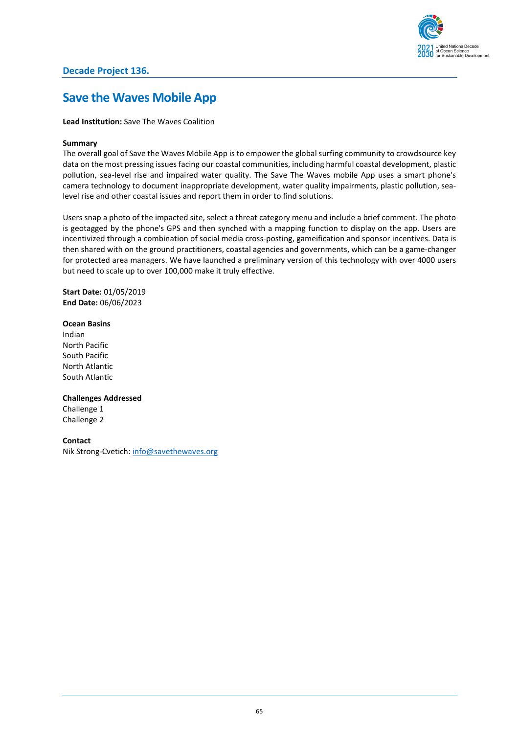## Decade Project 136.

# Save the Waves Mobile App

**Lead Institution:** Save The Waves Coalition

**Summary**

The overall goal of Save the Waves Mobile App is to empower the global surfing community to crowdsource key data on the most pressing issues facing our coastal communities, including harmful coastal development, plastic pollution, sea-level rise and impaired water quality. The Save The Waves mobile App uses a smart phone's camera technology to document inappropriate development, water quality impairments, plastic pollution, sea-level rise and other coastal issues and report them in order to find solutions.

Users snap a photo of the impacted site, select a threat category menu and include a brief comment. The photo is geotagged by the phone's GPS and then synched with a mapping function to display on the app. Users are incentivized through a combination of social media cross-posting, gameification and sponsor incentives. Data is then shared with on the ground practitioners, coastal agencies and governments, which can be a game-changer for protected area managers. We have launched a preliminary version of this technology with over 4000 users but need to scale up to over 100,000 make it truly effective.

**Start Date:** 01/05/2019
**End Date:** 06/06/2023

**Ocean Basins**
Indian
North Pacific
South Pacific
North Atlantic
South Atlantic

**Challenges Addressed**
Challenge 1
Challenge 2

**Contact**
Nik Strong-Cvetich: info@savethewaves.org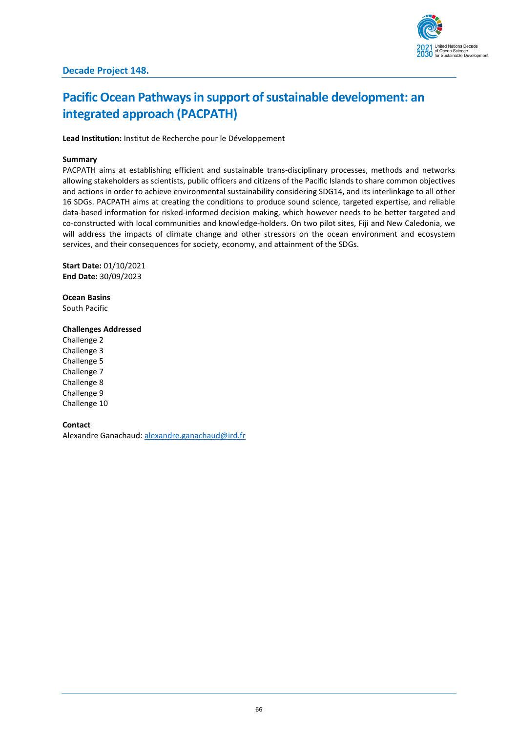**Decade Project 148.**

# Pacific Ocean Pathways in support of sustainable development: an integrated approach (PACPATH)

**Lead Institution:** Institut de Recherche pour le Développement

**Summary**

PACPATH aims at establishing efficient and sustainable trans-disciplinary processes, methods and networks allowing stakeholders as scientists, public officers and citizens of the Pacific Islands to share common objectives and actions in order to achieve environmental sustainability considering SDG14, and its interlinkage to all other 16 SDGs. PACPATH aims at creating the conditions to produce sound science, targeted expertise, and reliable data-based information for risked-informed decision making, which however needs to be better targeted and co-constructed with local communities and knowledge-holders. On two pilot sites, Fiji and New Caledonia, we will address the impacts of climate change and other stressors on the ocean environment and ecosystem services, and their consequences for society, economy, and attainment of the SDGs.

**Start Date:** 01/10/2021
**End Date:** 30/09/2023

**Ocean Basins**
South Pacific

**Challenges Addressed**
Challenge 2
Challenge 3
Challenge 5
Challenge 7
Challenge 8
Challenge 9
Challenge 10

**Contact**
Alexandre Ganachaud: alexandre.ganachaud@ird.fr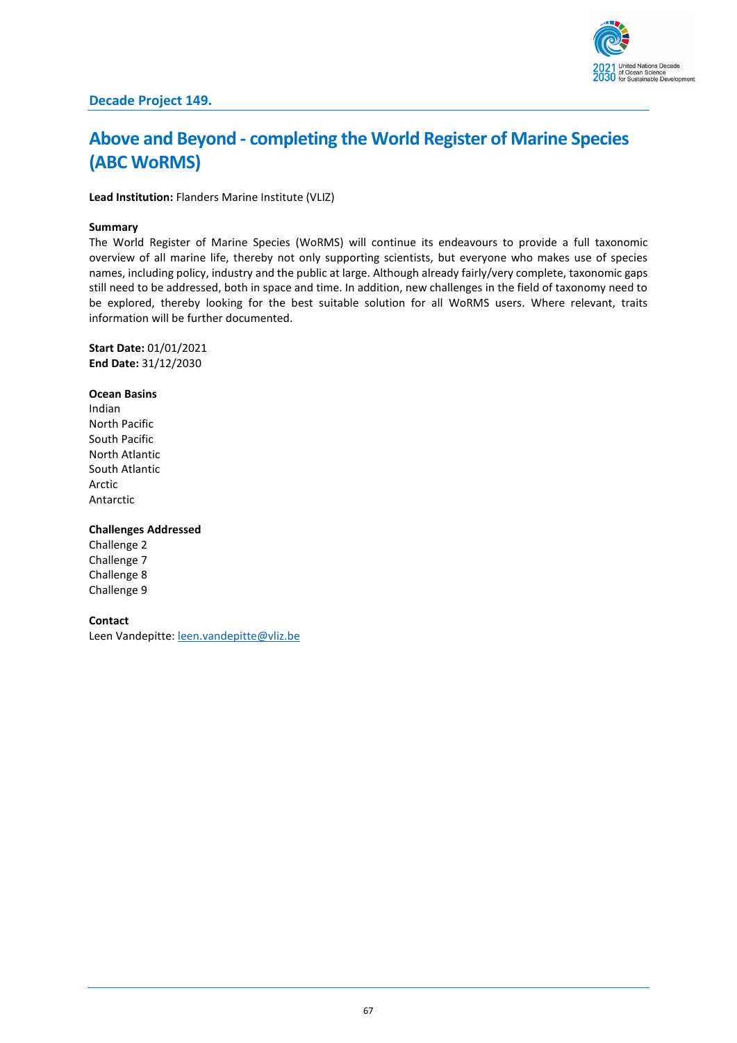## Decade Project 149.

# Above and Beyond - completing the World Register of Marine Species (ABC WoRMS)

**Lead Institution:** Flanders Marine Institute (VLIZ)

**Summary**

The World Register of Marine Species (WoRMS) will continue its endeavours to provide a full taxonomic overview of all marine life, thereby not only supporting scientists, but everyone who makes use of species names, including policy, industry and the public at large. Although already fairly/very complete, taxonomic gaps still need to be addressed, both in space and time. In addition, new challenges in the field of taxonomy need to be explored, thereby looking for the best suitable solution for all WoRMS users. Where relevant, traits information will be further documented.

**Start Date:** 01/01/2021
**End Date:** 31/12/2030

**Ocean Basins**

Indian
North Pacific
South Pacific
North Atlantic
South Atlantic
Arctic
Antarctic

**Challenges Addressed**

Challenge 2
Challenge 7
Challenge 8
Challenge 9

**Contact**

Leen Vandepitte: leen.vandepitte@vliz.be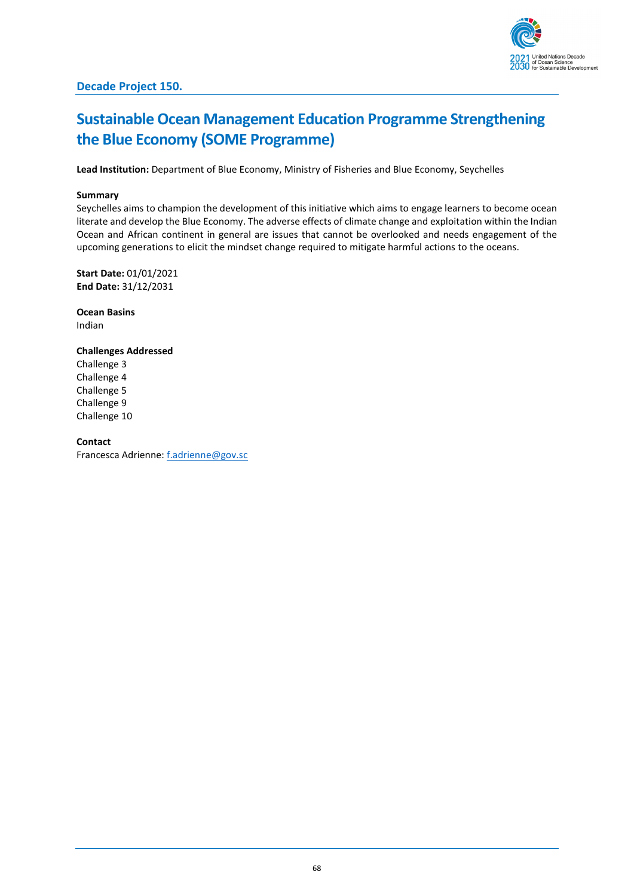### Decade Project 150.

# Sustainable Ocean Management Education Programme Strengthening the Blue Economy (SOME Programme)

**Lead Institution:** Department of Blue Economy, Ministry of Fisheries and Blue Economy, Seychelles

**Summary**

Seychelles aims to champion the development of this initiative which aims to engage learners to become ocean literate and develop the Blue Economy. The adverse effects of climate change and exploitation within the Indian Ocean and African continent in general are issues that cannot be overlooked and needs engagement of the upcoming generations to elicit the mindset change required to mitigate harmful actions to the oceans.

**Start Date:** 01/01/2021
**End Date:** 31/12/2031

**Ocean Basins**
Indian

**Challenges Addressed**
Challenge 3
Challenge 4
Challenge 5
Challenge 9
Challenge 10

**Contact**
Francesca Adrienne: f.adrienne@gov.sc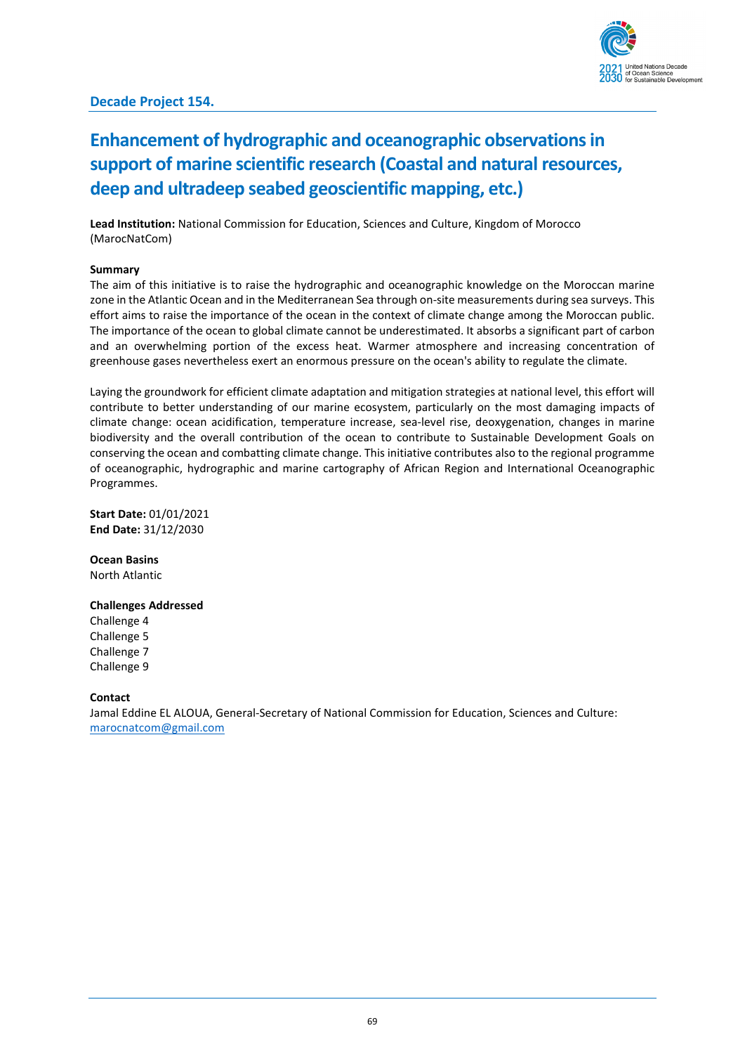## Decade Project 154.

# Enhancement of hydrographic and oceanographic observations in support of marine scientific research (Coastal and natural resources, deep and ultradeep seabed geoscientific mapping, etc.)

**Lead Institution:** National Commission for Education, Sciences and Culture, Kingdom of Morocco (MarocNatCom)

**Summary**

The aim of this initiative is to raise the hydrographic and oceanographic knowledge on the Moroccan marine zone in the Atlantic Ocean and in the Mediterranean Sea through on-site measurements during sea surveys. This effort aims to raise the importance of the ocean in the context of climate change among the Moroccan public. The importance of the ocean to global climate cannot be underestimated. It absorbs a significant part of carbon and an overwhelming portion of the excess heat. Warmer atmosphere and increasing concentration of greenhouse gases nevertheless exert an enormous pressure on the ocean's ability to regulate the climate.

Laying the groundwork for efficient climate adaptation and mitigation strategies at national level, this effort will contribute to better understanding of our marine ecosystem, particularly on the most damaging impacts of climate change: ocean acidification, temperature increase, sea-level rise, deoxygenation, changes in marine biodiversity and the overall contribution of the ocean to contribute to Sustainable Development Goals on conserving the ocean and combatting climate change. This initiative contributes also to the regional programme of oceanographic, hydrographic and marine cartography of African Region and International Oceanographic Programmes.

**Start Date:** 01/01/2021
**End Date:** 31/12/2030

**Ocean Basins**
North Atlantic

**Challenges Addressed**
Challenge 4
Challenge 5
Challenge 7
Challenge 9

**Contact**
Jamal Eddine EL ALOUA, General-Secretary of National Commission for Education, Sciences and Culture: marocnatcom@gmail.com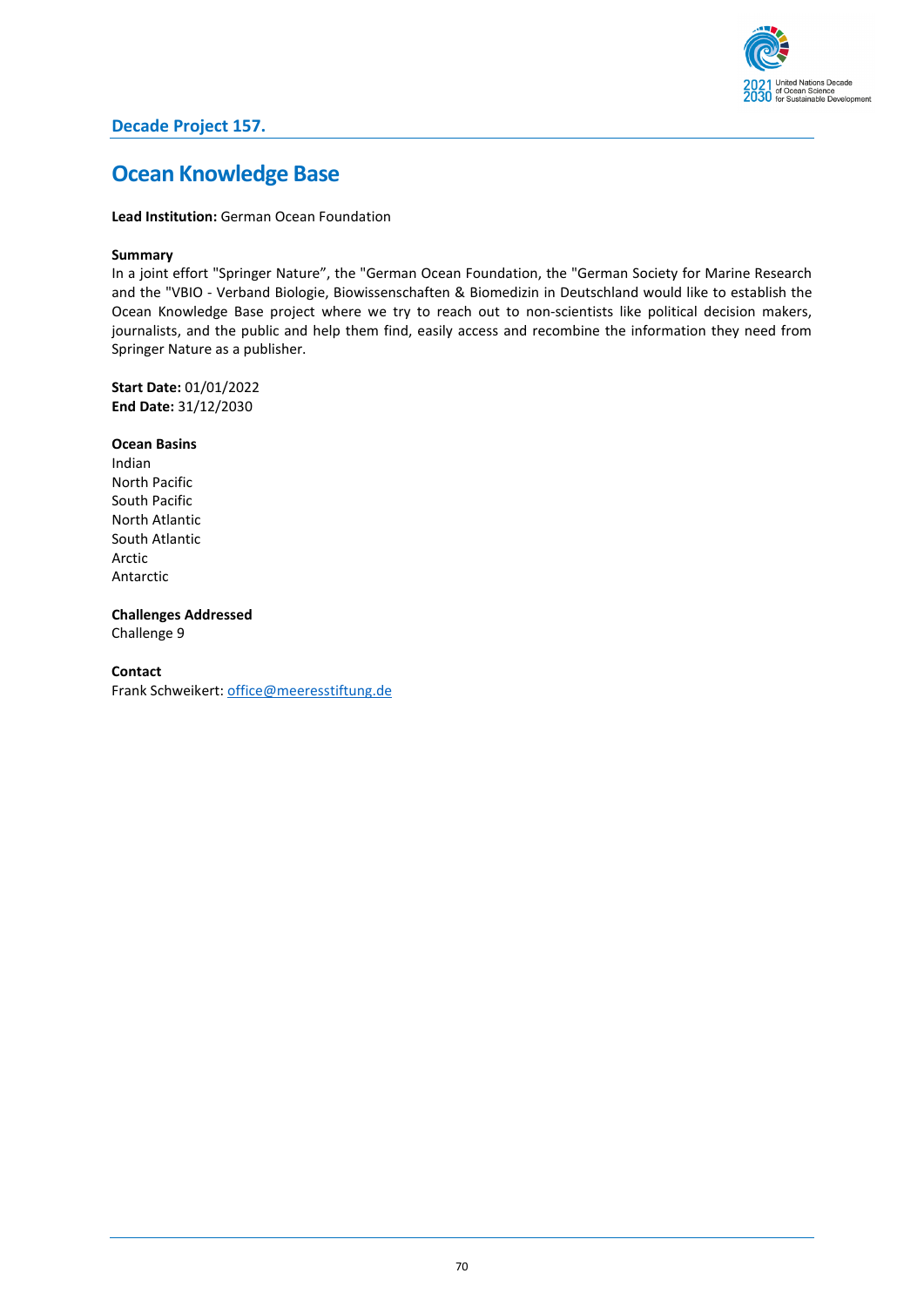## Decade Project 157.

# Ocean Knowledge Base

**Lead Institution:** German Ocean Foundation

**Summary**
In a joint effort "Springer Nature", the "German Ocean Foundation, the "German Society for Marine Research and the "VBIO - Verband Biologie, Biowissenschaften & Biomedizin in Deutschland would like to establish the Ocean Knowledge Base project where we try to reach out to non-scientists like political decision makers, journalists, and the public and help them find, easily access and recombine the information they need from Springer Nature as a publisher.

**Start Date:** 01/01/2022
**End Date:** 31/12/2030

**Ocean Basins**
Indian
North Pacific
South Pacific
North Atlantic
South Atlantic
Arctic
Antarctic

**Challenges Addressed**
Challenge 9

**Contact**
Frank Schweikert: office@meeresstiftung.de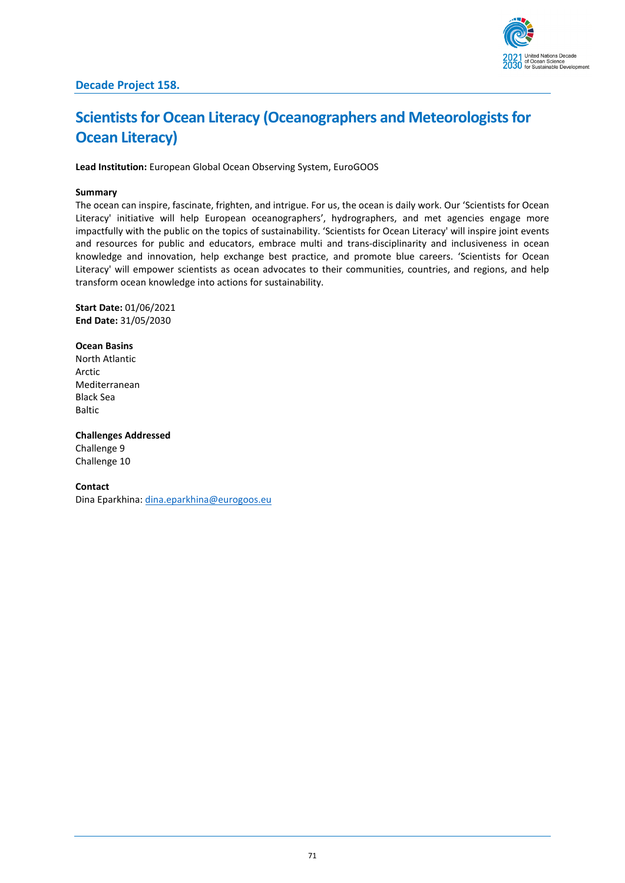## Decade Project 158.

# Scientists for Ocean Literacy (Oceanographers and Meteorologists for Ocean Literacy)

**Lead Institution:** European Global Ocean Observing System, EuroGOOS

**Summary**

The ocean can inspire, fascinate, frighten, and intrigue. For us, the ocean is daily work. Our 'Scientists for Ocean Literacy' initiative will help European oceanographers', hydrographers, and met agencies engage more impactfully with the public on the topics of sustainability. 'Scientists for Ocean Literacy' will inspire joint events and resources for public and educators, embrace multi and trans-disciplinarity and inclusiveness in ocean knowledge and innovation, help exchange best practice, and promote blue careers. 'Scientists for Ocean Literacy' will empower scientists as ocean advocates to their communities, countries, and regions, and help transform ocean knowledge into actions for sustainability.

**Start Date:** 01/06/2021
**End Date:** 31/05/2030

**Ocean Basins**

North Atlantic
Arctic
Mediterranean
Black Sea
Baltic

**Challenges Addressed**

Challenge 9
Challenge 10

**Contact**

Dina Eparkhina: dina.eparkhina@eurogoos.eu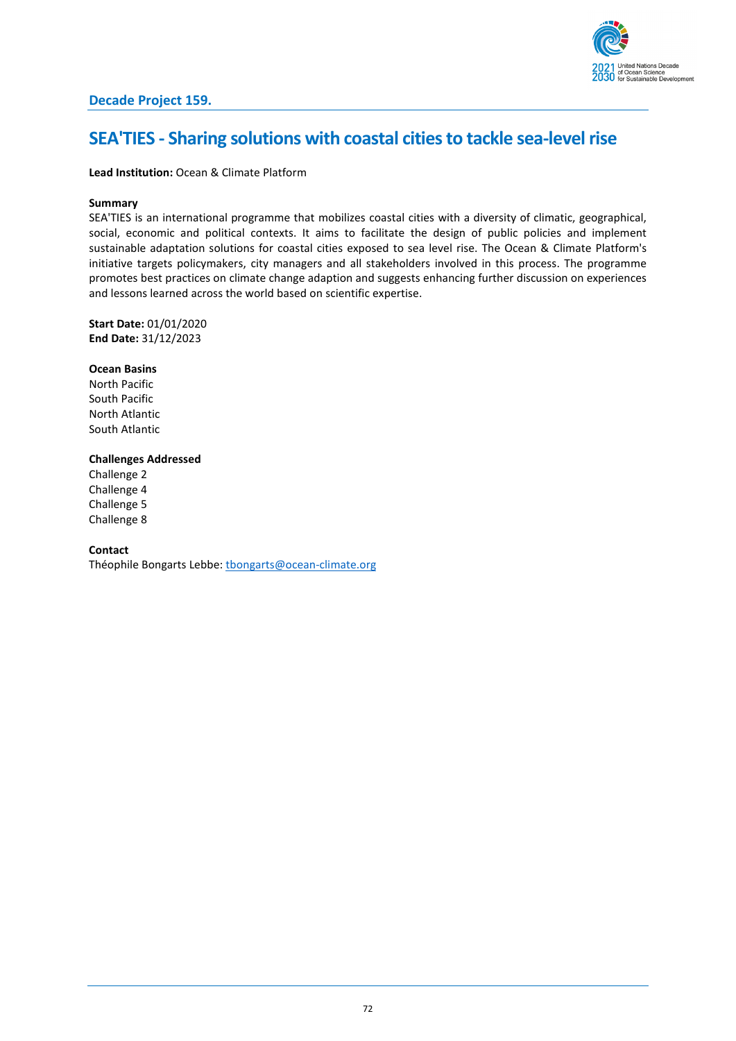**Decade Project 159.**

# SEA'TIES - Sharing solutions with coastal cities to tackle sea-level rise

**Lead Institution:** Ocean & Climate Platform

**Summary**

SEA'TIES is an international programme that mobilizes coastal cities with a diversity of climatic, geographical, social, economic and political contexts. It aims to facilitate the design of public policies and implement sustainable adaptation solutions for coastal cities exposed to sea level rise. The Ocean & Climate Platform's initiative targets policymakers, city managers and all stakeholders involved in this process. The programme promotes best practices on climate change adaption and suggests enhancing further discussion on experiences and lessons learned across the world based on scientific expertise.

**Start Date:** 01/01/2020
**End Date:** 31/12/2023

**Ocean Basins**

North Pacific
South Pacific
North Atlantic
South Atlantic

**Challenges Addressed**

Challenge 2
Challenge 4
Challenge 5
Challenge 8

**Contact**

Théophile Bongarts Lebbe: tbongarts@ocean-climate.org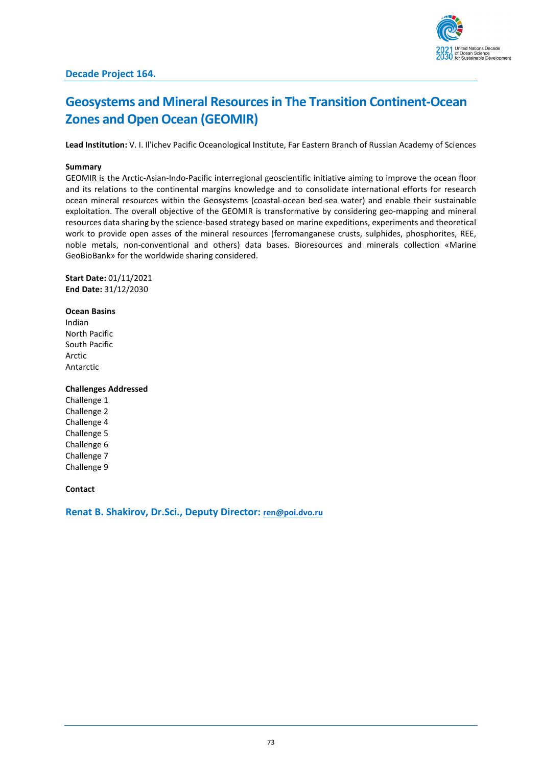**Decade Project 164.**

# Geosystems and Mineral Resources in The Transition Continent-Ocean Zones and Open Ocean (GEOMIR)

**Lead Institution:** V. I. Il'ichev Pacific Oceanological Institute, Far Eastern Branch of Russian Academy of Sciences

**Summary**

GEOMIR is the Arctic-Asian-Indo-Pacific interregional geoscientific initiative aiming to improve the ocean floor and its relations to the continental margins knowledge and to consolidate international efforts for research ocean mineral resources within the Geosystems (coastal-ocean bed-sea water) and enable their sustainable exploitation. The overall objective of the GEOMIR is transformative by considering geo-mapping and mineral resources data sharing by the science-based strategy based on marine expeditions, experiments and theoretical work to provide open asses of the mineral resources (ferromanganese crusts, sulphides, phosphorites, REE, noble metals, non-conventional and others) data bases. Bioresources and minerals collection «Marine GeoBioBank» for the worldwide sharing considered.

**Start Date:** 01/11/2021
**End Date:** 31/12/2030

**Ocean Basins**

Indian
North Pacific
South Pacific
Arctic
Antarctic

**Challenges Addressed**

Challenge 1
Challenge 2
Challenge 4
Challenge 5
Challenge 6
Challenge 7
Challenge 9

**Contact**

**Renat B. Shakirov, Dr.Sci., Deputy Director:** ren@poi.dvo.ru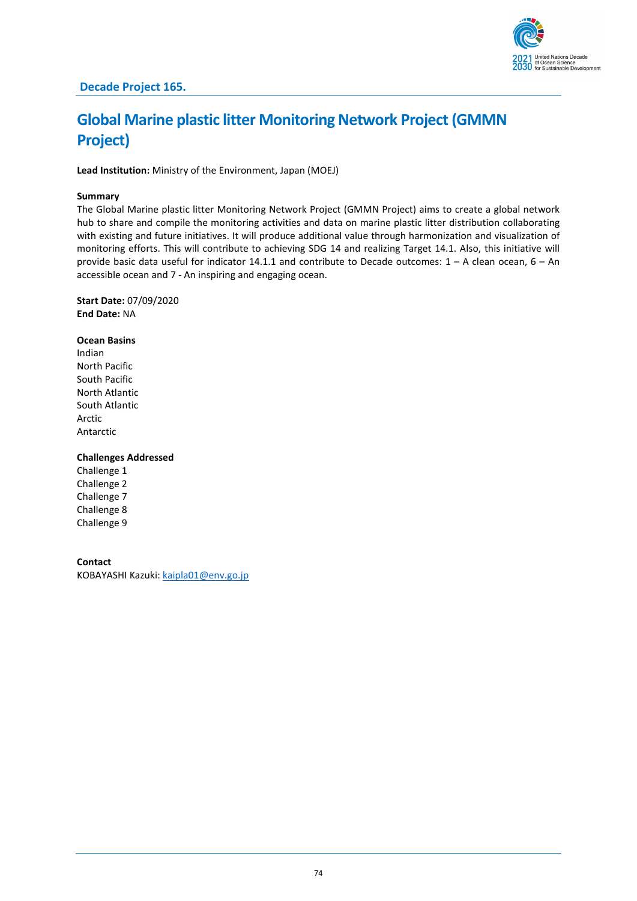**Decade Project 165.**

# Global Marine plastic litter Monitoring Network Project (GMMN Project)

**Lead Institution:** Ministry of the Environment, Japan (MOEJ)

**Summary**

The Global Marine plastic litter Monitoring Network Project (GMMN Project) aims to create a global network hub to share and compile the monitoring activities and data on marine plastic litter distribution collaborating with existing and future initiatives. It will produce additional value through harmonization and visualization of monitoring efforts. This will contribute to achieving SDG 14 and realizing Target 14.1. Also, this initiative will provide basic data useful for indicator 14.1.1 and contribute to Decade outcomes: 1 – A clean ocean, 6 – An accessible ocean and 7 - An inspiring and engaging ocean.

**Start Date:** 07/09/2020
**End Date:** NA

**Ocean Basins**

Indian
North Pacific
South Pacific
North Atlantic
South Atlantic
Arctic
Antarctic

**Challenges Addressed**

Challenge 1
Challenge 2
Challenge 7
Challenge 8
Challenge 9

**Contact**

KOBAYASHI Kazuki: kaipla01@env.go.jp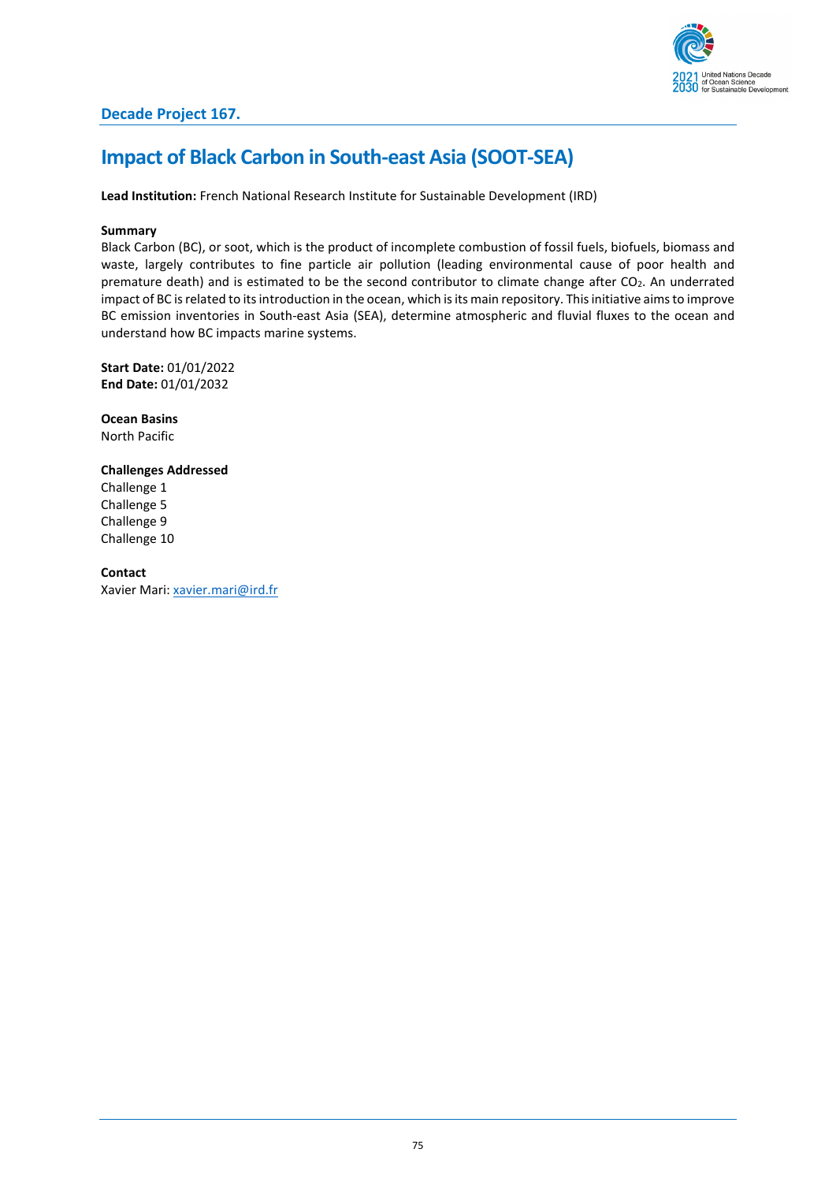## Decade Project 167.

# Impact of Black Carbon in South-east Asia (SOOT-SEA)

**Lead Institution:** French National Research Institute for Sustainable Development (IRD)

**Summary**

Black Carbon (BC), or soot, which is the product of incomplete combustion of fossil fuels, biofuels, biomass and waste, largely contributes to fine particle air pollution (leading environmental cause of poor health and premature death) and is estimated to be the second contributor to climate change after $CO_2$. An underrated impact of BC is related to its introduction in the ocean, which is its main repository. This initiative aims to improve BC emission inventories in South-east Asia (SEA), determine atmospheric and fluvial fluxes to the ocean and understand how BC impacts marine systems.

**Start Date:** 01/01/2022
**End Date:** 01/01/2032

**Ocean Basins**
North Pacific

**Challenges Addressed**
Challenge 1
Challenge 5
Challenge 9
Challenge 10

**Contact**
Xavier Mari: xavier.mari@ird.fr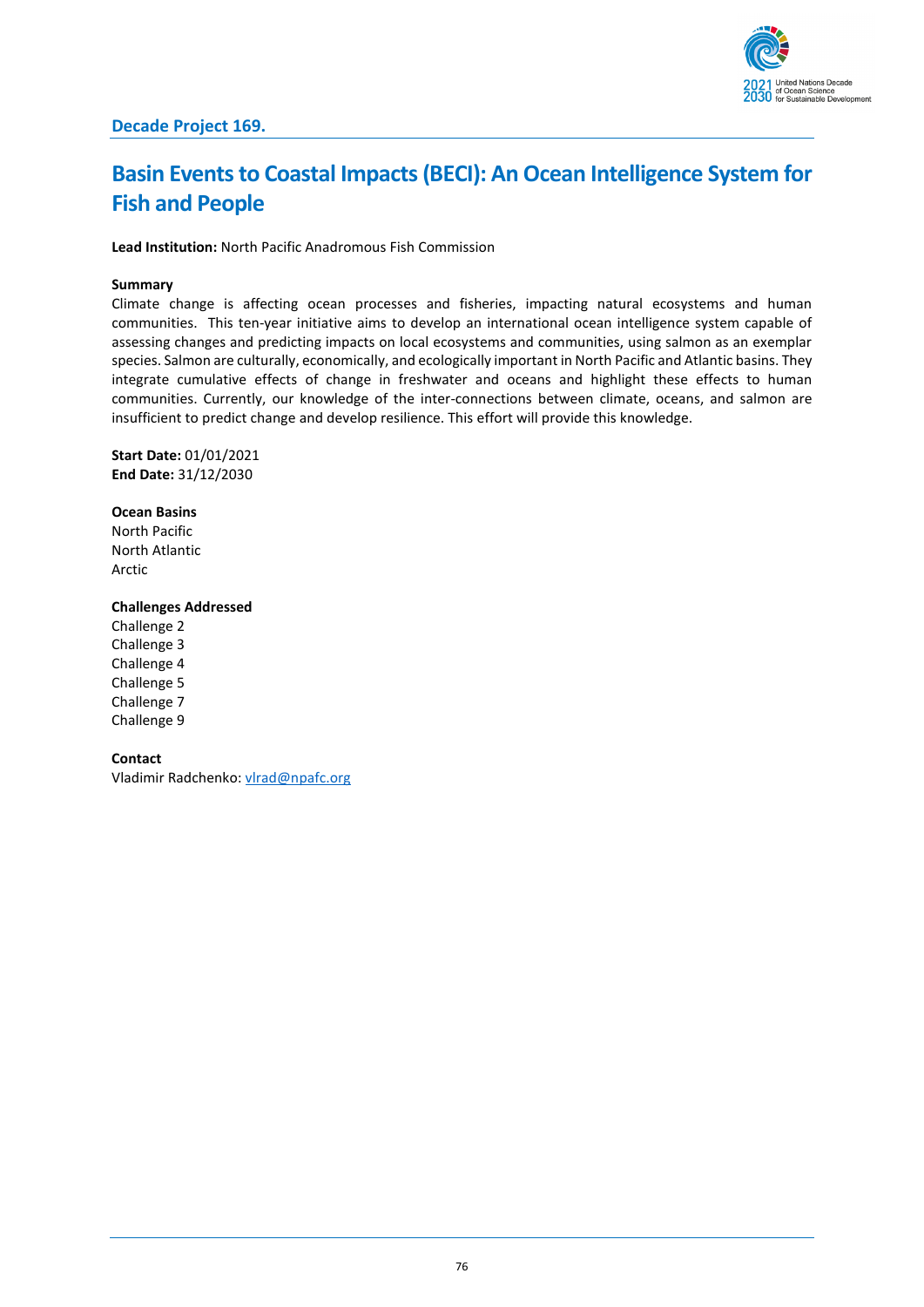## Decade Project 169.

# Basin Events to Coastal Impacts (BECI): An Ocean Intelligence System for Fish and People

**Lead Institution:** North Pacific Anadromous Fish Commission

**Summary**

Climate change is affecting ocean processes and fisheries, impacting natural ecosystems and human communities. This ten-year initiative aims to develop an international ocean intelligence system capable of assessing changes and predicting impacts on local ecosystems and communities, using salmon as an exemplar species. Salmon are culturally, economically, and ecologically important in North Pacific and Atlantic basins. They integrate cumulative effects of change in freshwater and oceans and highlight these effects to human communities. Currently, our knowledge of the inter-connections between climate, oceans, and salmon are insufficient to predict change and develop resilience. This effort will provide this knowledge.

**Start Date:** 01/01/2021
**End Date:** 31/12/2030

**Ocean Basins**

North Pacific
North Atlantic
Arctic

**Challenges Addressed**

Challenge 2
Challenge 3
Challenge 4
Challenge 5
Challenge 7
Challenge 9

**Contact**

Vladimir Radchenko: vlrad@npafc.org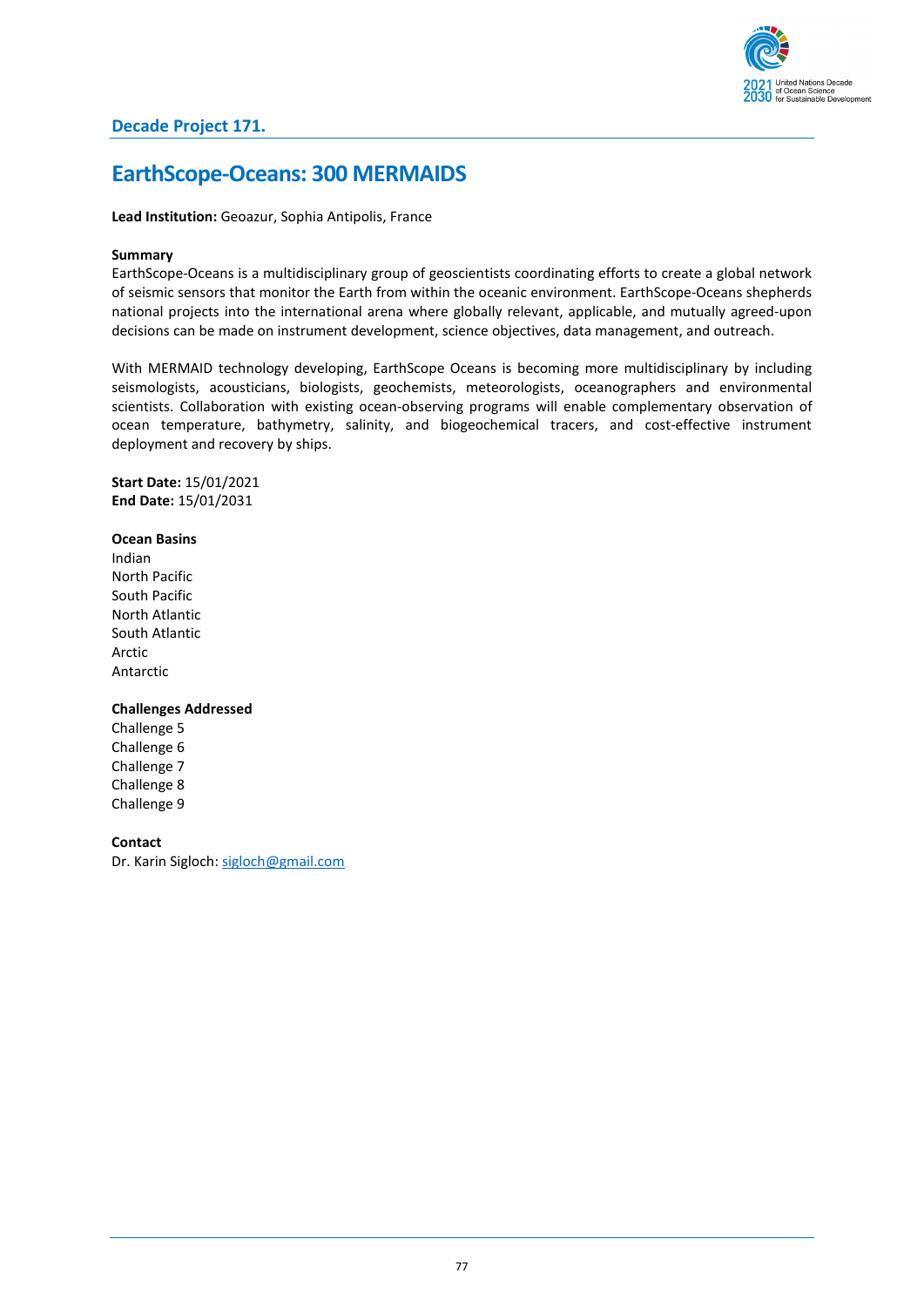## Decade Project 171.

# EarthScope-Oceans: 300 MERMAIDS

**Lead Institution:** Geoazur, Sophia Antipolis, France

**Summary**

EarthScope-Oceans is a multidisciplinary group of geoscientists coordinating efforts to create a global network of seismic sensors that monitor the Earth from within the oceanic environment. EarthScope-Oceans shepherds national projects into the international arena where globally relevant, applicable, and mutually agreed-upon decisions can be made on instrument development, science objectives, data management, and outreach.

With MERMAID technology developing, EarthScope Oceans is becoming more multidisciplinary by including seismologists, acousticians, biologists, geochemists, meteorologists, oceanographers and environmental scientists. Collaboration with existing ocean-observing programs will enable complementary observation of ocean temperature, bathymetry, salinity, and biogeochemical tracers, and cost-effective instrument deployment and recovery by ships.

**Start Date:** 15/01/2021
**End Date:** 15/01/2031

**Ocean Basins**

Indian
North Pacific
South Pacific
North Atlantic
South Atlantic
Arctic
Antarctic

**Challenges Addressed**

Challenge 5
Challenge 6
Challenge 7
Challenge 8
Challenge 9

**Contact**

Dr. Karin Sigloch: sigloch@gmail.com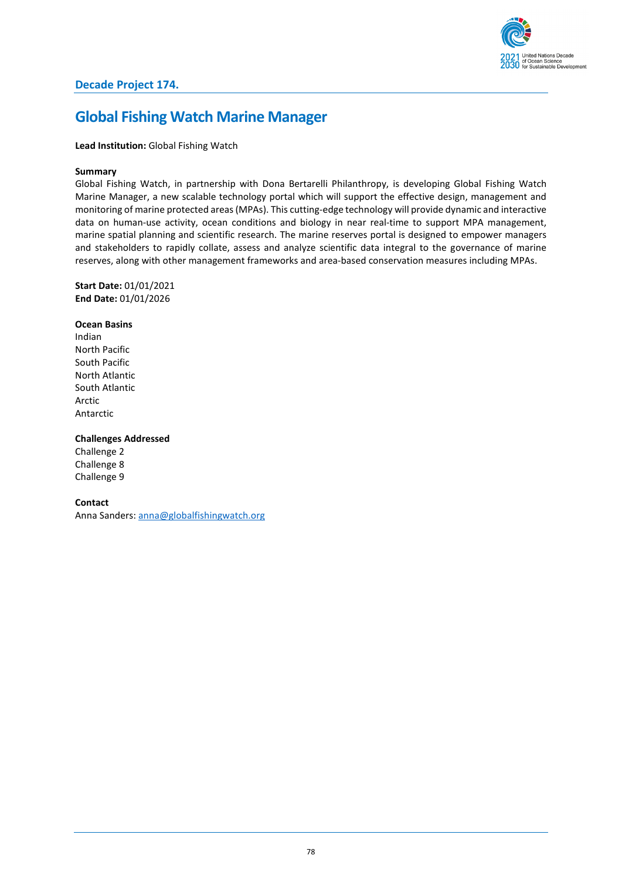## Decade Project 174.

# Global Fishing Watch Marine Manager

**Lead Institution:** Global Fishing Watch

**Summary**

Global Fishing Watch, in partnership with Dona Bertarelli Philanthropy, is developing Global Fishing Watch Marine Manager, a new scalable technology portal which will support the effective design, management and monitoring of marine protected areas (MPAs). This cutting-edge technology will provide dynamic and interactive data on human-use activity, ocean conditions and biology in near real-time to support MPA management, marine spatial planning and scientific research. The marine reserves portal is designed to empower managers and stakeholders to rapidly collate, assess and analyze scientific data integral to the governance of marine reserves, along with other management frameworks and area-based conservation measures including MPAs.

**Start Date:** 01/01/2021
**End Date:** 01/01/2026

**Ocean Basins**

Indian
North Pacific
South Pacific
North Atlantic
South Atlantic
Arctic
Antarctic

**Challenges Addressed**

Challenge 2
Challenge 8
Challenge 9

**Contact**

Anna Sanders: anna@globalfishingwatch.org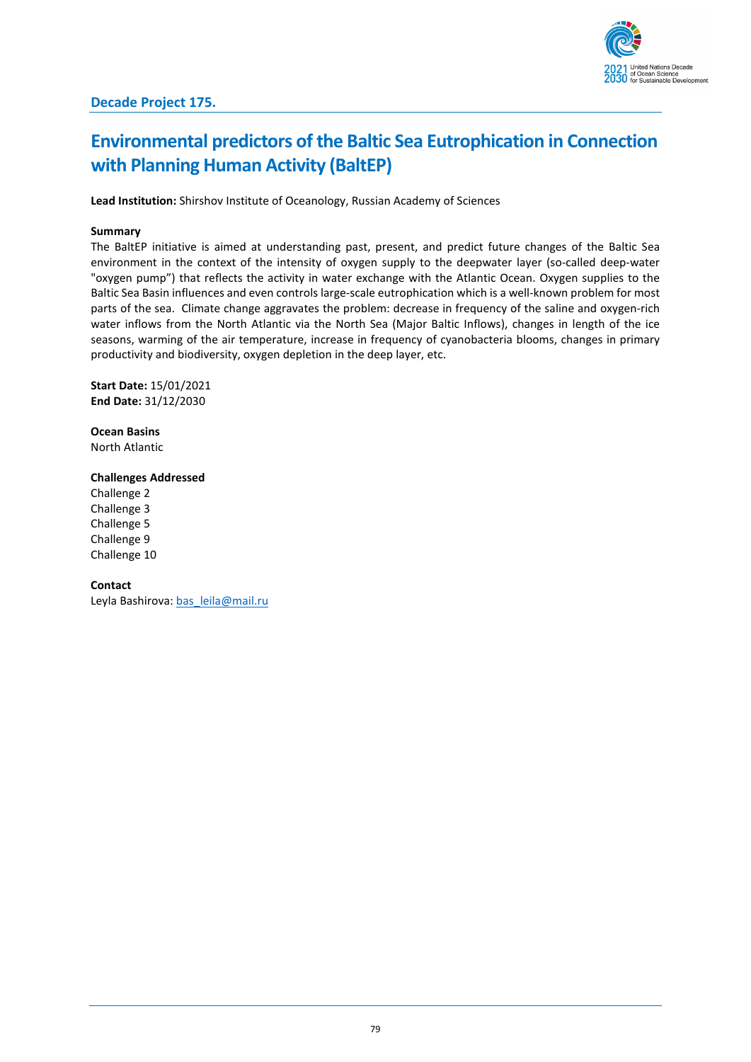**Decade Project 175.**

# Environmental predictors of the Baltic Sea Eutrophication in Connection with Planning Human Activity (BaltEP)

**Lead Institution:** Shirshov Institute of Oceanology, Russian Academy of Sciences

**Summary**

The BaltEP initiative is aimed at understanding past, present, and predict future changes of the Baltic Sea environment in the context of the intensity of oxygen supply to the deepwater layer (so-called deep-water "oxygen pump") that reflects the activity in water exchange with the Atlantic Ocean. Oxygen supplies to the Baltic Sea Basin influences and even controls large-scale eutrophication which is a well-known problem for most parts of the sea. Climate change aggravates the problem: decrease in frequency of the saline and oxygen-rich water inflows from the North Atlantic via the North Sea (Major Baltic Inflows), changes in length of the ice seasons, warming of the air temperature, increase in frequency of cyanobacteria blooms, changes in primary productivity and biodiversity, oxygen depletion in the deep layer, etc.

**Start Date:** 15/01/2021
**End Date:** 31/12/2030

**Ocean Basins**
North Atlantic

**Challenges Addressed**
Challenge 2
Challenge 3
Challenge 5
Challenge 9
Challenge 10

**Contact**
Leyla Bashirova: bas_leila@mail.ru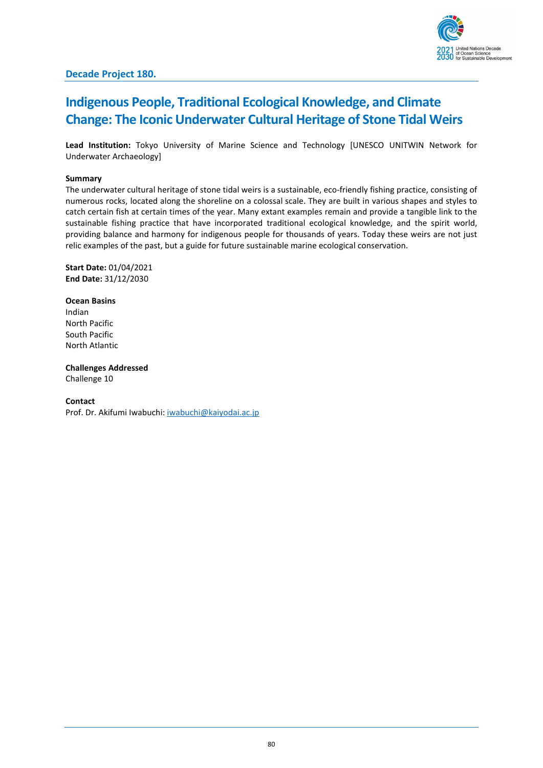**Decade Project 180.**

# Indigenous People, Traditional Ecological Knowledge, and Climate Change: The Iconic Underwater Cultural Heritage of Stone Tidal Weirs

**Lead Institution:** Tokyo University of Marine Science and Technology [UNESCO UNITWIN Network for Underwater Archaeology]

**Summary**

The underwater cultural heritage of stone tidal weirs is a sustainable, eco-friendly fishing practice, consisting of numerous rocks, located along the shoreline on a colossal scale. They are built in various shapes and styles to catch certain fish at certain times of the year. Many extant examples remain and provide a tangible link to the sustainable fishing practice that have incorporated traditional ecological knowledge, and the spirit world, providing balance and harmony for indigenous people for thousands of years. Today these weirs are not just relic examples of the past, but a guide for future sustainable marine ecological conservation.

**Start Date:** 01/04/2021
**End Date:** 31/12/2030

**Ocean Basins**
Indian
North Pacific
South Pacific
North Atlantic

**Challenges Addressed**
Challenge 10

**Contact**
Prof. Dr. Akifumi Iwabuchi: iwabuchi@kaiyodai.ac.jp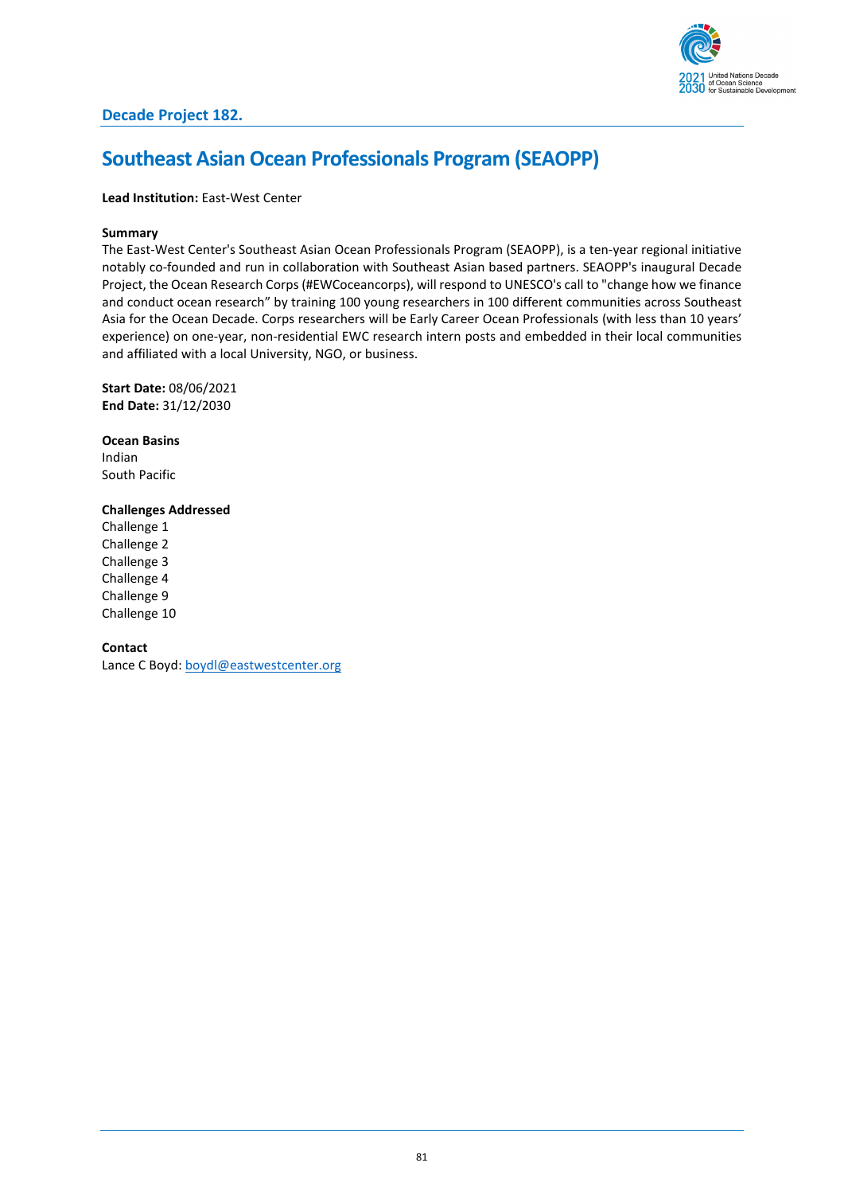## Decade Project 182.

# Southeast Asian Ocean Professionals Program (SEAOPP)

**Lead Institution:** East-West Center

**Summary**

The East-West Center's Southeast Asian Ocean Professionals Program (SEAOPP), is a ten-year regional initiative notably co-founded and run in collaboration with Southeast Asian based partners. SEAOPP's inaugural Decade Project, the Ocean Research Corps (#EWCoceancorps), will respond to UNESCO's call to "change how we finance and conduct ocean research" by training 100 young researchers in 100 different communities across Southeast Asia for the Ocean Decade. Corps researchers will be Early Career Ocean Professionals (with less than 10 years' experience) on one-year, non-residential EWC research intern posts and embedded in their local communities and affiliated with a local University, NGO, or business.

**Start Date:** 08/06/2021
**End Date:** 31/12/2030

**Ocean Basins**

Indian
South Pacific

**Challenges Addressed**

Challenge 1
Challenge 2
Challenge 3
Challenge 4
Challenge 9
Challenge 10

**Contact**

Lance C Boyd: boydl@eastwestcenter.org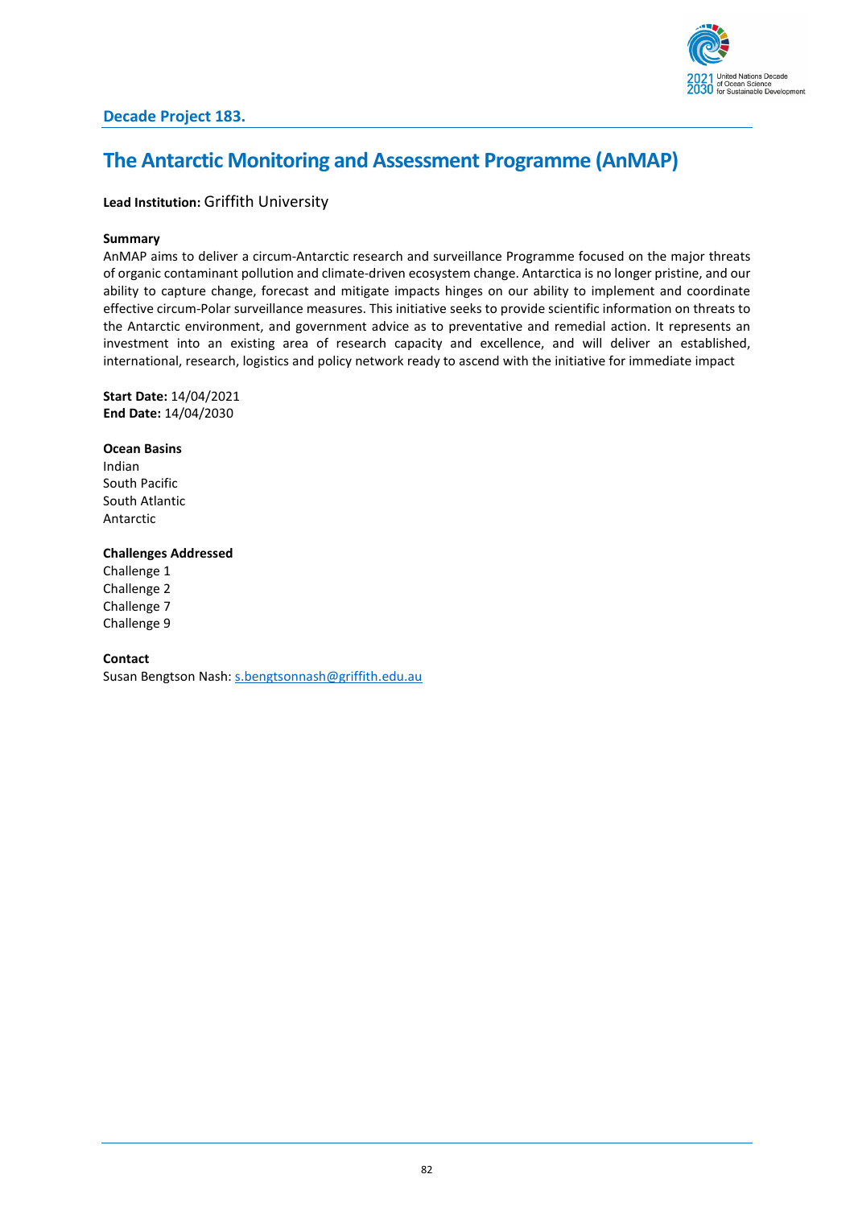## Decade Project 183.

# The Antarctic Monitoring and Assessment Programme (AnMAP)

**Lead Institution:** Griffith University

**Summary**

AnMAP aims to deliver a circum-Antarctic research and surveillance Programme focused on the major threats of organic contaminant pollution and climate-driven ecosystem change. Antarctica is no longer pristine, and our ability to capture change, forecast and mitigate impacts hinges on our ability to implement and coordinate effective circum-Polar surveillance measures. This initiative seeks to provide scientific information on threats to the Antarctic environment, and government advice as to preventative and remedial action. It represents an investment into an existing area of research capacity and excellence, and will deliver an established, international, research, logistics and policy network ready to ascend with the initiative for immediate impact

**Start Date:** 14/04/2021
**End Date:** 14/04/2030

**Ocean Basins**

Indian
South Pacific
South Atlantic
Antarctic

**Challenges Addressed**

Challenge 1
Challenge 2
Challenge 7
Challenge 9

**Contact**

Susan Bengtson Nash: s.bengtsonnash@griffith.edu.au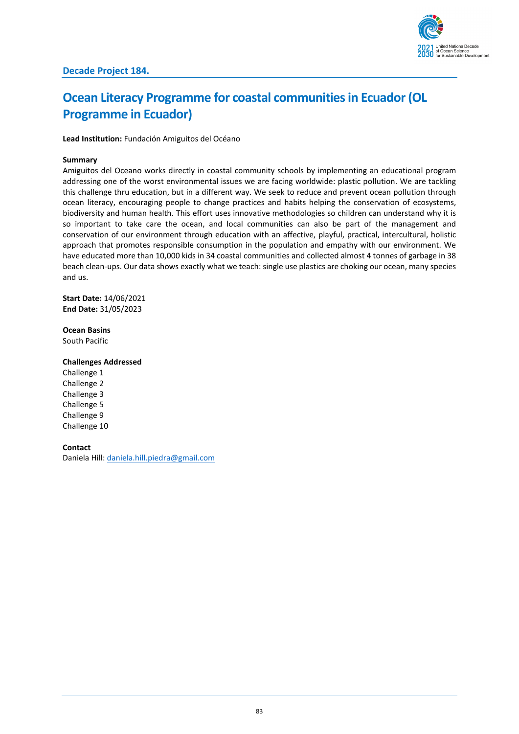## Decade Project 184.

# Ocean Literacy Programme for coastal communities in Ecuador (OL Programme in Ecuador)

**Lead Institution:** Fundación Amiguitos del Océano

**Summary**

Amiguitos del Oceano works directly in coastal community schools by implementing an educational program addressing one of the worst environmental issues we are facing worldwide: plastic pollution. We are tackling this challenge thru education, but in a different way. We seek to reduce and prevent ocean pollution through ocean literacy, encouraging people to change practices and habits helping the conservation of ecosystems, biodiversity and human health. This effort uses innovative methodologies so children can understand why it is so important to take care the ocean, and local communities can also be part of the management and conservation of our environment through education with an affective, playful, practical, intercultural, holistic approach that promotes responsible consumption in the population and empathy with our environment. We have educated more than 10,000 kids in 34 coastal communities and collected almost 4 tonnes of garbage in 38 beach clean-ups. Our data shows exactly what we teach: single use plastics are choking our ocean, many species and us.

**Start Date:** 14/06/2021
**End Date:** 31/05/2023

**Ocean Basins**
South Pacific

**Challenges Addressed**
Challenge 1
Challenge 2
Challenge 3
Challenge 5
Challenge 9
Challenge 10

**Contact**
Daniela Hill: daniela.hill.piedra@gmail.com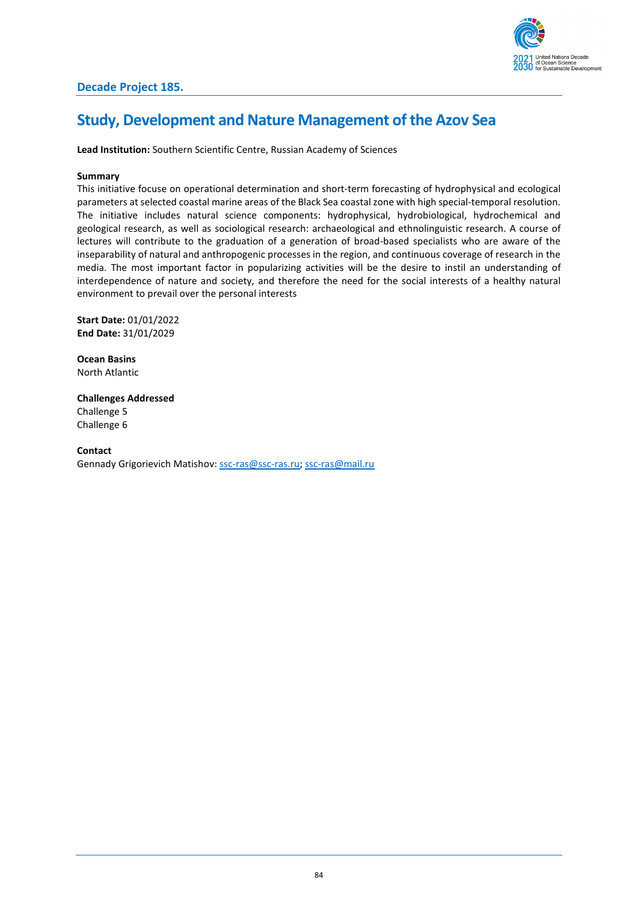## Decade Project 185.

# Study, Development and Nature Management of the Azov Sea

**Lead Institution:** Southern Scientific Centre, Russian Academy of Sciences

**Summary**

This initiative focuse on operational determination and short-term forecasting of hydrophysical and ecological parameters at selected coastal marine areas of the Black Sea coastal zone with high special-temporal resolution. The initiative includes natural science components: hydrophysical, hydrobiological, hydrochemical and geological research, as well as sociological research: archaeological and ethnolinguistic research. A course of lectures will contribute to the graduation of a generation of broad-based specialists who are aware of the inseparability of natural and anthropogenic processes in the region, and continuous coverage of research in the media. The most important factor in popularizing activities will be the desire to instil an understanding of interdependence of nature and society, and therefore the need for the social interests of a healthy natural environment to prevail over the personal interests

**Start Date:** 01/01/2022
**End Date:** 31/01/2029

**Ocean Basins**
North Atlantic

**Challenges Addressed**
Challenge 5
Challenge 6

**Contact**
Gennady Grigorievich Matishov: ssc-ras@ssc-ras.ru; ssc-ras@mail.ru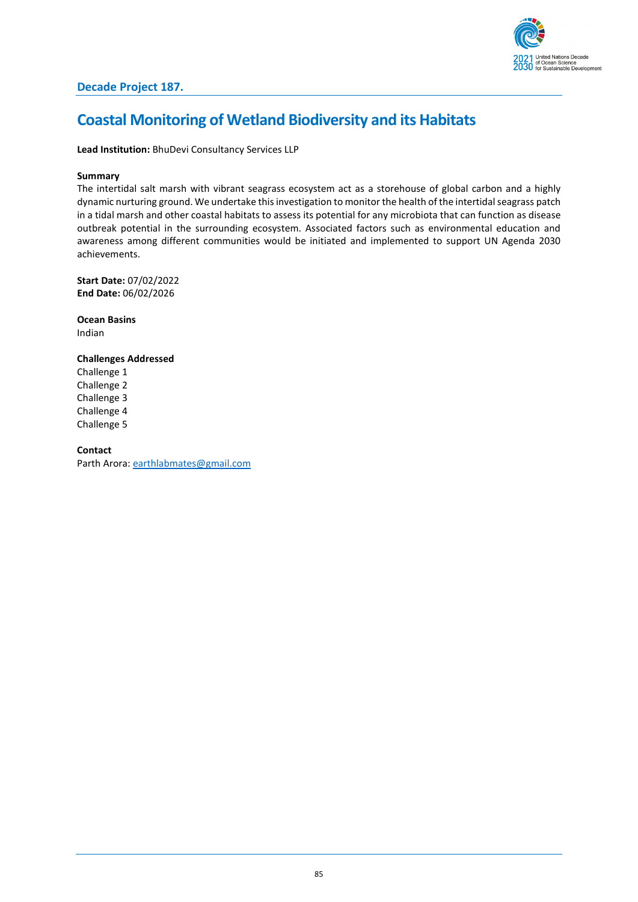## Decade Project 187.

# Coastal Monitoring of Wetland Biodiversity and its Habitats

**Lead Institution:** BhuDevi Consultancy Services LLP

**Summary**

The intertidal salt marsh with vibrant seagrass ecosystem act as a storehouse of global carbon and a highly dynamic nurturing ground. We undertake this investigation to monitor the health of the intertidal seagrass patch in a tidal marsh and other coastal habitats to assess its potential for any microbiota that can function as disease outbreak potential in the surrounding ecosystem. Associated factors such as environmental education and awareness among different communities would be initiated and implemented to support UN Agenda 2030 achievements.

**Start Date:** 07/02/2022
**End Date:** 06/02/2026

**Ocean Basins**
Indian

**Challenges Addressed**
Challenge 1
Challenge 2
Challenge 3
Challenge 4
Challenge 5

**Contact**
Parth Arora: earthlabmates@gmail.com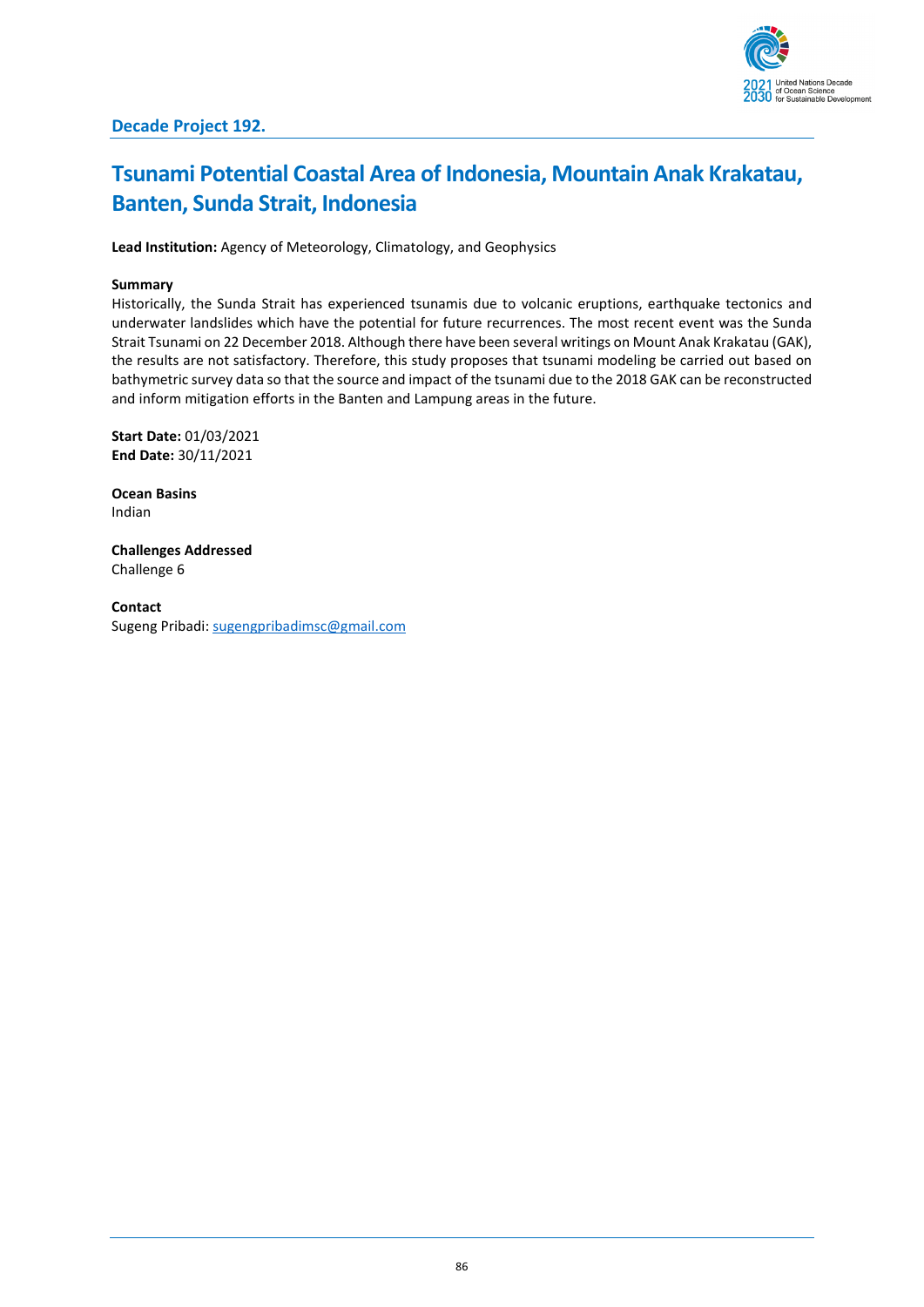## Decade Project 192.

# Tsunami Potential Coastal Area of Indonesia, Mountain Anak Krakatau, Banten, Sunda Strait, Indonesia

**Lead Institution:** Agency of Meteorology, Climatology, and Geophysics

**Summary**

Historically, the Sunda Strait has experienced tsunamis due to volcanic eruptions, earthquake tectonics and underwater landslides which have the potential for future recurrences. The most recent event was the Sunda Strait Tsunami on 22 December 2018. Although there have been several writings on Mount Anak Krakatau (GAK), the results are not satisfactory. Therefore, this study proposes that tsunami modeling be carried out based on bathymetric survey data so that the source and impact of the tsunami due to the 2018 GAK can be reconstructed and inform mitigation efforts in the Banten and Lampung areas in the future.

**Start Date:** 01/03/2021
**End Date:** 30/11/2021

**Ocean Basins**
Indian

**Challenges Addressed**
Challenge 6

**Contact**
Sugeng Pribadi: sugengpribadimsc@gmail.com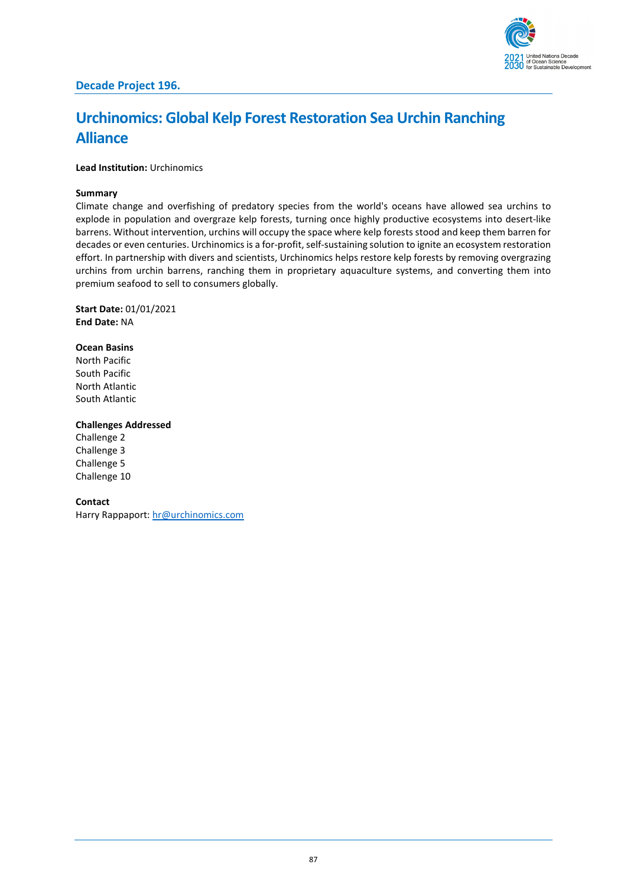## Decade Project 196.

# Urchinomics: Global Kelp Forest Restoration Sea Urchin Ranching Alliance

**Lead Institution:** Urchinomics

**Summary**

Climate change and overfishing of predatory species from the world's oceans have allowed sea urchins to explode in population and overgraze kelp forests, turning once highly productive ecosystems into desert-like barrens. Without intervention, urchins will occupy the space where kelp forests stood and keep them barren for decades or even centuries. Urchinomics is a for-profit, self-sustaining solution to ignite an ecosystem restoration effort. In partnership with divers and scientists, Urchinomics helps restore kelp forests by removing overgrazing urchins from urchin barrens, ranching them in proprietary aquaculture systems, and converting them into premium seafood to sell to consumers globally.

**Start Date:** 01/01/2021
**End Date:** NA

**Ocean Basins**

North Pacific
South Pacific
North Atlantic
South Atlantic

**Challenges Addressed**

Challenge 2
Challenge 3
Challenge 5
Challenge 10

**Contact**

Harry Rappaport: hr@urchinomics.com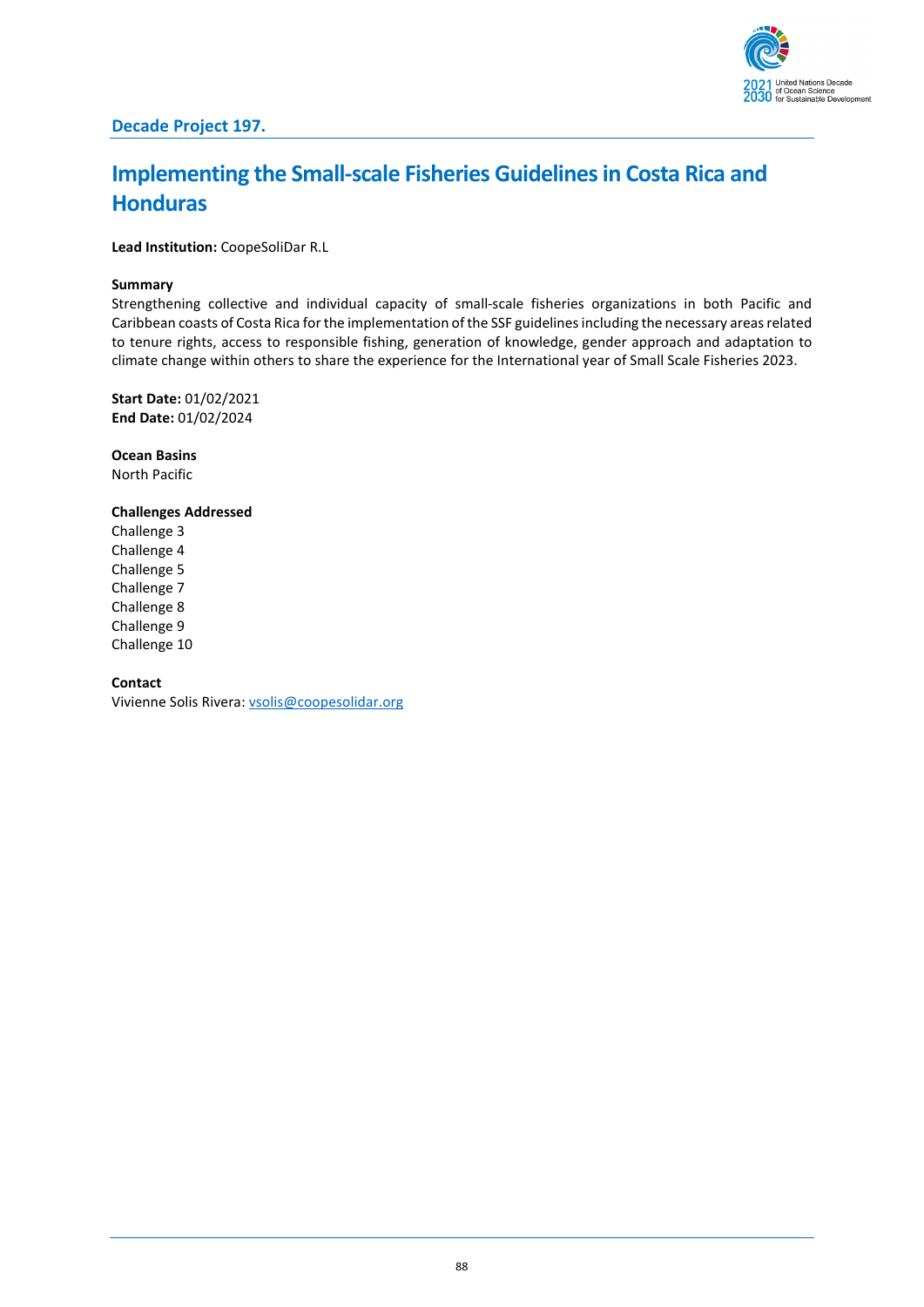**Decade Project 197.**

# Implementing the Small-scale Fisheries Guidelines in Costa Rica and Honduras

**Lead Institution:** CoopeSoliDar R.L

**Summary**
Strengthening collective and individual capacity of small-scale fisheries organizations in both Pacific and Caribbean coasts of Costa Rica for the implementation of the SSF guidelines including the necessary areas related to tenure rights, access to responsible fishing, generation of knowledge, gender approach and adaptation to climate change within others to share the experience for the International year of Small Scale Fisheries 2023.

**Start Date:** 01/02/2021
**End Date:** 01/02/2024

**Ocean Basins**
North Pacific

**Challenges Addressed**
Challenge 3
Challenge 4
Challenge 5
Challenge 7
Challenge 8
Challenge 9
Challenge 10

**Contact**
Vivienne Solis Rivera: vsolis@coopesolidar.org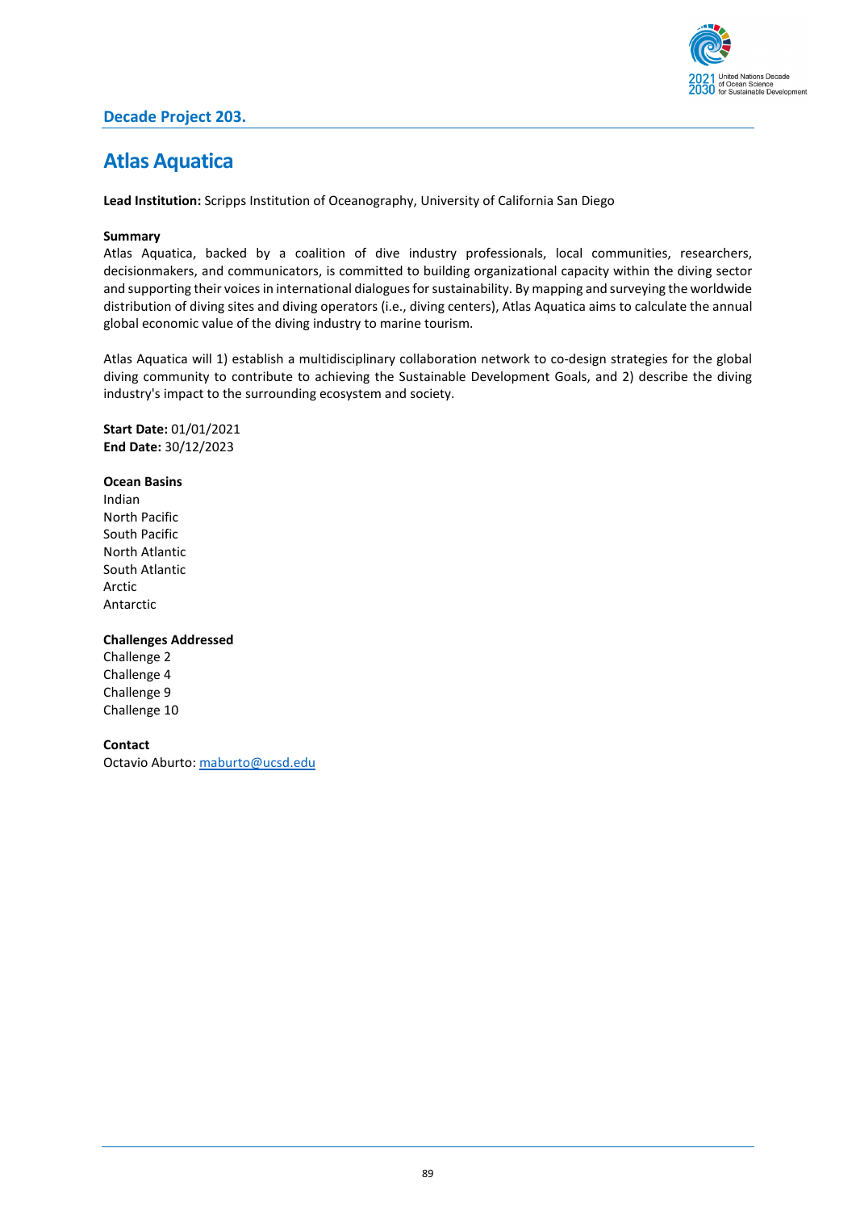## Decade Project 203.

# Atlas Aquatica

**Lead Institution:** Scripps Institution of Oceanography, University of California San Diego

**Summary**

Atlas Aquatica, backed by a coalition of dive industry professionals, local communities, researchers, decisionmakers, and communicators, is committed to building organizational capacity within the diving sector and supporting their voices in international dialogues for sustainability. By mapping and surveying the worldwide distribution of diving sites and diving operators (i.e., diving centers), Atlas Aquatica aims to calculate the annual global economic value of the diving industry to marine tourism.

Atlas Aquatica will 1) establish a multidisciplinary collaboration network to co-design strategies for the global diving community to contribute to achieving the Sustainable Development Goals, and 2) describe the diving industry's impact to the surrounding ecosystem and society.

**Start Date:** 01/01/2021
**End Date:** 30/12/2023

**Ocean Basins**

Indian
North Pacific
South Pacific
North Atlantic
South Atlantic
Arctic
Antarctic

**Challenges Addressed**

Challenge 2
Challenge 4
Challenge 9
Challenge 10

**Contact**

Octavio Aburto: maburto@ucsd.edu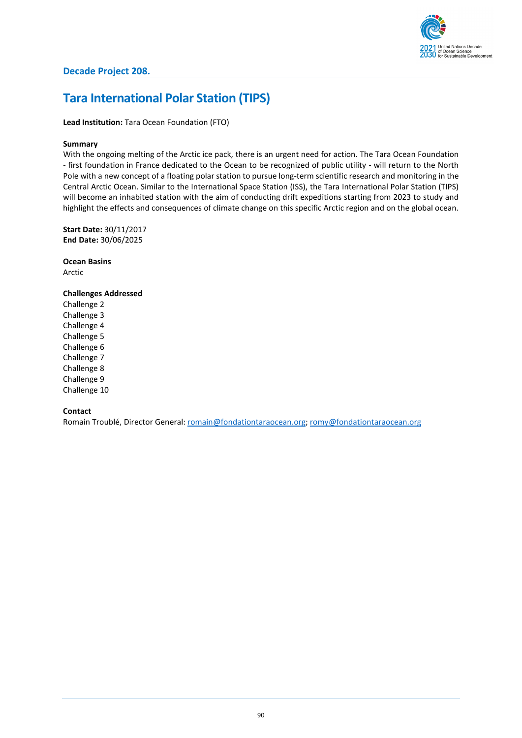## Decade Project 208.

# Tara International Polar Station (TIPS)

**Lead Institution:** Tara Ocean Foundation (FTO)

**Summary**

With the ongoing melting of the Arctic ice pack, there is an urgent need for action. The Tara Ocean Foundation - first foundation in France dedicated to the Ocean to be recognized of public utility - will return to the North Pole with a new concept of a floating polar station to pursue long-term scientific research and monitoring in the Central Arctic Ocean. Similar to the International Space Station (ISS), the Tara International Polar Station (TIPS) will become an inhabited station with the aim of conducting drift expeditions starting from 2023 to study and highlight the effects and consequences of climate change on this specific Arctic region and on the global ocean.

**Start Date:** 30/11/2017
**End Date:** 30/06/2025

**Ocean Basins**

Arctic

**Challenges Addressed**

Challenge 2
Challenge 3
Challenge 4
Challenge 5
Challenge 6
Challenge 7
Challenge 8
Challenge 9
Challenge 10

**Contact**

Romain Troublé, Director General: romain@fondationtaraocean.org; romy@fondationtaraocean.org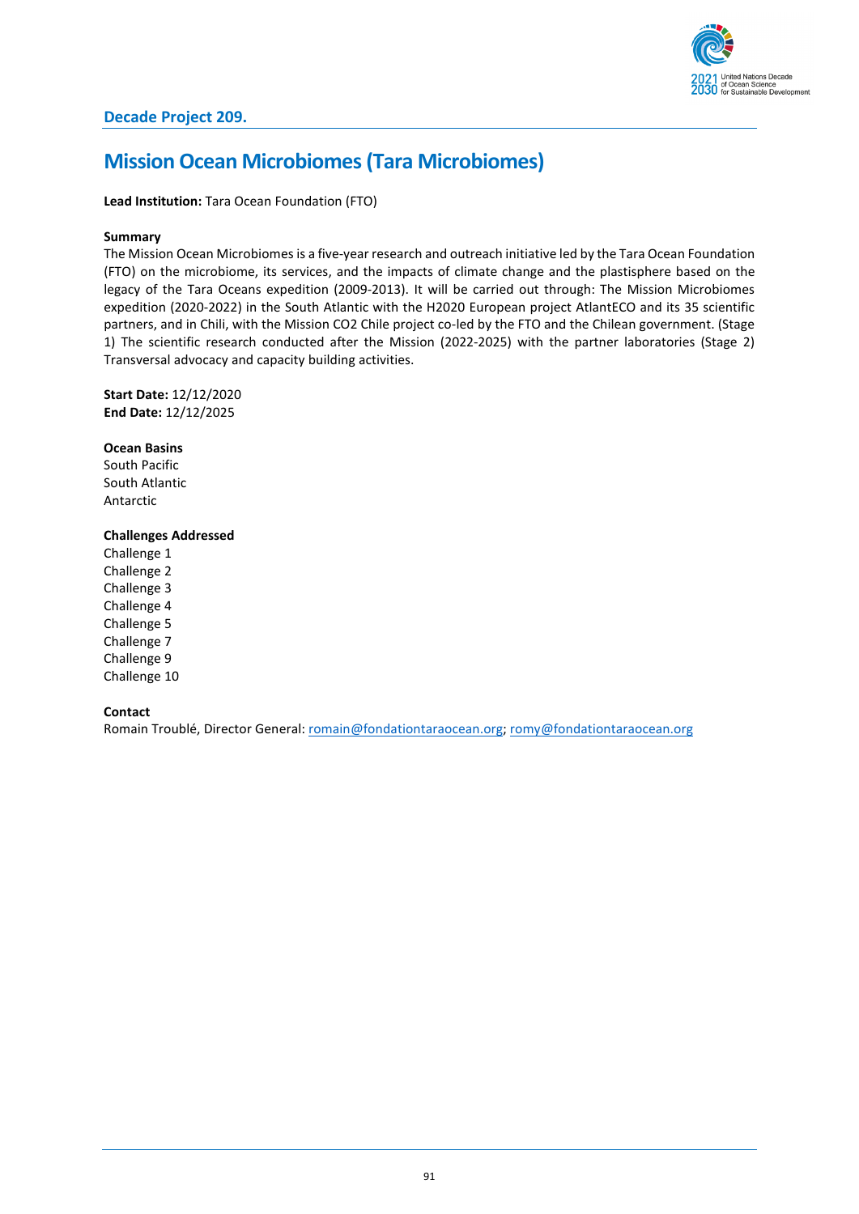## Decade Project 209.

# Mission Ocean Microbiomes (Tara Microbiomes)

**Lead Institution:** Tara Ocean Foundation (FTO)

**Summary**

The Mission Ocean Microbiomes is a five-year research and outreach initiative led by the Tara Ocean Foundation (FTO) on the microbiome, its services, and the impacts of climate change and the plastisphere based on the legacy of the Tara Oceans expedition (2009-2013). It will be carried out through: The Mission Microbiomes expedition (2020-2022) in the South Atlantic with the H2020 European project AtlantECO and its 35 scientific partners, and in Chili, with the Mission CO2 Chile project co-led by the FTO and the Chilean government. (Stage 1) The scientific research conducted after the Mission (2022-2025) with the partner laboratories (Stage 2) Transversal advocacy and capacity building activities.

**Start Date:** 12/12/2020
**End Date:** 12/12/2025

**Ocean Basins**

South Pacific
South Atlantic
Antarctic

**Challenges Addressed**

Challenge 1
Challenge 2
Challenge 3
Challenge 4
Challenge 5
Challenge 7
Challenge 9
Challenge 10

**Contact**

Romain Troublé, Director General: romain@fondationtaraocean.org; romy@fondationtaraocean.org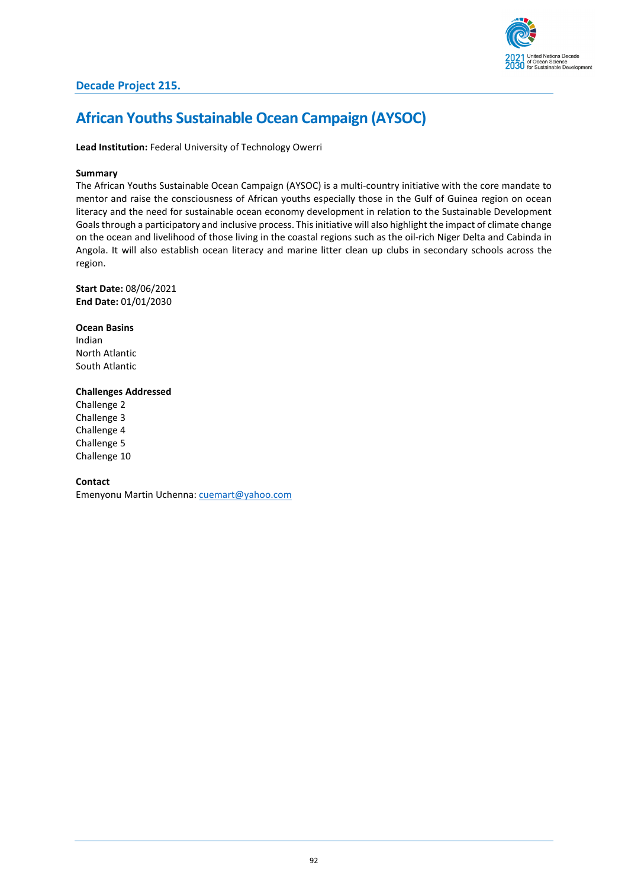## Decade Project 215.

# African Youths Sustainable Ocean Campaign (AYSOC)

**Lead Institution:** Federal University of Technology Owerri

**Summary**

The African Youths Sustainable Ocean Campaign (AYSOC) is a multi-country initiative with the core mandate to mentor and raise the consciousness of African youths especially those in the Gulf of Guinea region on ocean literacy and the need for sustainable ocean economy development in relation to the Sustainable Development Goals through a participatory and inclusive process. This initiative will also highlight the impact of climate change on the ocean and livelihood of those living in the coastal regions such as the oil-rich Niger Delta and Cabinda in Angola. It will also establish ocean literacy and marine litter clean up clubs in secondary schools across the region.

**Start Date:** 08/06/2021
**End Date:** 01/01/2030

**Ocean Basins**
Indian
North Atlantic
South Atlantic

**Challenges Addressed**
Challenge 2
Challenge 3
Challenge 4
Challenge 5
Challenge 10

**Contact**
Emenyonu Martin Uchenna: cuemart@yahoo.com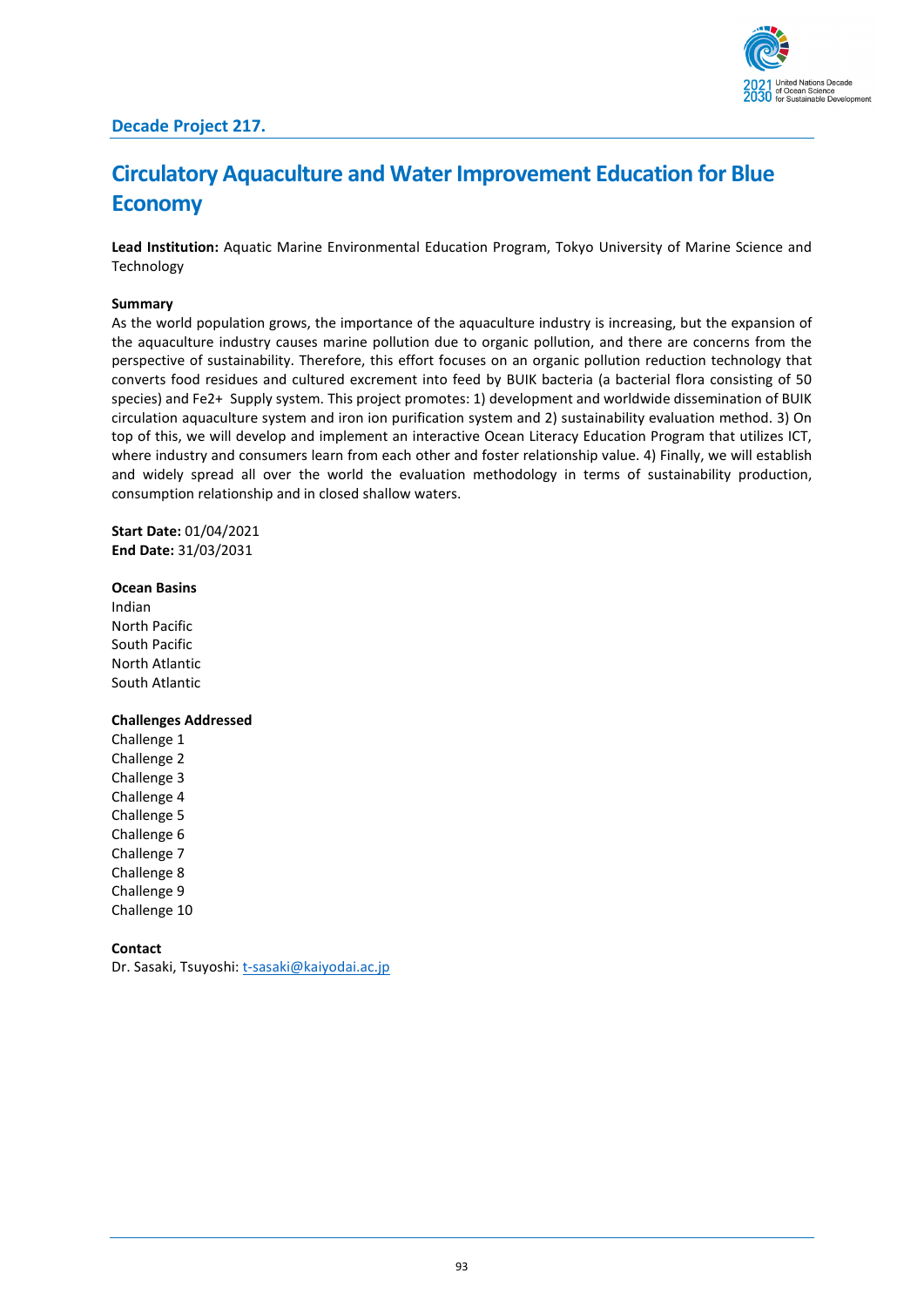## Decade Project 217.

# Circulatory Aquaculture and Water Improvement Education for Blue Economy

**Lead Institution:** Aquatic Marine Environmental Education Program, Tokyo University of Marine Science and Technology

**Summary**

As the world population grows, the importance of the aquaculture industry is increasing, but the expansion of the aquaculture industry causes marine pollution due to organic pollution, and there are concerns from the perspective of sustainability. Therefore, this effort focuses on an organic pollution reduction technology that converts food residues and cultured excrement into feed by BUIK bacteria (a bacterial flora consisting of 50 species) and $Fe^{2+}$ Supply system. This project promotes: 1) development and worldwide dissemination of BUIK circulation aquaculture system and iron ion purification system and 2) sustainability evaluation method. 3) On top of this, we will develop and implement an interactive Ocean Literacy Education Program that utilizes ICT, where industry and consumers learn from each other and foster relationship value. 4) Finally, we will establish and widely spread all over the world the evaluation methodology in terms of sustainability production, consumption relationship and in closed shallow waters.

**Start Date:** 01/04/2021
**End Date:** 31/03/2031

**Ocean Basins**

Indian
North Pacific
South Pacific
North Atlantic
South Atlantic

**Challenges Addressed**

Challenge 1
Challenge 2
Challenge 3
Challenge 4
Challenge 5
Challenge 6
Challenge 7
Challenge 8
Challenge 9
Challenge 10

**Contact**

Dr. Sasaki, Tsuyoshi: t-sasaki@kaiyodai.ac.jp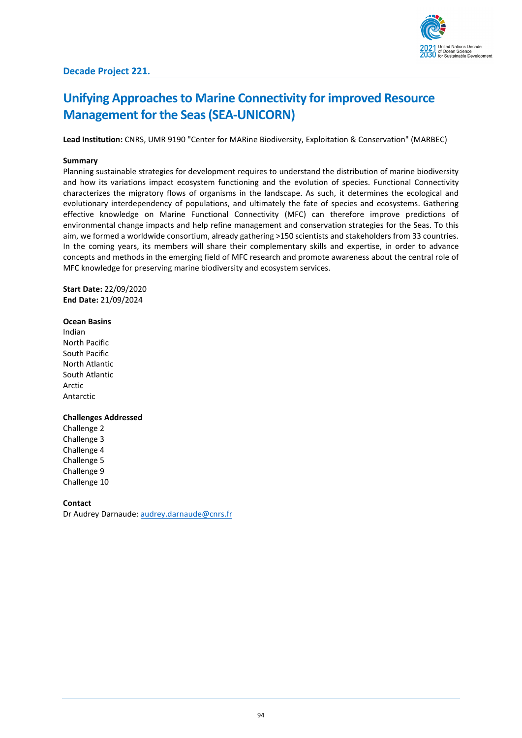### Decade Project 221.

## Unifying Approaches to Marine Connectivity for improved Resource Management for the Seas (SEA-UNICORN)

**Lead Institution:** CNRS, UMR 9190 "Center for MARine Biodiversity, Exploitation & Conservation" (MARBEC)

**Summary**

Planning sustainable strategies for development requires to understand the distribution of marine biodiversity and how its variations impact ecosystem functioning and the evolution of species. Functional Connectivity characterizes the migratory flows of organisms in the landscape. As such, it determines the ecological and evolutionary interdependency of populations, and ultimately the fate of species and ecosystems. Gathering effective knowledge on Marine Functional Connectivity (MFC) can therefore improve predictions of environmental change impacts and help refine management and conservation strategies for the Seas. To this aim, we formed a worldwide consortium, already gathering >150 scientists and stakeholders from 33 countries. In the coming years, its members will share their complementary skills and expertise, in order to advance concepts and methods in the emerging field of MFC research and promote awareness about the central role of MFC knowledge for preserving marine biodiversity and ecosystem services.

**Start Date:** 22/09/2020
**End Date:** 21/09/2024

**Ocean Basins**

Indian
North Pacific
South Pacific
North Atlantic
South Atlantic
Arctic
Antarctic

**Challenges Addressed**

Challenge 2
Challenge 3
Challenge 4
Challenge 5
Challenge 9
Challenge 10

**Contact**

Dr Audrey Darnaude: audrey.darnaude@cnrs.fr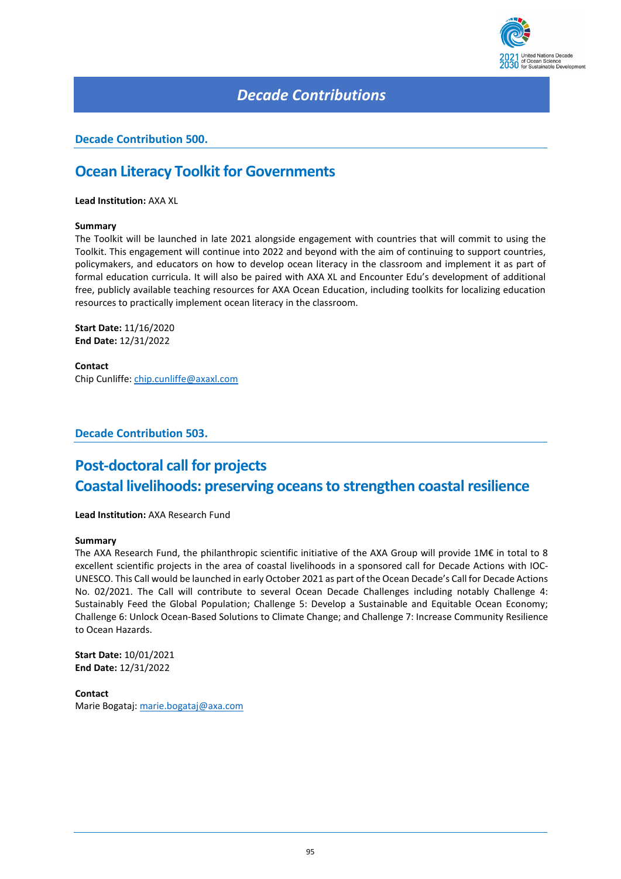# Decade Contributions

## Decade Contribution 500.

## Ocean Literacy Toolkit for Governments

**Lead Institution:** AXA XL

**Summary**
The Toolkit will be launched in late 2021 alongside engagement with countries that will commit to using the Toolkit. This engagement will continue into 2022 and beyond with the aim of continuing to support countries, policymakers, and educators on how to develop ocean literacy in the classroom and implement it as part of formal education curricula. It will also be paired with AXA XL and Encounter Edu's development of additional free, publicly available teaching resources for AXA Ocean Education, including toolkits for localizing education resources to practically implement ocean literacy in the classroom.

**Start Date:** 11/16/2020
**End Date:** 12/31/2022

**Contact**
Chip Cunliffe: chip.cunliffe@axaxl.com

## Decade Contribution 503.

## Post-doctoral call for projects
## Coastal livelihoods: preserving oceans to strengthen coastal resilience

**Lead Institution:** AXA Research Fund

**Summary**
The AXA Research Fund, the philanthropic scientific initiative of the AXA Group will provide 1M€ in total to 8 excellent scientific projects in the area of coastal livelihoods in a sponsored call for Decade Actions with IOC-UNESCO. This Call would be launched in early October 2021 as part of the Ocean Decade's Call for Decade Actions No. 02/2021. The Call will contribute to several Ocean Decade Challenges including notably Challenge 4: Sustainably Feed the Global Population; Challenge 5: Develop a Sustainable and Equitable Ocean Economy; Challenge 6: Unlock Ocean-Based Solutions to Climate Change; and Challenge 7: Increase Community Resilience to Ocean Hazards.

**Start Date:** 10/01/2021
**End Date:** 12/31/2022

**Contact**
Marie Bogataj: marie.bogataj@axa.com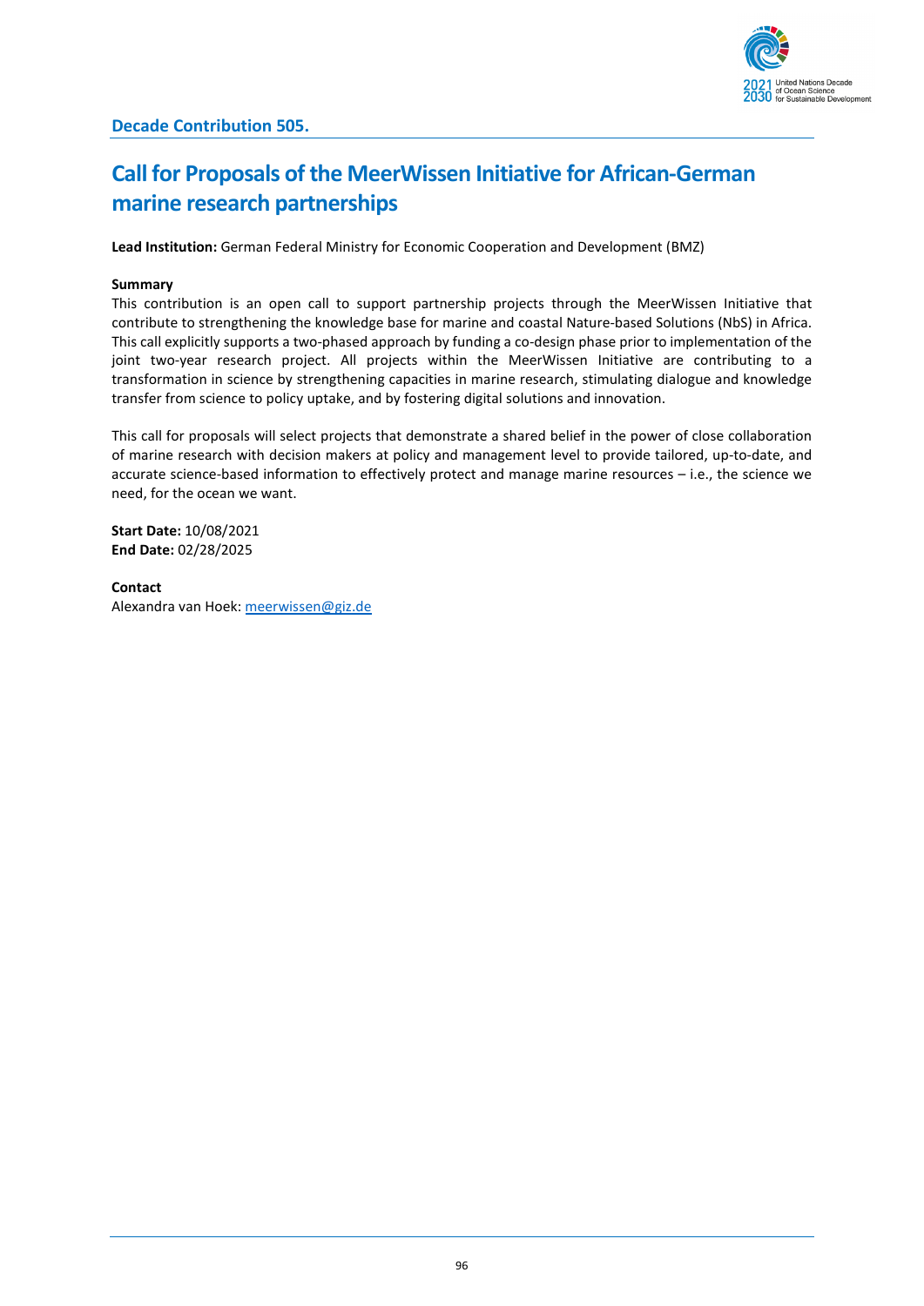**Decade Contribution 505.**

# Call for Proposals of the MeerWissen Initiative for African-German marine research partnerships

**Lead Institution:** German Federal Ministry for Economic Cooperation and Development (BMZ)

**Summary**

This contribution is an open call to support partnership projects through the MeerWissen Initiative that contribute to strengthening the knowledge base for marine and coastal Nature-based Solutions (NbS) in Africa. This call explicitly supports a two-phased approach by funding a co-design phase prior to implementation of the joint two-year research project. All projects within the MeerWissen Initiative are contributing to a transformation in science by strengthening capacities in marine research, stimulating dialogue and knowledge transfer from science to policy uptake, and by fostering digital solutions and innovation.

This call for proposals will select projects that demonstrate a shared belief in the power of close collaboration of marine research with decision makers at policy and management level to provide tailored, up-to-date, and accurate science-based information to effectively protect and manage marine resources – i.e., the science we need, for the ocean we want.

**Start Date:** 10/08/2021
**End Date:** 02/28/2025

**Contact**
Alexandra van Hoek: meerwissen@giz.de